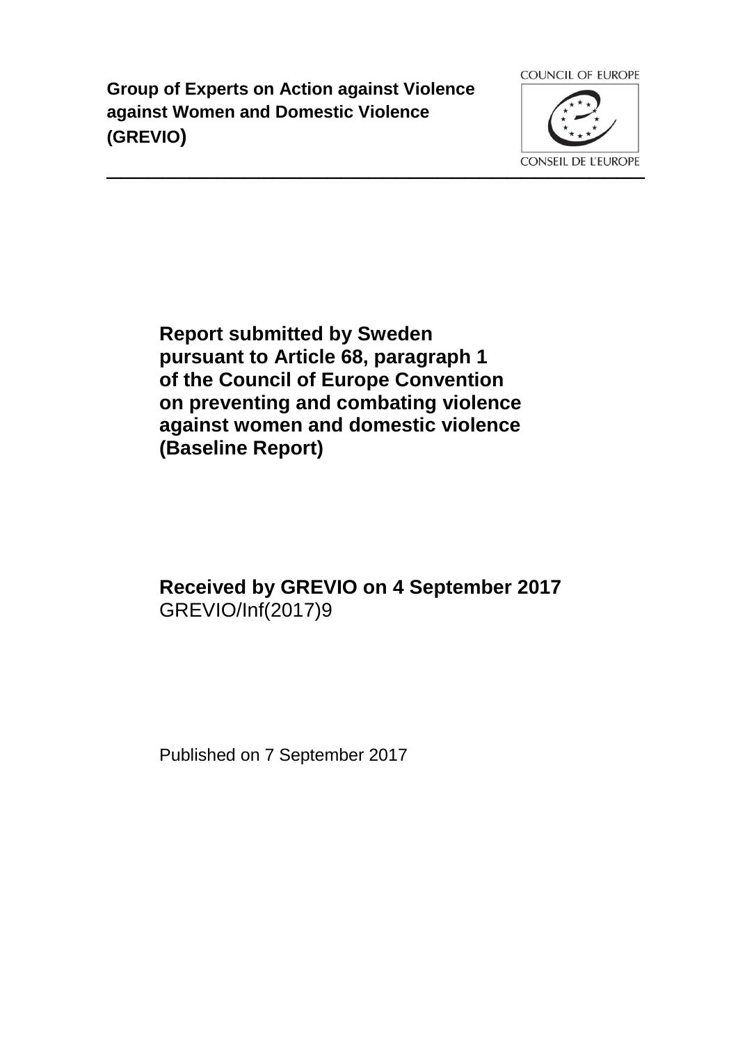**Group of Experts on Action against Violence against Women and Domestic Violence (GREVIO)**

COUNCIL OF EUROPE

CONSEIL DE L'EUROPE

# Report submitted by Sweden pursuant to Article 68, paragraph 1 of the Council of Europe Convention on preventing and combating violence against women and domestic violence (Baseline Report)

**Received by GREVIO on 4 September 2017**
GREVIO/Inf(2017)9

Published on 7 September 2017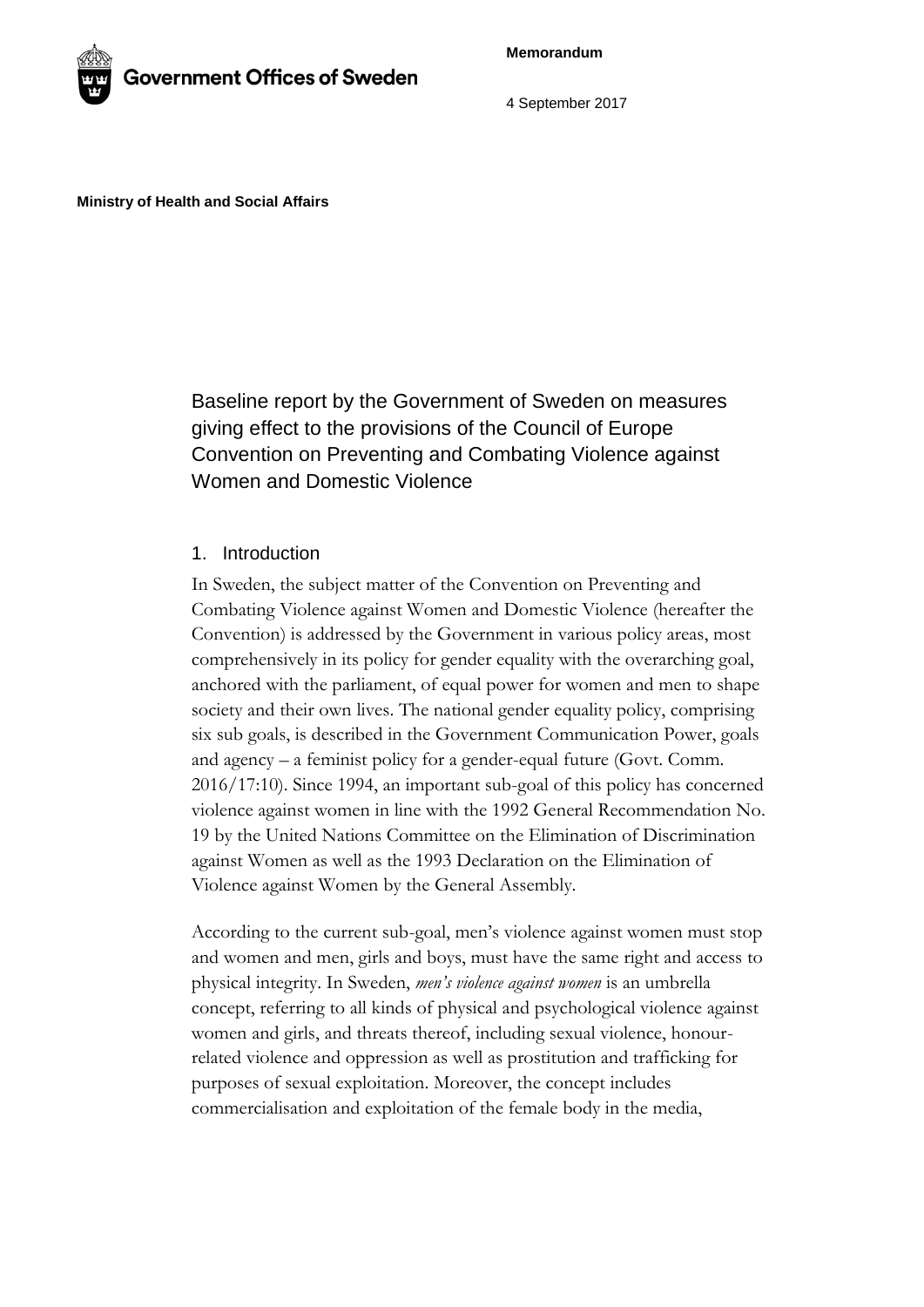Government Offices of Sweden

**Memorandum**

4 September 2017

**Ministry of Health and Social Affairs**

# Baseline report by the Government of Sweden on measures giving effect to the provisions of the Council of Europe Convention on Preventing and Combating Violence against Women and Domestic Violence

## 1. Introduction

In Sweden, the subject matter of the Convention on Preventing and Combating Violence against Women and Domestic Violence (hereafter the Convention) is addressed by the Government in various policy areas, most comprehensively in its policy for gender equality with the overarching goal, anchored with the parliament, of equal power for women and men to shape society and their own lives. The national gender equality policy, comprising six sub goals, is described in the Government Communication Power, goals and agency – a feminist policy for a gender-equal future (Govt. Comm. 2016/17:10). Since 1994, an important sub-goal of this policy has concerned violence against women in line with the 1992 General Recommendation No. 19 by the United Nations Committee on the Elimination of Discrimination against Women as well as the 1993 Declaration on the Elimination of Violence against Women by the General Assembly.

According to the current sub-goal, men's violence against women must stop and women and men, girls and boys, must have the same right and access to physical integrity. In Sweden, *men's violence against women* is an umbrella concept, referring to all kinds of physical and psychological violence against women and girls, and threats thereof, including sexual violence, honour-related violence and oppression as well as prostitution and trafficking for purposes of sexual exploitation. Moreover, the concept includes commercialisation and exploitation of the female body in the media,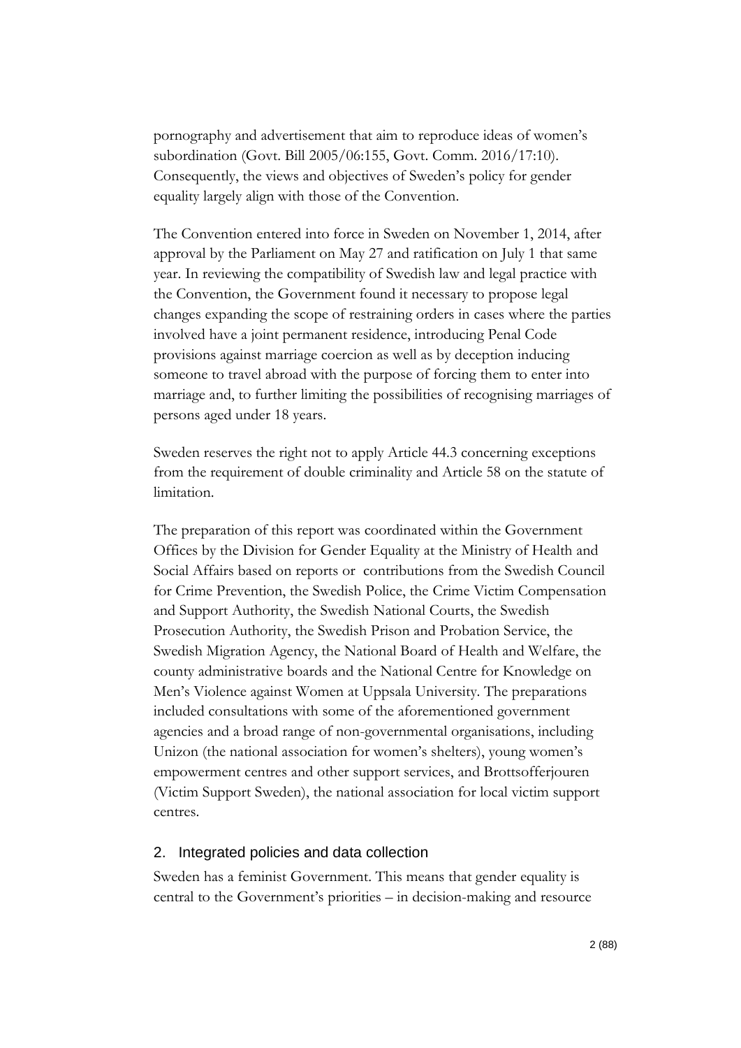pornography and advertisement that aim to reproduce ideas of women's subordination (Govt. Bill 2005/06:155, Govt. Comm. 2016/17:10). Consequently, the views and objectives of Sweden's policy for gender equality largely align with those of the Convention.

The Convention entered into force in Sweden on November 1, 2014, after approval by the Parliament on May 27 and ratification on July 1 that same year. In reviewing the compatibility of Swedish law and legal practice with the Convention, the Government found it necessary to propose legal changes expanding the scope of restraining orders in cases where the parties involved have a joint permanent residence, introducing Penal Code provisions against marriage coercion as well as by deception inducing someone to travel abroad with the purpose of forcing them to enter into marriage and, to further limiting the possibilities of recognising marriages of persons aged under 18 years.

Sweden reserves the right not to apply Article 44.3 concerning exceptions from the requirement of double criminality and Article 58 on the statute of limitation.

The preparation of this report was coordinated within the Government Offices by the Division for Gender Equality at the Ministry of Health and Social Affairs based on reports or contributions from the Swedish Council for Crime Prevention, the Swedish Police, the Crime Victim Compensation and Support Authority, the Swedish National Courts, the Swedish Prosecution Authority, the Swedish Prison and Probation Service, the Swedish Migration Agency, the National Board of Health and Welfare, the county administrative boards and the National Centre for Knowledge on Men's Violence against Women at Uppsala University. The preparations included consultations with some of the aforementioned government agencies and a broad range of non-governmental organisations, including Unizon (the national association for women's shelters), young women's empowerment centres and other support services, and Brottsofferjouren (Victim Support Sweden), the national association for local victim support centres.

## 2. Integrated policies and data collection

Sweden has a feminist Government. This means that gender equality is central to the Government's priorities – in decision-making and resource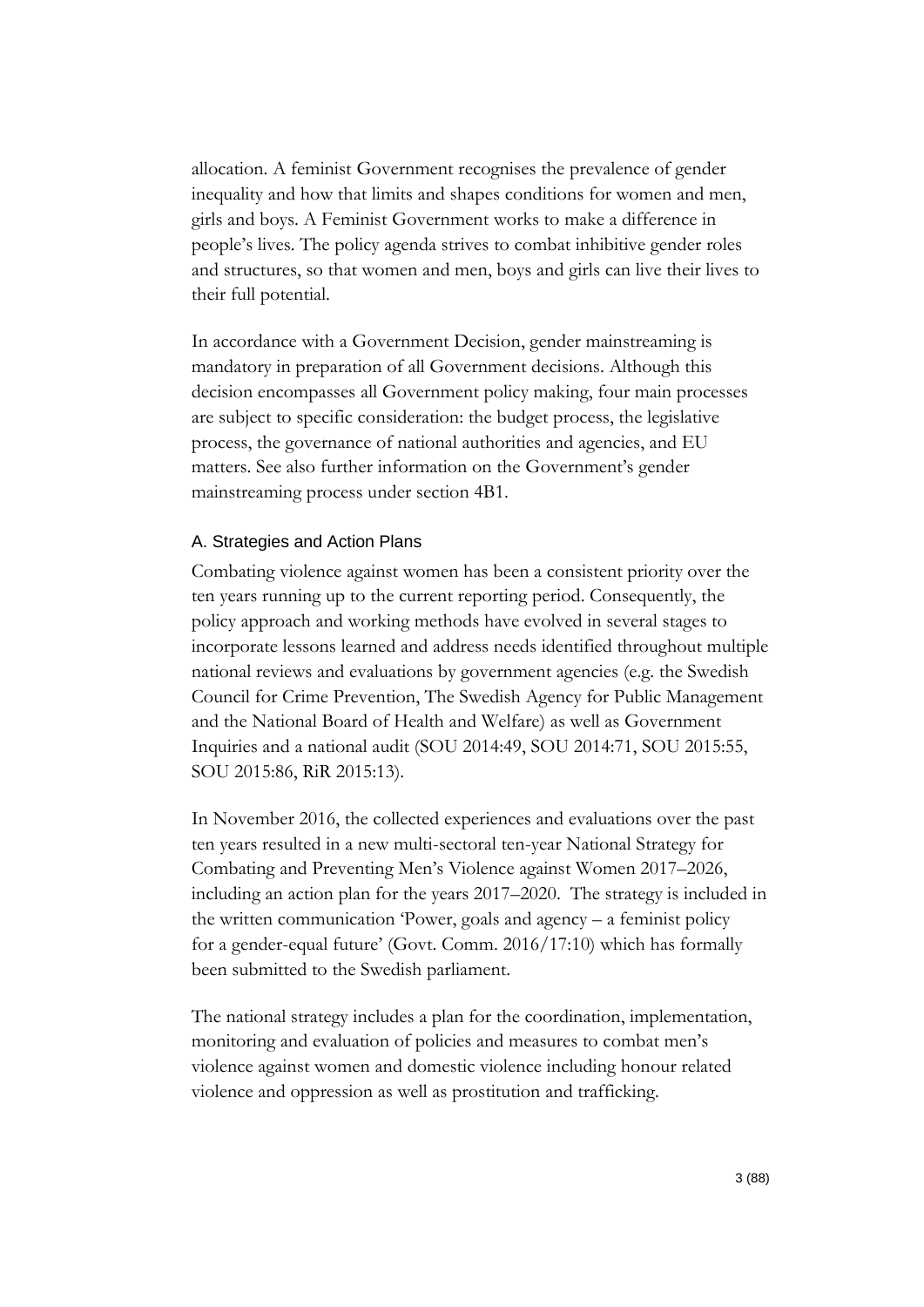allocation. A feminist Government recognises the prevalence of gender inequality and how that limits and shapes conditions for women and men, girls and boys. A Feminist Government works to make a difference in people's lives. The policy agenda strives to combat inhibitive gender roles and structures, so that women and men, boys and girls can live their lives to their full potential.

In accordance with a Government Decision, gender mainstreaming is mandatory in preparation of all Government decisions. Although this decision encompasses all Government policy making, four main processes are subject to specific consideration: the budget process, the legislative process, the governance of national authorities and agencies, and EU matters. See also further information on the Government's gender mainstreaming process under section 4B1.

### A. Strategies and Action Plans

Combating violence against women has been a consistent priority over the ten years running up to the current reporting period. Consequently, the policy approach and working methods have evolved in several stages to incorporate lessons learned and address needs identified throughout multiple national reviews and evaluations by government agencies (e.g. the Swedish Council for Crime Prevention, The Swedish Agency for Public Management and the National Board of Health and Welfare) as well as Government Inquiries and a national audit (SOU 2014:49, SOU 2014:71, SOU 2015:55, SOU 2015:86, RiR 2015:13).

In November 2016, the collected experiences and evaluations over the past ten years resulted in a new multi-sectoral ten-year National Strategy for Combating and Preventing Men's Violence against Women 2017–2026, including an action plan for the years 2017–2020. The strategy is included in the written communication 'Power, goals and agency – a feminist policy for a gender-equal future' (Govt. Comm. 2016/17:10) which has formally been submitted to the Swedish parliament.

The national strategy includes a plan for the coordination, implementation, monitoring and evaluation of policies and measures to combat men's violence against women and domestic violence including honour related violence and oppression as well as prostitution and trafficking.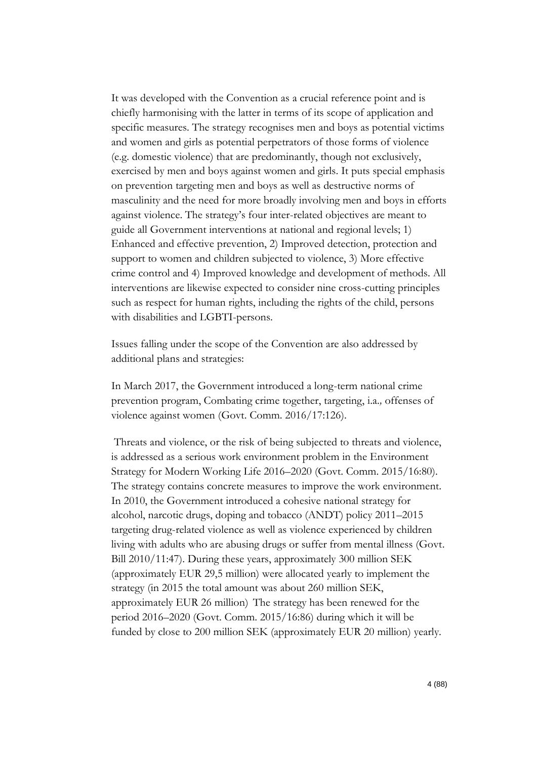It was developed with the Convention as a crucial reference point and is chiefly harmonising with the latter in terms of its scope of application and specific measures. The strategy recognises men and boys as potential victims and women and girls as potential perpetrators of those forms of violence (e.g. domestic violence) that are predominantly, though not exclusively, exercised by men and boys against women and girls. It puts special emphasis on prevention targeting men and boys as well as destructive norms of masculinity and the need for more broadly involving men and boys in efforts against violence. The strategy's four inter-related objectives are meant to guide all Government interventions at national and regional levels; 1) Enhanced and effective prevention, 2) Improved detection, protection and support to women and children subjected to violence, 3) More effective crime control and 4) Improved knowledge and development of methods. All interventions are likewise expected to consider nine cross-cutting principles such as respect for human rights, including the rights of the child, persons with disabilities and LGBTI-persons.

Issues falling under the scope of the Convention are also addressed by additional plans and strategies:

In March 2017, the Government introduced a long-term national crime prevention program, Combating crime together, targeting, i.a*.,* offenses of violence against women (Govt. Comm. 2016/17:126).

Threats and violence, or the risk of being subjected to threats and violence, is addressed as a serious work environment problem in the Environment Strategy for Modern Working Life 2016–2020 (Govt. Comm. 2015/16:80). The strategy contains concrete measures to improve the work environment. In 2010, the Government introduced a cohesive national strategy for alcohol, narcotic drugs, doping and tobacco (ANDT) policy 2011–2015 targeting drug-related violence as well as violence experienced by children living with adults who are abusing drugs or suffer from mental illness (Govt. Bill 2010/11:47). During these years, approximately 300 million SEK (approximately EUR 29,5 million) were allocated yearly to implement the strategy (in 2015 the total amount was about 260 million SEK, approximately EUR 26 million) The strategy has been renewed for the period 2016–2020 (Govt. Comm. 2015/16:86) during which it will be funded by close to 200 million SEK (approximately EUR 20 million) yearly.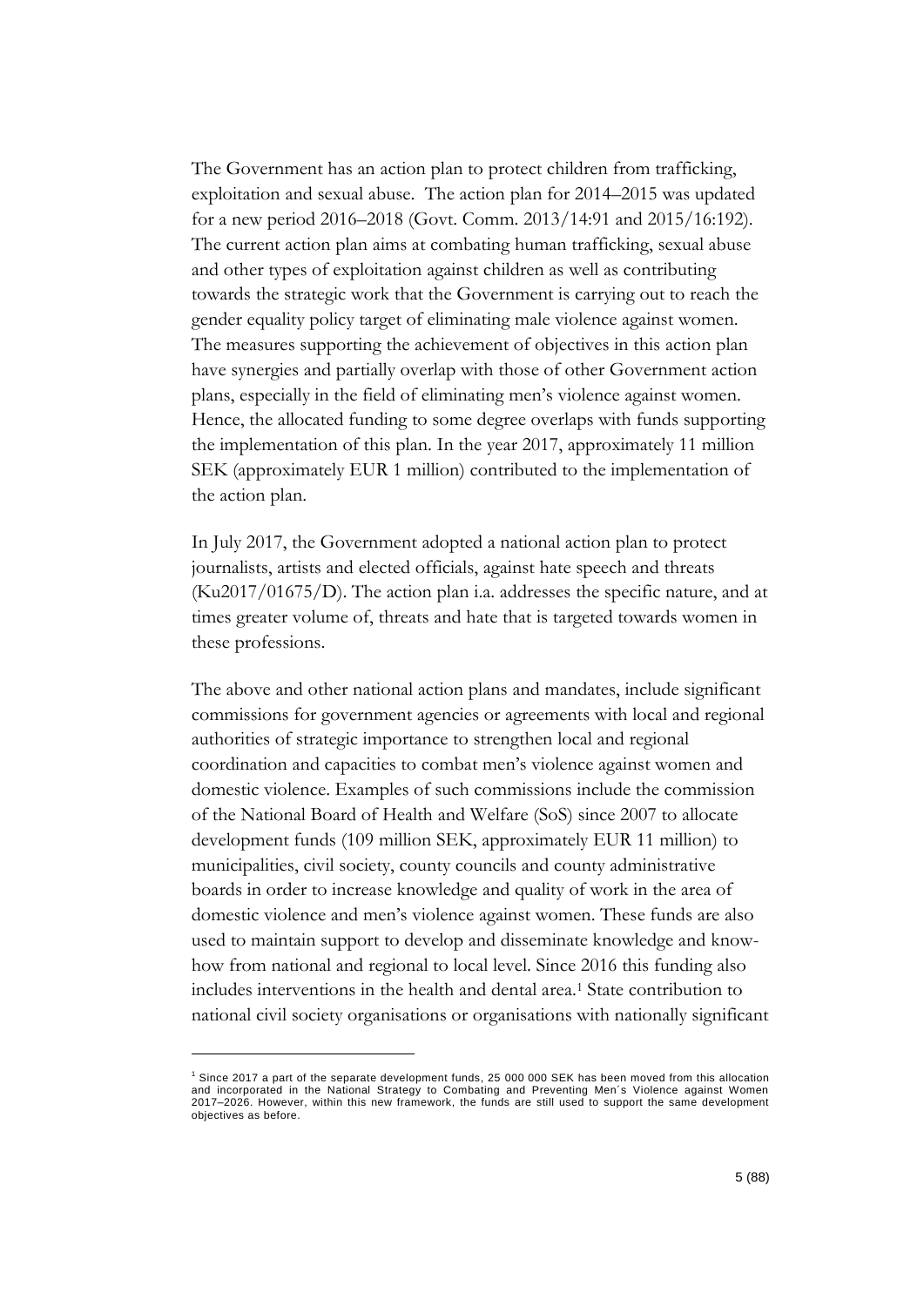The Government has an action plan to protect children from trafficking, exploitation and sexual abuse. The action plan for 2014–2015 was updated for a new period 2016–2018 (Govt. Comm. 2013/14:91 and 2015/16:192). The current action plan aims at combating human trafficking, sexual abuse and other types of exploitation against children as well as contributing towards the strategic work that the Government is carrying out to reach the gender equality policy target of eliminating male violence against women. The measures supporting the achievement of objectives in this action plan have synergies and partially overlap with those of other Government action plans, especially in the field of eliminating men's violence against women. Hence, the allocated funding to some degree overlaps with funds supporting the implementation of this plan. In the year 2017, approximately 11 million SEK (approximately EUR 1 million) contributed to the implementation of the action plan.

In July 2017, the Government adopted a national action plan to protect journalists, artists and elected officials, against hate speech and threats (Ku2017/01675/D). The action plan i.a. addresses the specific nature, and at times greater volume of, threats and hate that is targeted towards women in these professions.

The above and other national action plans and mandates, include significant commissions for government agencies or agreements with local and regional authorities of strategic importance to strengthen local and regional coordination and capacities to combat men's violence against women and domestic violence. Examples of such commissions include the commission of the National Board of Health and Welfare (SoS) since 2007 to allocate development funds (109 million SEK, approximately EUR 11 million) to municipalities, civil society, county councils and county administrative boards in order to increase knowledge and quality of work in the area of domestic violence and men's violence against women. These funds are also used to maintain support to develop and disseminate knowledge and know-how from national and regional to local level. Since 2016 this funding also includes interventions in the health and dental area.[1] State contribution to national civil society organisations or organisations with nationally significant

[1] Since 2017 a part of the separate development funds, 25 000 000 SEK has been moved from this allocation and incorporated in the National Strategy to Combating and Preventing Men´s Violence against Women 2017–2026. However, within this new framework, the funds are still used to support the same development objectives as before.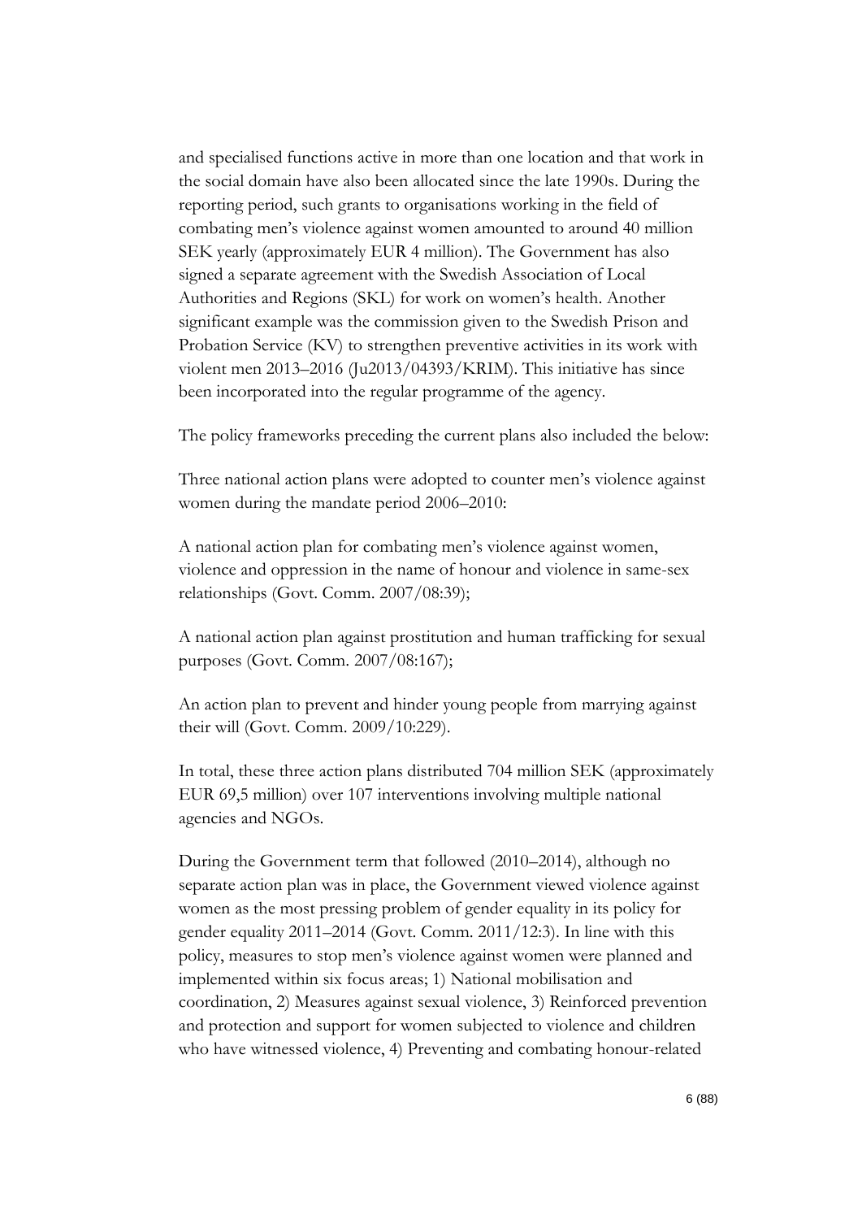and specialised functions active in more than one location and that work in the social domain have also been allocated since the late 1990s. During the reporting period, such grants to organisations working in the field of combating men's violence against women amounted to around 40 million SEK yearly (approximately EUR 4 million). The Government has also signed a separate agreement with the Swedish Association of Local Authorities and Regions (SKL) for work on women's health. Another significant example was the commission given to the Swedish Prison and Probation Service (KV) to strengthen preventive activities in its work with violent men 2013–2016 (Ju2013/04393/KRIM). This initiative has since been incorporated into the regular programme of the agency.

The policy frameworks preceding the current plans also included the below:

Three national action plans were adopted to counter men's violence against women during the mandate period 2006–2010:

A national action plan for combating men's violence against women, violence and oppression in the name of honour and violence in same-sex relationships (Govt. Comm. 2007/08:39);

A national action plan against prostitution and human trafficking for sexual purposes (Govt. Comm. 2007/08:167);

An action plan to prevent and hinder young people from marrying against their will (Govt. Comm. 2009/10:229).

In total, these three action plans distributed 704 million SEK (approximately EUR 69,5 million) over 107 interventions involving multiple national agencies and NGOs.

During the Government term that followed (2010–2014), although no separate action plan was in place, the Government viewed violence against women as the most pressing problem of gender equality in its policy for gender equality 2011–2014 (Govt. Comm. 2011/12:3). In line with this policy, measures to stop men's violence against women were planned and implemented within six focus areas; 1) National mobilisation and coordination, 2) Measures against sexual violence, 3) Reinforced prevention and protection and support for women subjected to violence and children who have witnessed violence, 4) Preventing and combating honour-related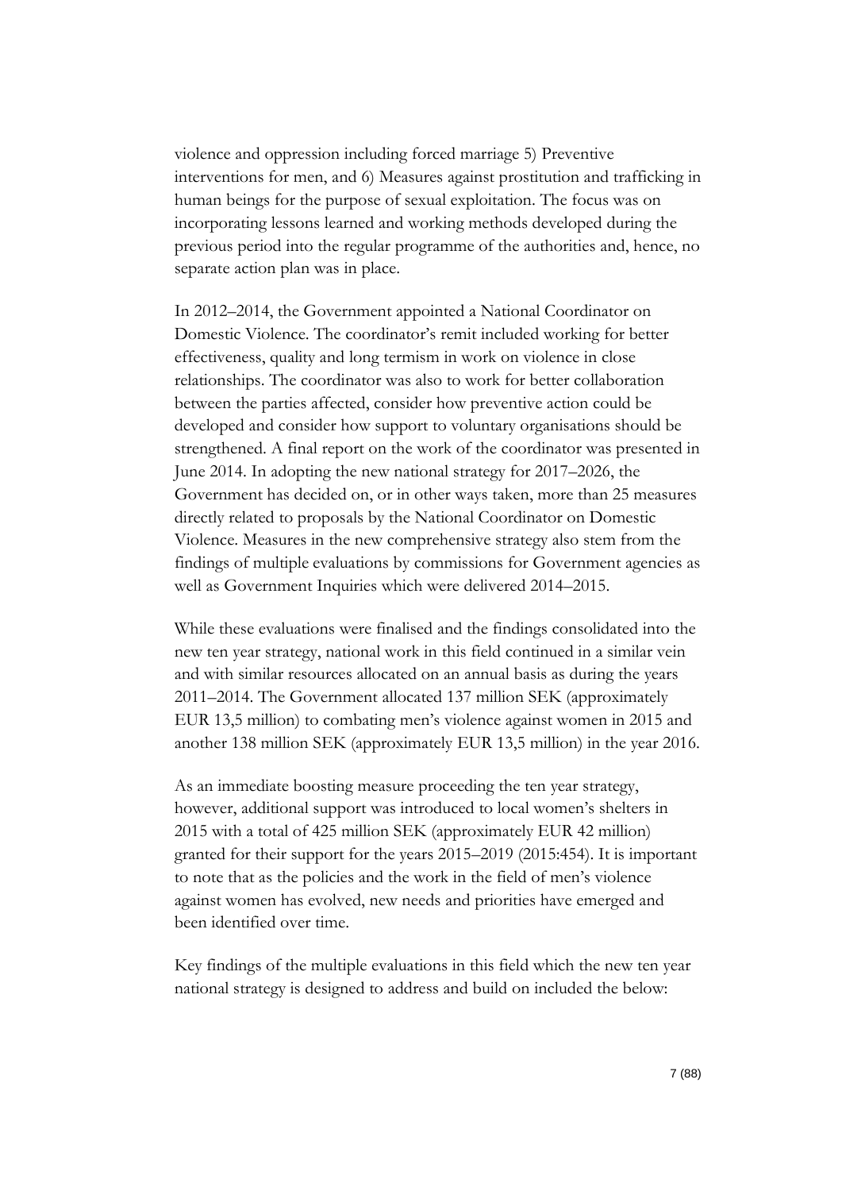violence and oppression including forced marriage 5) Preventive interventions for men, and 6) Measures against prostitution and trafficking in human beings for the purpose of sexual exploitation. The focus was on incorporating lessons learned and working methods developed during the previous period into the regular programme of the authorities and, hence, no separate action plan was in place.

In 2012–2014, the Government appointed a National Coordinator on Domestic Violence. The coordinator's remit included working for better effectiveness, quality and long termism in work on violence in close relationships. The coordinator was also to work for better collaboration between the parties affected, consider how preventive action could be developed and consider how support to voluntary organisations should be strengthened. A final report on the work of the coordinator was presented in June 2014. In adopting the new national strategy for 2017–2026, the Government has decided on, or in other ways taken, more than 25 measures directly related to proposals by the National Coordinator on Domestic Violence. Measures in the new comprehensive strategy also stem from the findings of multiple evaluations by commissions for Government agencies as well as Government Inquiries which were delivered 2014–2015.

While these evaluations were finalised and the findings consolidated into the new ten year strategy, national work in this field continued in a similar vein and with similar resources allocated on an annual basis as during the years 2011–2014. The Government allocated 137 million SEK (approximately EUR 13,5 million) to combating men's violence against women in 2015 and another 138 million SEK (approximately EUR 13,5 million) in the year 2016.

As an immediate boosting measure proceeding the ten year strategy, however, additional support was introduced to local women's shelters in 2015 with a total of 425 million SEK (approximately EUR 42 million) granted for their support for the years 2015–2019 (2015:454). It is important to note that as the policies and the work in the field of men's violence against women has evolved, new needs and priorities have emerged and been identified over time.

Key findings of the multiple evaluations in this field which the new ten year national strategy is designed to address and build on included the below: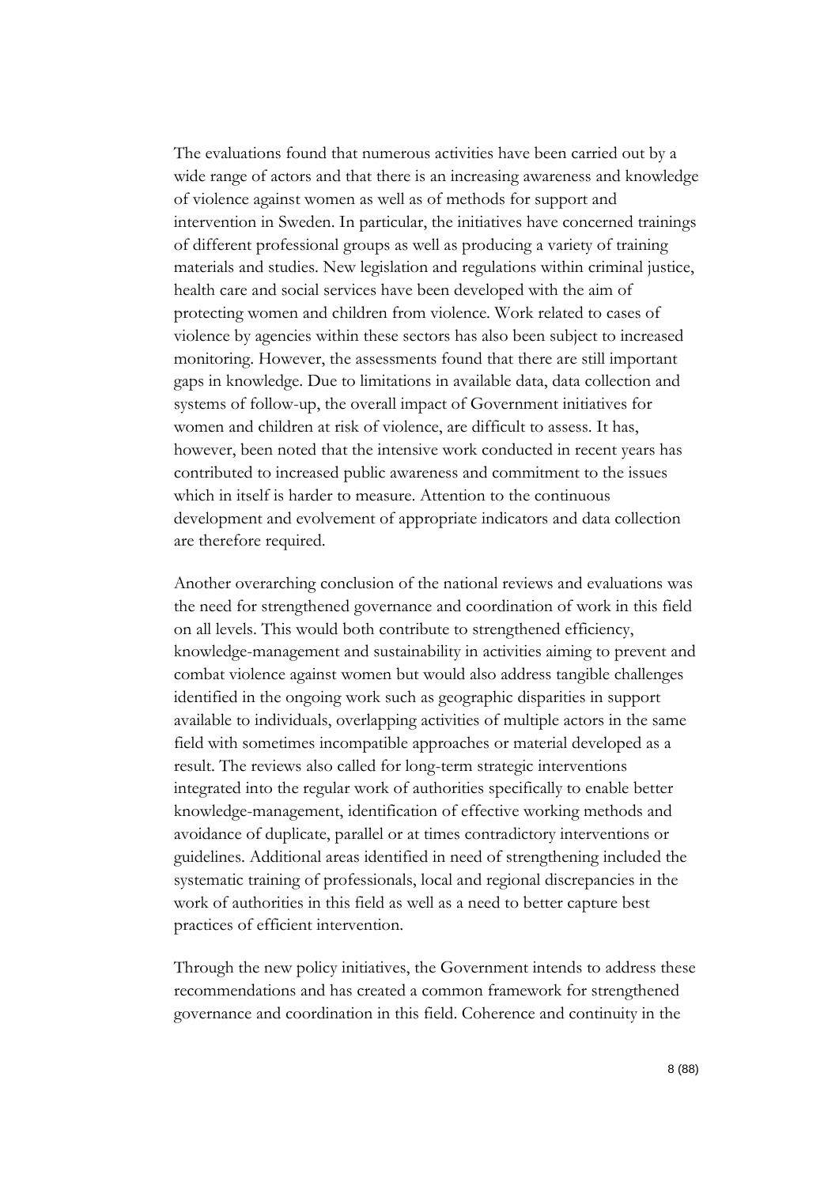The evaluations found that numerous activities have been carried out by a wide range of actors and that there is an increasing awareness and knowledge of violence against women as well as of methods for support and intervention in Sweden. In particular, the initiatives have concerned trainings of different professional groups as well as producing a variety of training materials and studies. New legislation and regulations within criminal justice, health care and social services have been developed with the aim of protecting women and children from violence. Work related to cases of violence by agencies within these sectors has also been subject to increased monitoring. However, the assessments found that there are still important gaps in knowledge. Due to limitations in available data, data collection and systems of follow-up, the overall impact of Government initiatives for women and children at risk of violence, are difficult to assess. It has, however, been noted that the intensive work conducted in recent years has contributed to increased public awareness and commitment to the issues which in itself is harder to measure. Attention to the continuous development and evolvement of appropriate indicators and data collection are therefore required.

Another overarching conclusion of the national reviews and evaluations was the need for strengthened governance and coordination of work in this field on all levels. This would both contribute to strengthened efficiency, knowledge-management and sustainability in activities aiming to prevent and combat violence against women but would also address tangible challenges identified in the ongoing work such as geographic disparities in support available to individuals, overlapping activities of multiple actors in the same field with sometimes incompatible approaches or material developed as a result. The reviews also called for long-term strategic interventions integrated into the regular work of authorities specifically to enable better knowledge-management, identification of effective working methods and avoidance of duplicate, parallel or at times contradictory interventions or guidelines. Additional areas identified in need of strengthening included the systematic training of professionals, local and regional discrepancies in the work of authorities in this field as well as a need to better capture best practices of efficient intervention.

Through the new policy initiatives, the Government intends to address these recommendations and has created a common framework for strengthened governance and coordination in this field. Coherence and continuity in the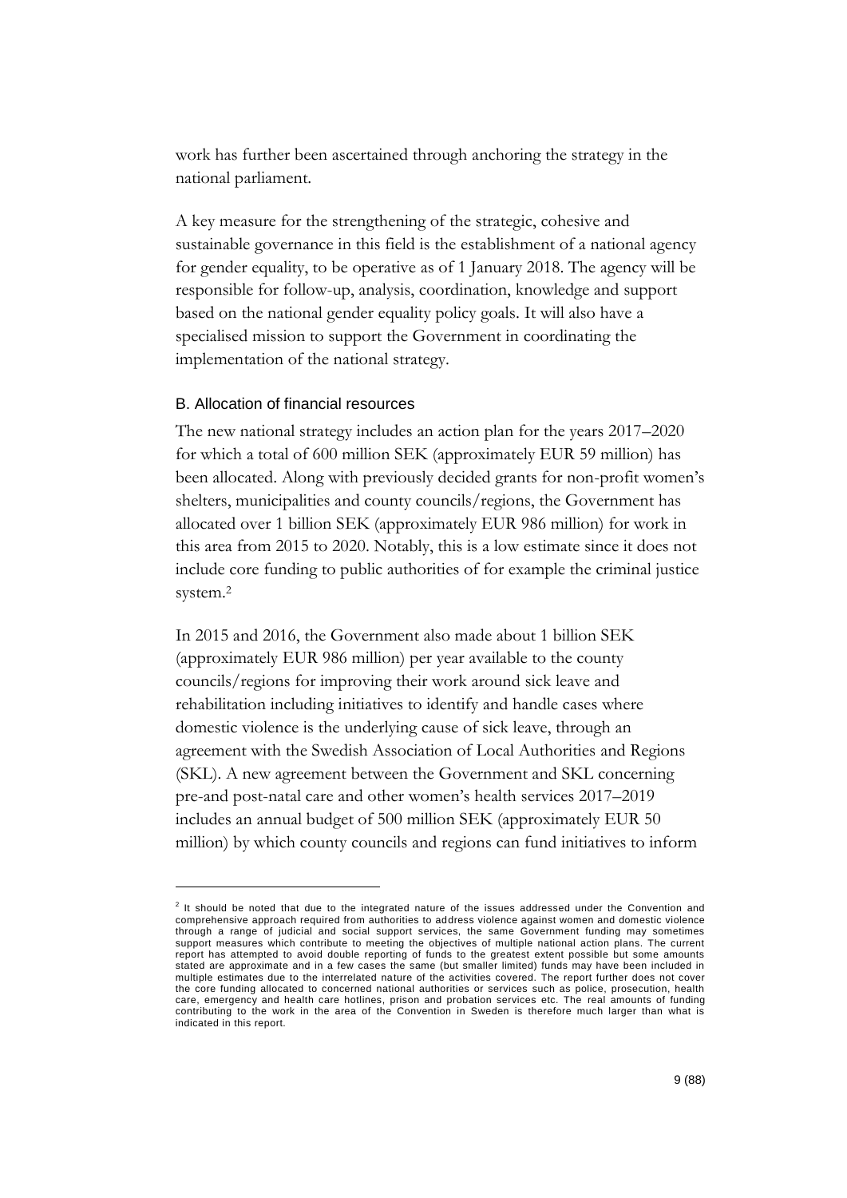work has further been ascertained through anchoring the strategy in the national parliament.

A key measure for the strengthening of the strategic, cohesive and sustainable governance in this field is the establishment of a national agency for gender equality, to be operative as of 1 January 2018. The agency will be responsible for follow-up, analysis, coordination, knowledge and support based on the national gender equality policy goals. It will also have a specialised mission to support the Government in coordinating the implementation of the national strategy.

### B. Allocation of financial resources

The new national strategy includes an action plan for the years 2017–2020 for which a total of 600 million SEK (approximately EUR 59 million) has been allocated. Along with previously decided grants for non-profit women's shelters, municipalities and county councils/regions, the Government has allocated over 1 billion SEK (approximately EUR 986 million) for work in this area from 2015 to 2020. Notably, this is a low estimate since it does not include core funding to public authorities of for example the criminal justice system.[2]

In 2015 and 2016, the Government also made about 1 billion SEK (approximately EUR 986 million) per year available to the county councils/regions for improving their work around sick leave and rehabilitation including initiatives to identify and handle cases where domestic violence is the underlying cause of sick leave, through an agreement with the Swedish Association of Local Authorities and Regions (SKL). A new agreement between the Government and SKL concerning pre-and post-natal care and other women's health services 2017–2019 includes an annual budget of 500 million SEK (approximately EUR 50 million) by which county councils and regions can fund initiatives to inform

---

[2] It should be noted that due to the integrated nature of the issues addressed under the Convention and comprehensive approach required from authorities to address violence against women and domestic violence through a range of judicial and social support services, the same Government funding may sometimes support measures which contribute to meeting the objectives of multiple national action plans. The current report has attempted to avoid double reporting of funds to the greatest extent possible but some amounts stated are approximate and in a few cases the same (but smaller limited) funds may have been included in multiple estimates due to the interrelated nature of the activities covered. The report further does not cover the core funding allocated to concerned national authorities or services such as police, prosecution, health care, emergency and health care hotlines, prison and probation services etc. The real amounts of funding contributing to the work in the area of the Convention in Sweden is therefore much larger than what is indicated in this report.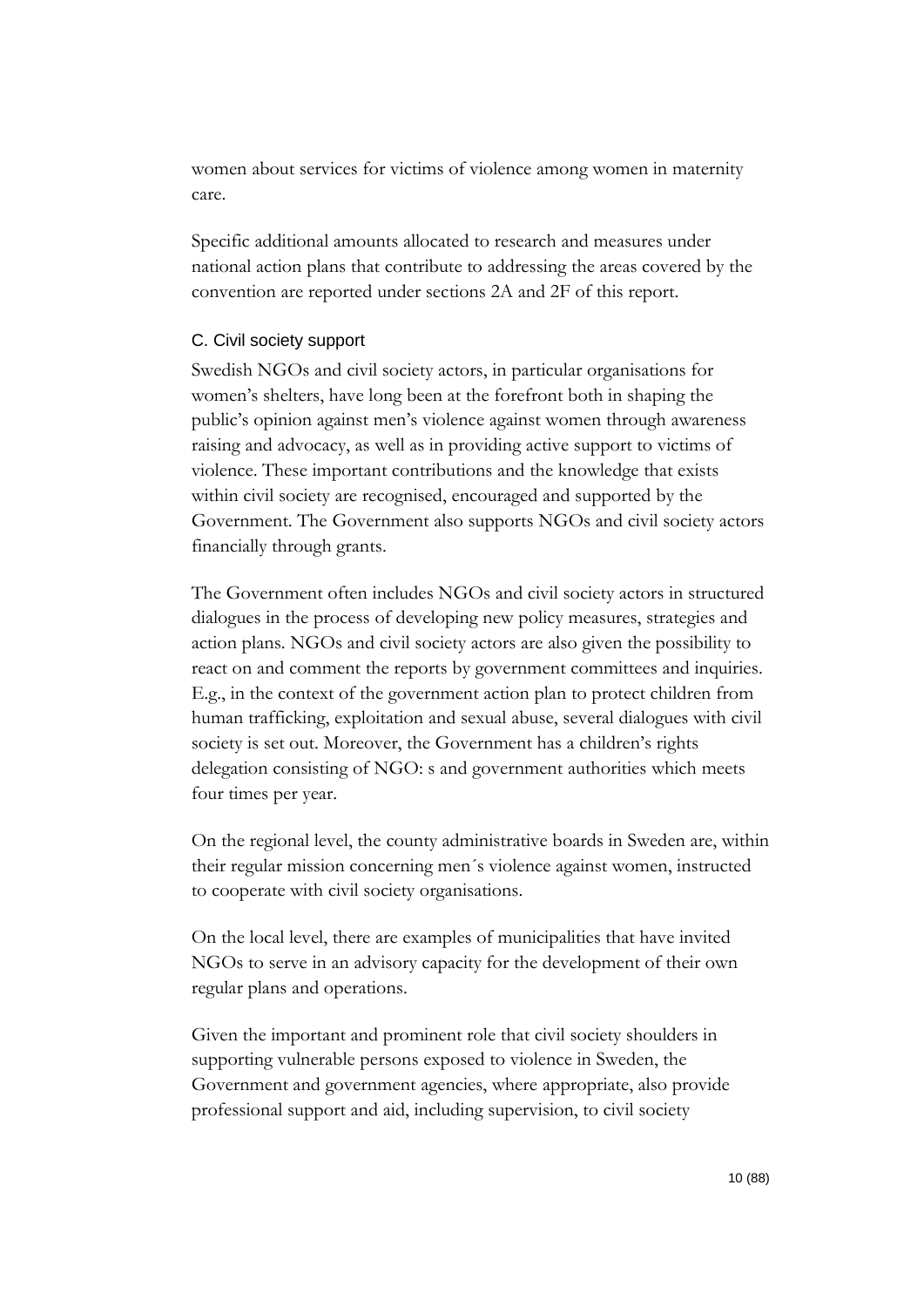women about services for victims of violence among women in maternity care.

Specific additional amounts allocated to research and measures under national action plans that contribute to addressing the areas covered by the convention are reported under sections 2A and 2F of this report.

### C. Civil society support

Swedish NGOs and civil society actors, in particular organisations for women's shelters, have long been at the forefront both in shaping the public's opinion against men's violence against women through awareness raising and advocacy, as well as in providing active support to victims of violence. These important contributions and the knowledge that exists within civil society are recognised, encouraged and supported by the Government. The Government also supports NGOs and civil society actors financially through grants.

The Government often includes NGOs and civil society actors in structured dialogues in the process of developing new policy measures, strategies and action plans. NGOs and civil society actors are also given the possibility to react on and comment the reports by government committees and inquiries. E.g., in the context of the government action plan to protect children from human trafficking, exploitation and sexual abuse, several dialogues with civil society is set out. Moreover, the Government has a children's rights delegation consisting of NGO: s and government authorities which meets four times per year.

On the regional level, the county administrative boards in Sweden are, within their regular mission concerning men´s violence against women, instructed to cooperate with civil society organisations.

On the local level, there are examples of municipalities that have invited NGOs to serve in an advisory capacity for the development of their own regular plans and operations.

Given the important and prominent role that civil society shoulders in supporting vulnerable persons exposed to violence in Sweden, the Government and government agencies, where appropriate, also provide professional support and aid, including supervision, to civil society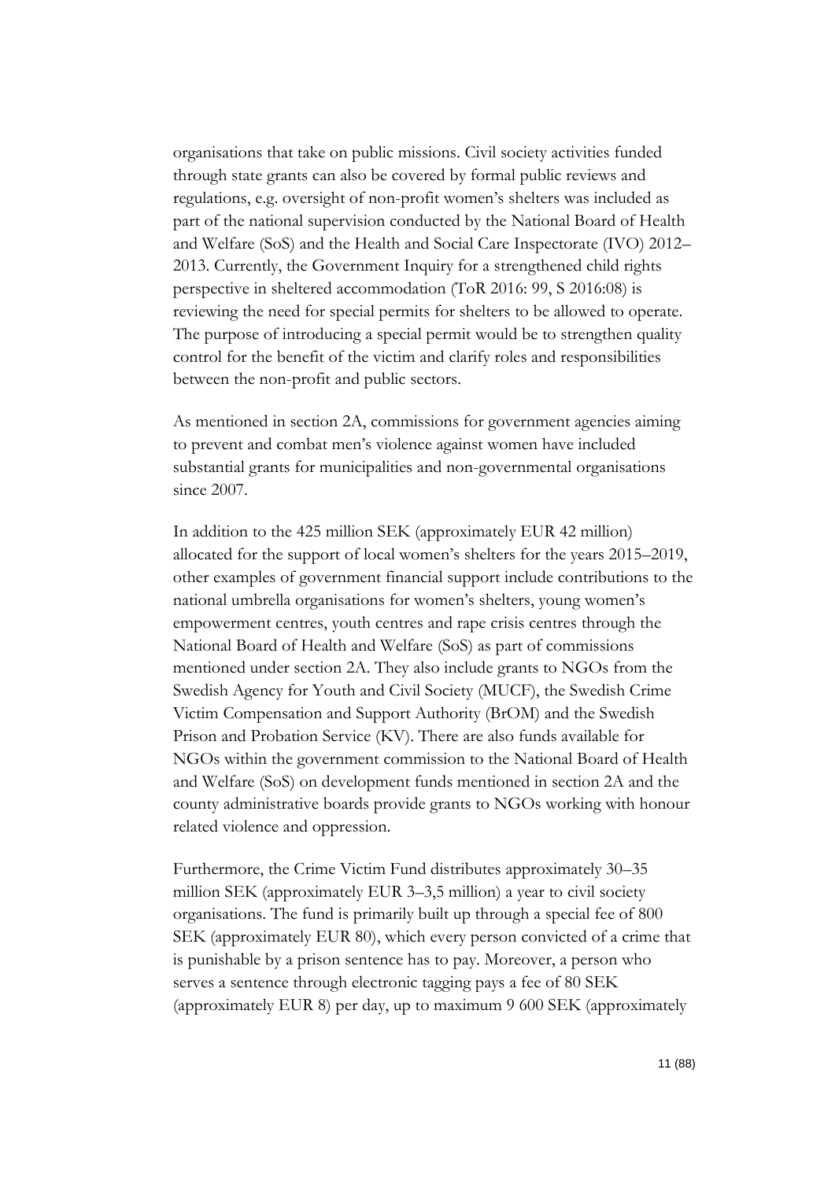organisations that take on public missions. Civil society activities funded through state grants can also be covered by formal public reviews and regulations, e.g. oversight of non-profit women's shelters was included as part of the national supervision conducted by the National Board of Health and Welfare (SoS) and the Health and Social Care Inspectorate (IVO) 2012–2013. Currently, the Government Inquiry for a strengthened child rights perspective in sheltered accommodation (ToR 2016: 99, S 2016:08) is reviewing the need for special permits for shelters to be allowed to operate. The purpose of introducing a special permit would be to strengthen quality control for the benefit of the victim and clarify roles and responsibilities between the non-profit and public sectors.

As mentioned in section 2A, commissions for government agencies aiming to prevent and combat men's violence against women have included substantial grants for municipalities and non-governmental organisations since 2007.

In addition to the 425 million SEK (approximately EUR 42 million) allocated for the support of local women's shelters for the years 2015–2019, other examples of government financial support include contributions to the national umbrella organisations for women's shelters, young women's empowerment centres, youth centres and rape crisis centres through the National Board of Health and Welfare (SoS) as part of commissions mentioned under section 2A. They also include grants to NGOs from the Swedish Agency for Youth and Civil Society (MUCF), the Swedish Crime Victim Compensation and Support Authority (BrOM) and the Swedish Prison and Probation Service (KV). There are also funds available for NGOs within the government commission to the National Board of Health and Welfare (SoS) on development funds mentioned in section 2A and the county administrative boards provide grants to NGOs working with honour related violence and oppression.

Furthermore, the Crime Victim Fund distributes approximately 30–35 million SEK (approximately EUR 3–3,5 million) a year to civil society organisations. The fund is primarily built up through a special fee of 800 SEK (approximately EUR 80), which every person convicted of a crime that is punishable by a prison sentence has to pay. Moreover, a person who serves a sentence through electronic tagging pays a fee of 80 SEK (approximately EUR 8) per day, up to maximum 9 600 SEK (approximately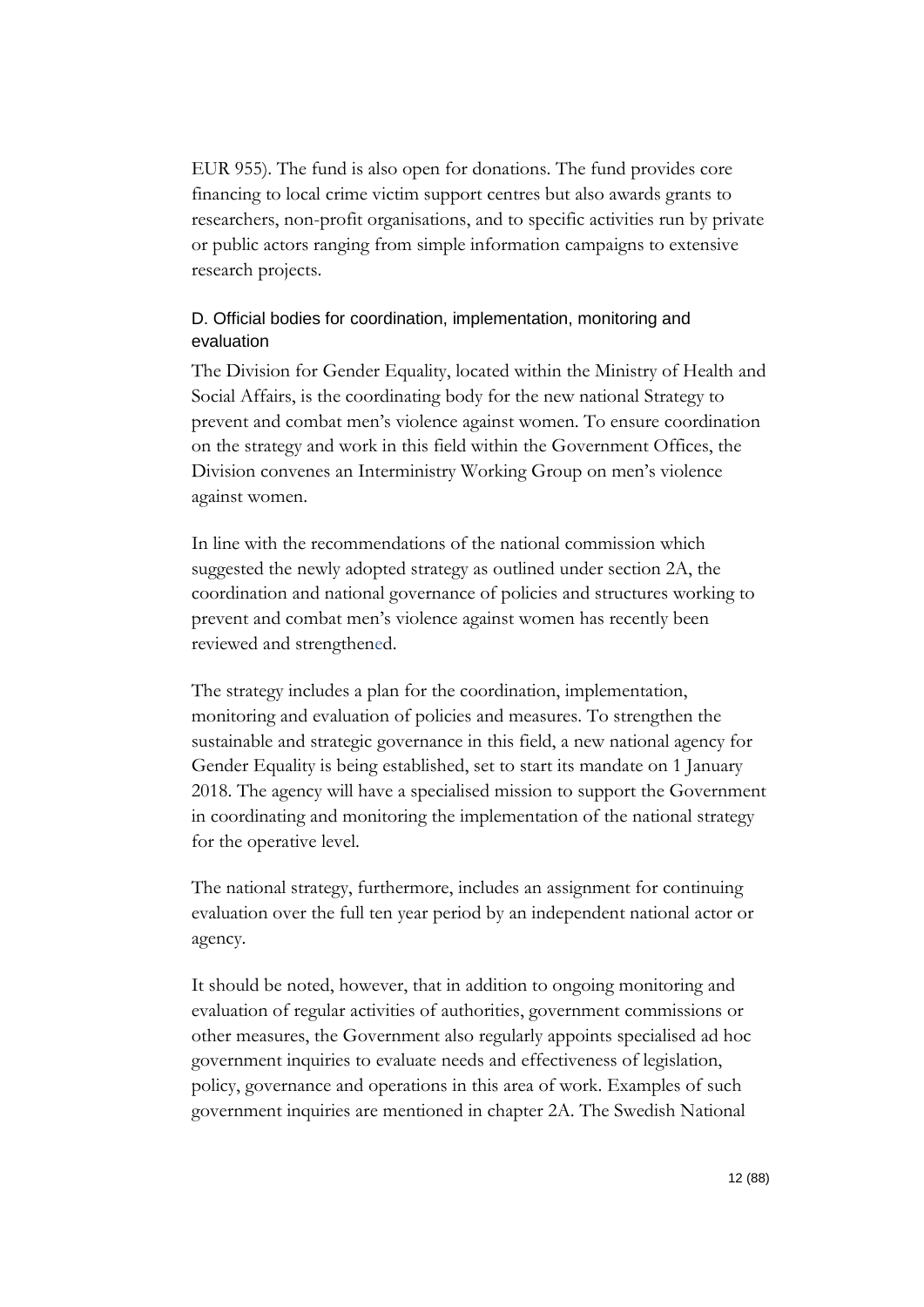EUR 955). The fund is also open for donations. The fund provides core financing to local crime victim support centres but also awards grants to researchers, non-profit organisations, and to specific activities run by private or public actors ranging from simple information campaigns to extensive research projects.

### D. Official bodies for coordination, implementation, monitoring and evaluation

The Division for Gender Equality, located within the Ministry of Health and Social Affairs, is the coordinating body for the new national Strategy to prevent and combat men's violence against women. To ensure coordination on the strategy and work in this field within the Government Offices, the Division convenes an Interministry Working Group on men's violence against women.

In line with the recommendations of the national commission which suggested the newly adopted strategy as outlined under section 2A, the coordination and national governance of policies and structures working to prevent and combat men's violence against women has recently been reviewed and strengthened.

The strategy includes a plan for the coordination, implementation, monitoring and evaluation of policies and measures. To strengthen the sustainable and strategic governance in this field, a new national agency for Gender Equality is being established, set to start its mandate on 1 January 2018. The agency will have a specialised mission to support the Government in coordinating and monitoring the implementation of the national strategy for the operative level.

The national strategy, furthermore, includes an assignment for continuing evaluation over the full ten year period by an independent national actor or agency.

It should be noted, however, that in addition to ongoing monitoring and evaluation of regular activities of authorities, government commissions or other measures, the Government also regularly appoints specialised ad hoc government inquiries to evaluate needs and effectiveness of legislation, policy, governance and operations in this area of work. Examples of such government inquiries are mentioned in chapter 2A. The Swedish National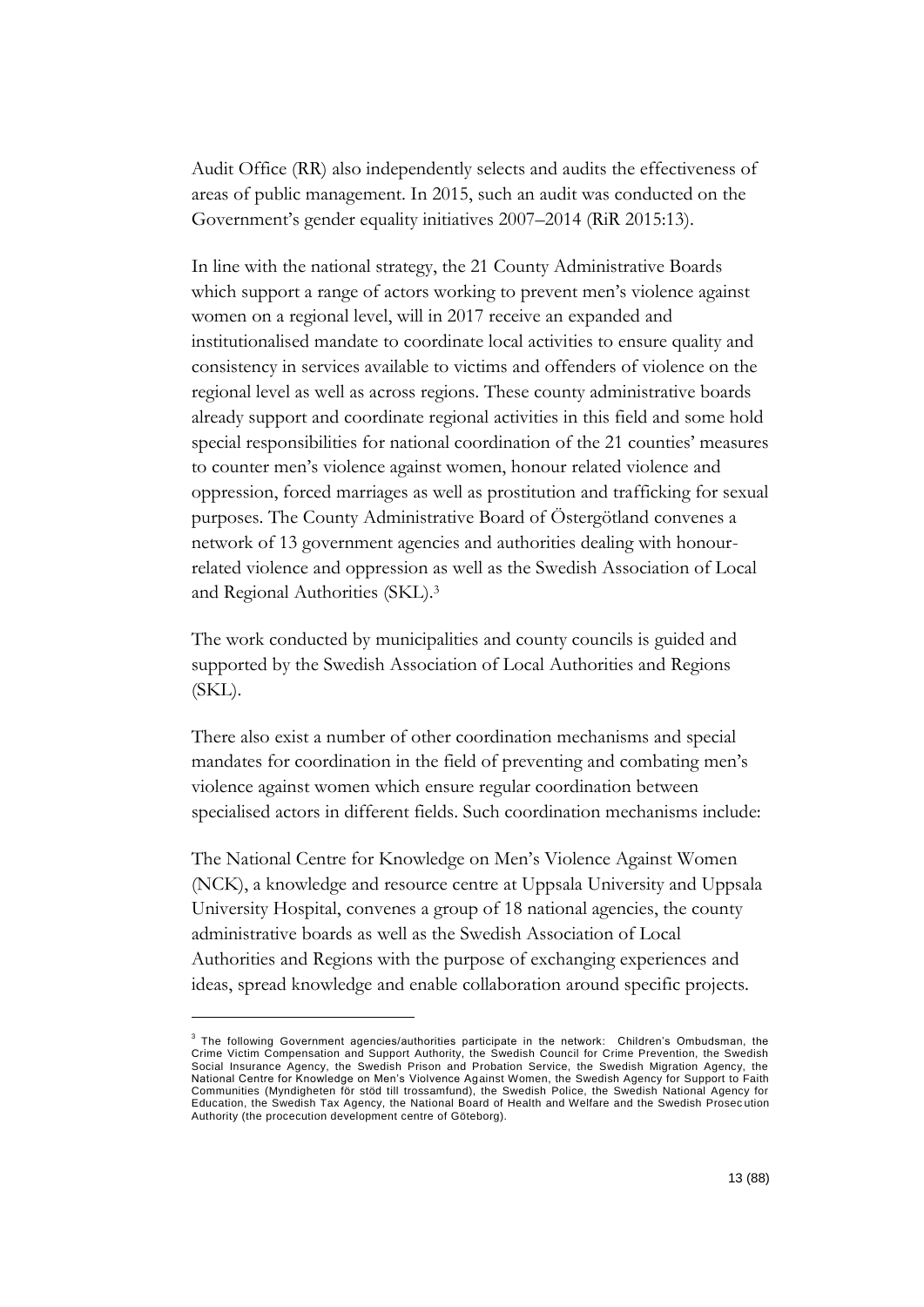Audit Office (RR) also independently selects and audits the effectiveness of areas of public management. In 2015, such an audit was conducted on the Government's gender equality initiatives 2007–2014 (RiR 2015:13).

In line with the national strategy, the 21 County Administrative Boards which support a range of actors working to prevent men's violence against women on a regional level, will in 2017 receive an expanded and institutionalised mandate to coordinate local activities to ensure quality and consistency in services available to victims and offenders of violence on the regional level as well as across regions. These county administrative boards already support and coordinate regional activities in this field and some hold special responsibilities for national coordination of the 21 counties' measures to counter men's violence against women, honour related violence and oppression, forced marriages as well as prostitution and trafficking for sexual purposes. The County Administrative Board of Östergötland convenes a network of 13 government agencies and authorities dealing with honour-related violence and oppression as well as the Swedish Association of Local and Regional Authorities (SKL).[3]

The work conducted by municipalities and county councils is guided and supported by the Swedish Association of Local Authorities and Regions (SKL).

There also exist a number of other coordination mechanisms and special mandates for coordination in the field of preventing and combating men's violence against women which ensure regular coordination between specialised actors in different fields. Such coordination mechanisms include:

The National Centre for Knowledge on Men's Violence Against Women (NCK), a knowledge and resource centre at Uppsala University and Uppsala University Hospital, convenes a group of 18 national agencies, the county administrative boards as well as the Swedish Association of Local Authorities and Regions with the purpose of exchanging experiences and ideas, spread knowledge and enable collaboration around specific projects.

---

[3] The following Government agencies/authorities participate in the network: Children's Ombudsman, the Crime Victim Compensation and Support Authority, the Swedish Council for Crime Prevention, the Swedish Social Insurance Agency, the Swedish Prison and Probation Service, the Swedish Migration Agency, the National Centre for Knowledge on Men's Violvence Against Women, the Swedish Agency for Support to Faith Communities (Myndigheten för stöd till trossamfund), the Swedish Police, the Swedish National Agency for Education, the Swedish Tax Agency, the National Board of Health and Welfare and the Swedish Prosecution Authority (the procecution development centre of Göteborg).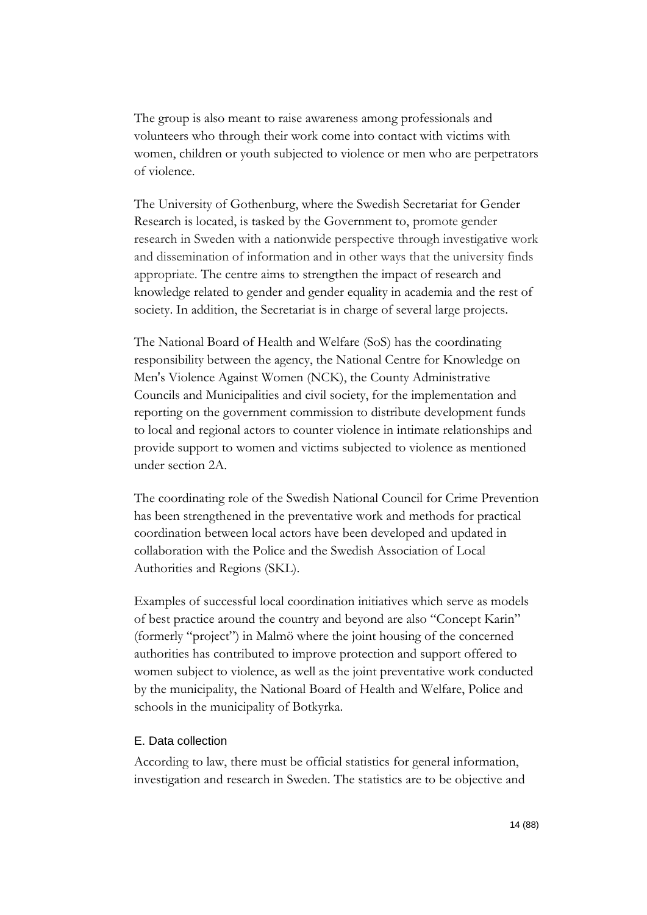The group is also meant to raise awareness among professionals and volunteers who through their work come into contact with victims with women, children or youth subjected to violence or men who are perpetrators of violence.

The University of Gothenburg, where the Swedish Secretariat for Gender Research is located, is tasked by the Government to, promote gender research in Sweden with a nationwide perspective through investigative work and dissemination of information and in other ways that the university finds appropriate. The centre aims to strengthen the impact of research and knowledge related to gender and gender equality in academia and the rest of society. In addition, the Secretariat is in charge of several large projects.

The National Board of Health and Welfare (SoS) has the coordinating responsibility between the agency, the National Centre for Knowledge on Men's Violence Against Women (NCK), the County Administrative Councils and Municipalities and civil society, for the implementation and reporting on the government commission to distribute development funds to local and regional actors to counter violence in intimate relationships and provide support to women and victims subjected to violence as mentioned under section 2A.

The coordinating role of the Swedish National Council for Crime Prevention has been strengthened in the preventative work and methods for practical coordination between local actors have been developed and updated in collaboration with the Police and the Swedish Association of Local Authorities and Regions (SKL).

Examples of successful local coordination initiatives which serve as models of best practice around the country and beyond are also "Concept Karin" (formerly "project") in Malmö where the joint housing of the concerned authorities has contributed to improve protection and support offered to women subject to violence, as well as the joint preventative work conducted by the municipality, the National Board of Health and Welfare, Police and schools in the municipality of Botkyrka.

## E. Data collection

According to law, there must be official statistics for general information, investigation and research in Sweden. The statistics are to be objective and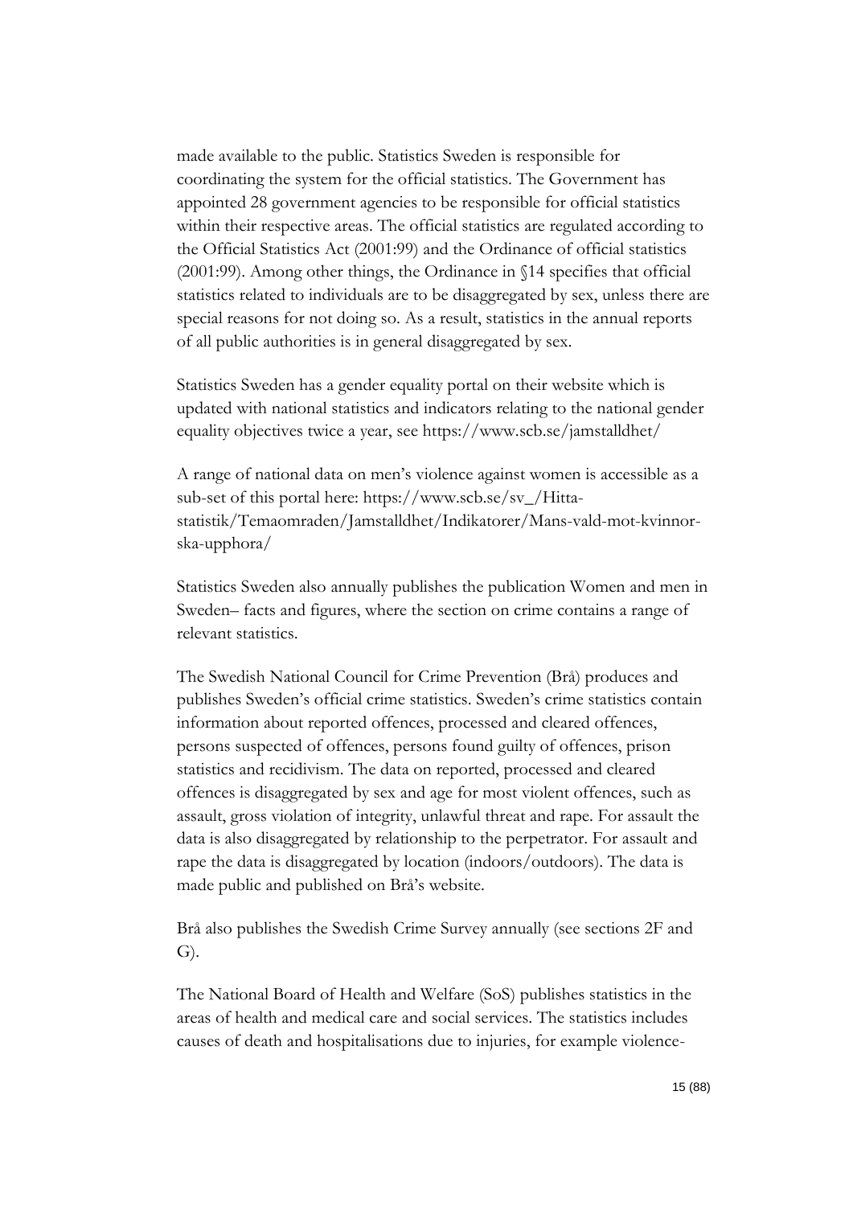made available to the public. Statistics Sweden is responsible for coordinating the system for the official statistics. The Government has appointed 28 government agencies to be responsible for official statistics within their respective areas. The official statistics are regulated according to the Official Statistics Act (2001:99) and the Ordinance of official statistics (2001:99). Among other things, the Ordinance in §14 specifies that official statistics related to individuals are to be disaggregated by sex, unless there are special reasons for not doing so. As a result, statistics in the annual reports of all public authorities is in general disaggregated by sex.

Statistics Sweden has a gender equality portal on their website which is updated with national statistics and indicators relating to the national gender equality objectives twice a year, see https://www.scb.se/jamstalldhet/

A range of national data on men's violence against women is accessible as a sub-set of this portal here: https://www.scb.se/sv_/Hitta-statistik/Temaomraden/Jamstalldhet/Indikatorer/Mans-vald-mot-kvinnor-ska-upphora/

Statistics Sweden also annually publishes the publication Women and men in Sweden– facts and figures, where the section on crime contains a range of relevant statistics.

The Swedish National Council for Crime Prevention (Brå) produces and publishes Sweden's official crime statistics. Sweden's crime statistics contain information about reported offences, processed and cleared offences, persons suspected of offences, persons found guilty of offences, prison statistics and recidivism. The data on reported, processed and cleared offences is disaggregated by sex and age for most violent offences, such as assault, gross violation of integrity, unlawful threat and rape. For assault the data is also disaggregated by relationship to the perpetrator. For assault and rape the data is disaggregated by location (indoors/outdoors). The data is made public and published on Brå's website.

Brå also publishes the Swedish Crime Survey annually (see sections 2F and G).

The National Board of Health and Welfare (SoS) publishes statistics in the areas of health and medical care and social services. The statistics includes causes of death and hospitalisations due to injuries, for example violence-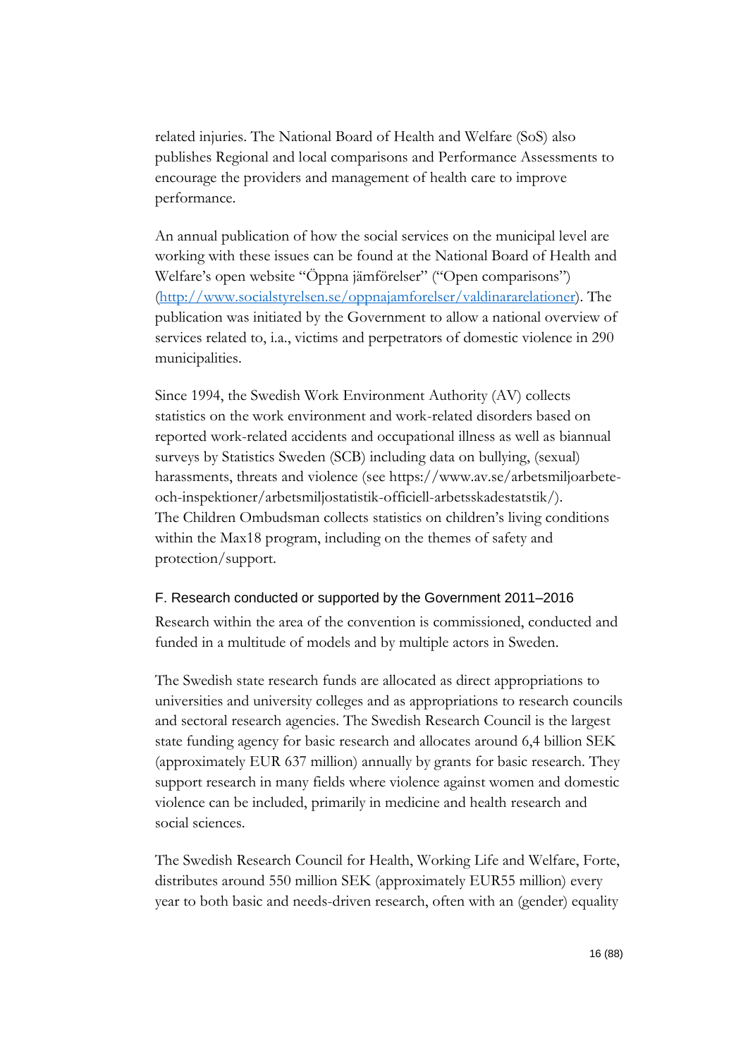related injuries. The National Board of Health and Welfare (SoS) also publishes Regional and local comparisons and Performance Assessments to encourage the providers and management of health care to improve performance.

An annual publication of how the social services on the municipal level are working with these issues can be found at the National Board of Health and Welfare's open website "Öppna jämförelser" ("Open comparisons") (http://www.socialstyrelsen.se/oppnajamforelser/valdinararelationer). The publication was initiated by the Government to allow a national overview of services related to, i.a., victims and perpetrators of domestic violence in 290 municipalities.

Since 1994, the Swedish Work Environment Authority (AV) collects statistics on the work environment and work-related disorders based on reported work-related accidents and occupational illness as well as biannual surveys by Statistics Sweden (SCB) including data on bullying, (sexual) harassments, threats and violence (see https://www.av.se/arbetsmiljoarbete-och-inspektioner/arbetsmiljostatistik-officiell-arbetsskadestatstik/). The Children Ombudsman collects statistics on children's living conditions within the Max18 program, including on the themes of safety and protection/support.

### F. Research conducted or supported by the Government 2011–2016

Research within the area of the convention is commissioned, conducted and funded in a multitude of models and by multiple actors in Sweden.

The Swedish state research funds are allocated as direct appropriations to universities and university colleges and as appropriations to research councils and sectoral research agencies. The Swedish Research Council is the largest state funding agency for basic research and allocates around 6,4 billion SEK (approximately EUR 637 million) annually by grants for basic research. They support research in many fields where violence against women and domestic violence can be included, primarily in medicine and health research and social sciences.

The Swedish Research Council for Health, Working Life and Welfare, Forte, distributes around 550 million SEK (approximately EUR55 million) every year to both basic and needs-driven research, often with an (gender) equality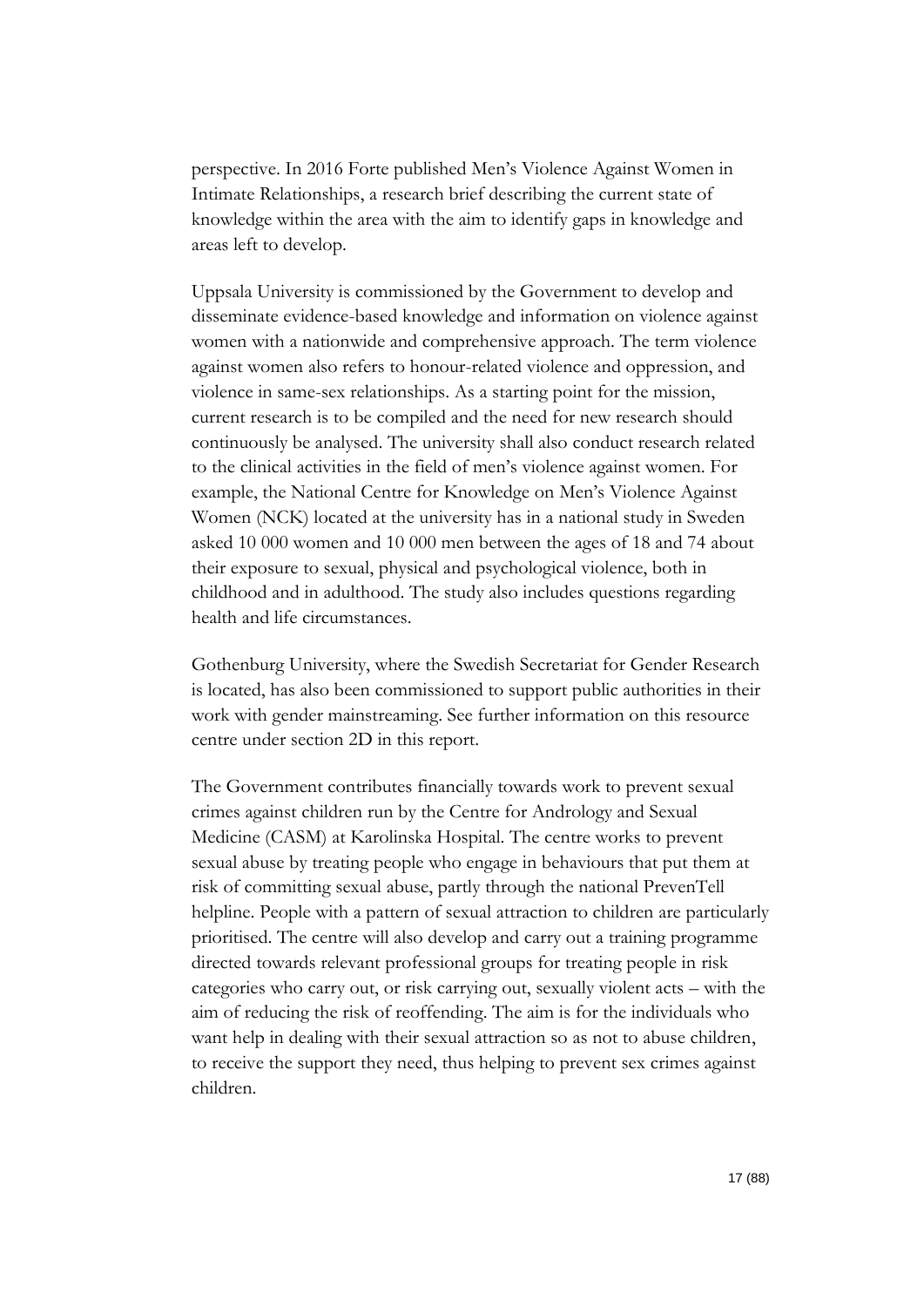perspective. In 2016 Forte published Men's Violence Against Women in Intimate Relationships, a research brief describing the current state of knowledge within the area with the aim to identify gaps in knowledge and areas left to develop.

Uppsala University is commissioned by the Government to develop and disseminate evidence-based knowledge and information on violence against women with a nationwide and comprehensive approach. The term violence against women also refers to honour-related violence and oppression, and violence in same-sex relationships. As a starting point for the mission, current research is to be compiled and the need for new research should continuously be analysed. The university shall also conduct research related to the clinical activities in the field of men's violence against women. For example, the National Centre for Knowledge on Men's Violence Against Women (NCK) located at the university has in a national study in Sweden asked 10 000 women and 10 000 men between the ages of 18 and 74 about their exposure to sexual, physical and psychological violence, both in childhood and in adulthood. The study also includes questions regarding health and life circumstances.

Gothenburg University, where the Swedish Secretariat for Gender Research is located, has also been commissioned to support public authorities in their work with gender mainstreaming. See further information on this resource centre under section 2D in this report.

The Government contributes financially towards work to prevent sexual crimes against children run by the Centre for Andrology and Sexual Medicine (CASM) at Karolinska Hospital. The centre works to prevent sexual abuse by treating people who engage in behaviours that put them at risk of committing sexual abuse, partly through the national PrevenTell helpline. People with a pattern of sexual attraction to children are particularly prioritised. The centre will also develop and carry out a training programme directed towards relevant professional groups for treating people in risk categories who carry out, or risk carrying out, sexually violent acts – with the aim of reducing the risk of reoffending. The aim is for the individuals who want help in dealing with their sexual attraction so as not to abuse children, to receive the support they need, thus helping to prevent sex crimes against children.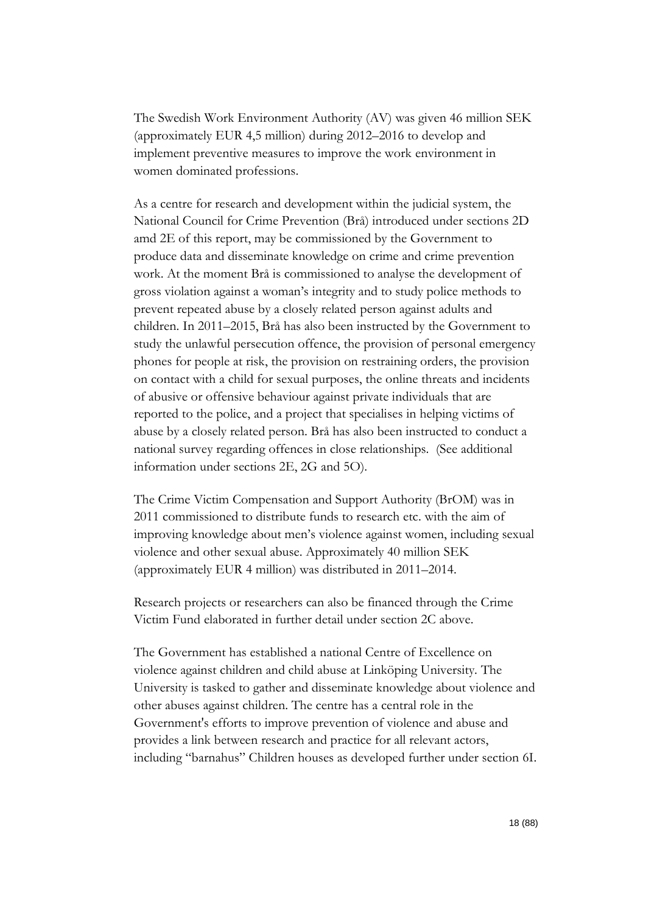The Swedish Work Environment Authority (AV) was given 46 million SEK (approximately EUR 4,5 million) during 2012–2016 to develop and implement preventive measures to improve the work environment in women dominated professions.

As a centre for research and development within the judicial system, the National Council for Crime Prevention (Brå) introduced under sections 2D amd 2E of this report, may be commissioned by the Government to produce data and disseminate knowledge on crime and crime prevention work. At the moment Brå is commissioned to analyse the development of gross violation against a woman's integrity and to study police methods to prevent repeated abuse by a closely related person against adults and children. In 2011–2015, Brå has also been instructed by the Government to study the unlawful persecution offence, the provision of personal emergency phones for people at risk, the provision on restraining orders, the provision on contact with a child for sexual purposes, the online threats and incidents of abusive or offensive behaviour against private individuals that are reported to the police, and a project that specialises in helping victims of abuse by a closely related person. Brå has also been instructed to conduct a national survey regarding offences in close relationships. (See additional information under sections 2E, 2G and 5O).

The Crime Victim Compensation and Support Authority (BrOM) was in 2011 commissioned to distribute funds to research etc. with the aim of improving knowledge about men's violence against women, including sexual violence and other sexual abuse. Approximately 40 million SEK (approximately EUR 4 million) was distributed in 2011–2014.

Research projects or researchers can also be financed through the Crime Victim Fund elaborated in further detail under section 2C above.

The Government has established a national Centre of Excellence on violence against children and child abuse at Linköping University. The University is tasked to gather and disseminate knowledge about violence and other abuses against children. The centre has a central role in the Government's efforts to improve prevention of violence and abuse and provides a link between research and practice for all relevant actors, including "barnahus" Children houses as developed further under section 6I.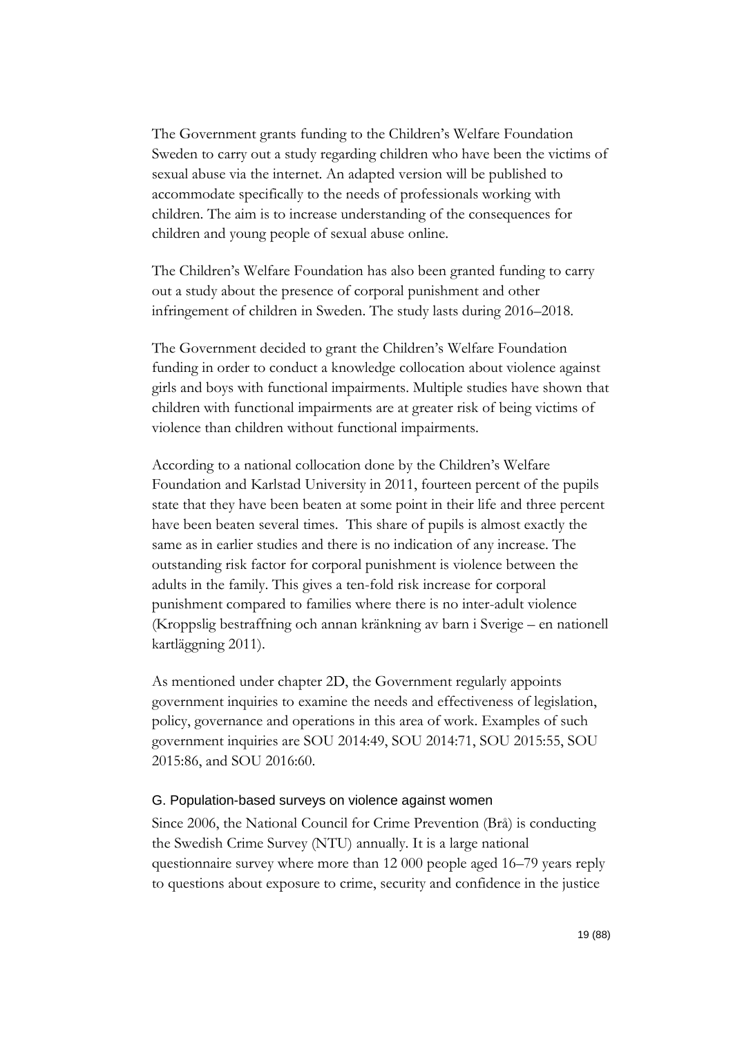The Government grants funding to the Children's Welfare Foundation Sweden to carry out a study regarding children who have been the victims of sexual abuse via the internet. An adapted version will be published to accommodate specifically to the needs of professionals working with children. The aim is to increase understanding of the consequences for children and young people of sexual abuse online.

The Children's Welfare Foundation has also been granted funding to carry out a study about the presence of corporal punishment and other infringement of children in Sweden. The study lasts during 2016–2018.

The Government decided to grant the Children's Welfare Foundation funding in order to conduct a knowledge collocation about violence against girls and boys with functional impairments. Multiple studies have shown that children with functional impairments are at greater risk of being victims of violence than children without functional impairments.

According to a national collocation done by the Children's Welfare Foundation and Karlstad University in 2011, fourteen percent of the pupils state that they have been beaten at some point in their life and three percent have been beaten several times. This share of pupils is almost exactly the same as in earlier studies and there is no indication of any increase. The outstanding risk factor for corporal punishment is violence between the adults in the family. This gives a ten-fold risk increase for corporal punishment compared to families where there is no inter-adult violence (Kroppslig bestraffning och annan kränkning av barn i Sverige – en nationell kartläggning 2011).

As mentioned under chapter 2D, the Government regularly appoints government inquiries to examine the needs and effectiveness of legislation, policy, governance and operations in this area of work. Examples of such government inquiries are SOU 2014:49, SOU 2014:71, SOU 2015:55, SOU 2015:86, and SOU 2016:60.

### G. Population-based surveys on violence against women

Since 2006, the National Council for Crime Prevention (Brå) is conducting the Swedish Crime Survey (NTU) annually. It is a large national questionnaire survey where more than 12 000 people aged 16–79 years reply to questions about exposure to crime, security and confidence in the justice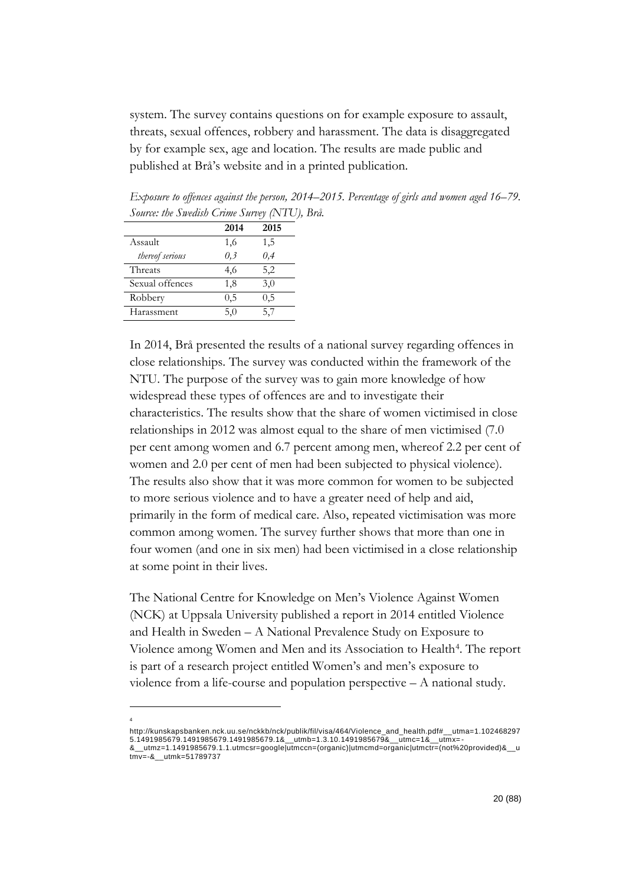system. The survey contains questions on for example exposure to assault, threats, sexual offences, robbery and harassment. The data is disaggregated by for example sex, age and location. The results are made public and published at Brå's website and in a printed publication.

*Exposure to offences against the person, 2014–2015. Percentage of girls and women aged 16–79. Source: the Swedish Crime Survey (NTU), Brå.*

| | 2014 | 2015 |
|---|---|---|
| Assault | 1,6 | 1,5 |
| *thereof serious* | *0,3* | *0,4* |
| Threats | 4,6 | 5,2 |
| Sexual offences | 1,8 | 3,0 |
| Robbery | 0,5 | 0,5 |
| Harassment | 5,0 | 5,7 |

In 2014, Brå presented the results of a national survey regarding offences in close relationships. The survey was conducted within the framework of the NTU. The purpose of the survey was to gain more knowledge of how widespread these types of offences are and to investigate their characteristics. The results show that the share of women victimised in close relationships in 2012 was almost equal to the share of men victimised (7.0 per cent among women and 6.7 percent among men, whereof 2.2 per cent of women and 2.0 per cent of men had been subjected to physical violence). The results also show that it was more common for women to be subjected to more serious violence and to have a greater need of help and aid, primarily in the form of medical care. Also, repeated victimisation was more common among women. The survey further shows that more than one in four women (and one in six men) had been victimised in a close relationship at some point in their lives.

The National Centre for Knowledge on Men's Violence Against Women (NCK) at Uppsala University published a report in 2014 entitled Violence and Health in Sweden – A National Prevalence Study on Exposure to Violence among Women and Men and its Association to Health[4]. The report is part of a research project entitled Women's and men's exposure to violence from a life-course and population perspective – A national study.

---

[4] http://kunskapsbanken.nck.uu.se/nckkb/nck/publik/fil/visa/464/Violence_and_health.pdf#__utma=1.1024682975.1491985679.1491985679.1491985679.1&__utmb=1.3.10.1491985679&__utmc=1&__utmx=-&__utmz=1.1491985679.1.1.utmcsr=google|utmccn=(organic)|utmcmd=organic|utmctr=(not%20provided)&__utmv=-&__utmk=51789737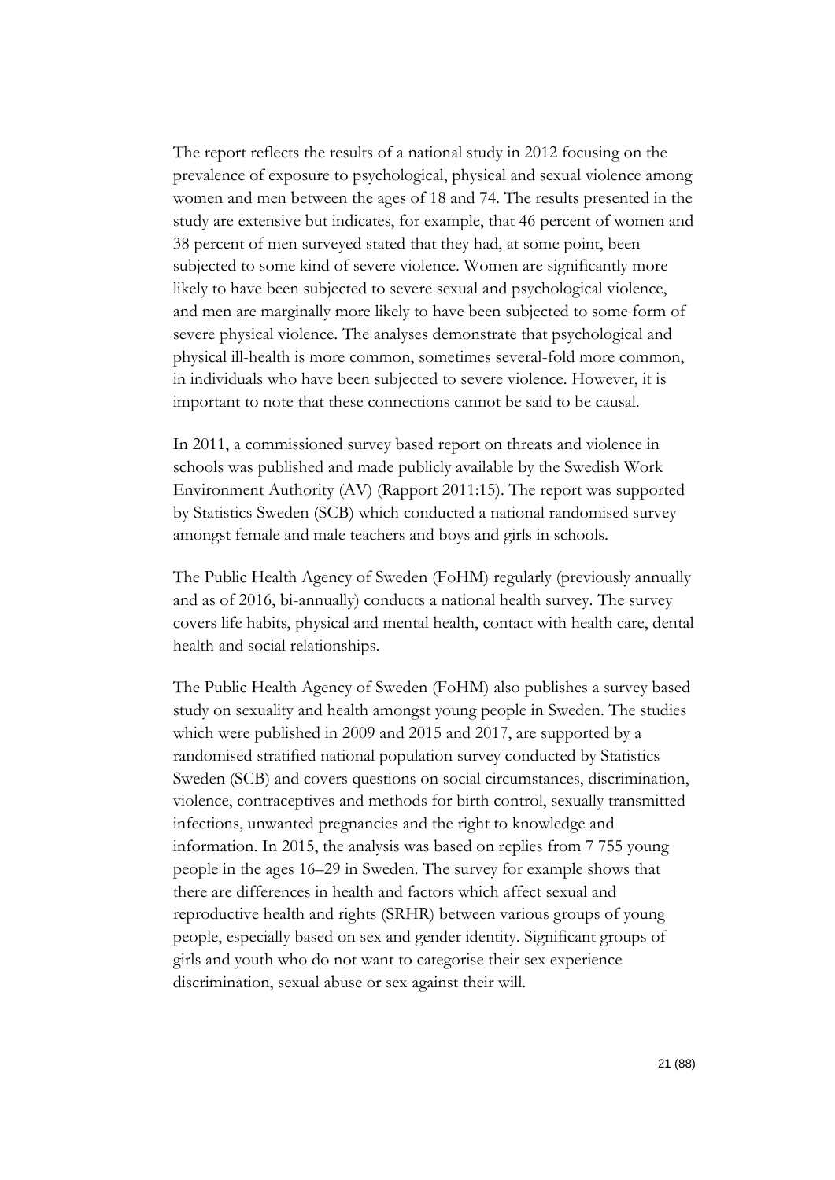The report reflects the results of a national study in 2012 focusing on the prevalence of exposure to psychological, physical and sexual violence among women and men between the ages of 18 and 74. The results presented in the study are extensive but indicates, for example, that 46 percent of women and 38 percent of men surveyed stated that they had, at some point, been subjected to some kind of severe violence. Women are significantly more likely to have been subjected to severe sexual and psychological violence, and men are marginally more likely to have been subjected to some form of severe physical violence. The analyses demonstrate that psychological and physical ill-health is more common, sometimes several-fold more common, in individuals who have been subjected to severe violence. However, it is important to note that these connections cannot be said to be causal.

In 2011, a commissioned survey based report on threats and violence in schools was published and made publicly available by the Swedish Work Environment Authority (AV) (Rapport 2011:15). The report was supported by Statistics Sweden (SCB) which conducted a national randomised survey amongst female and male teachers and boys and girls in schools.

The Public Health Agency of Sweden (FoHM) regularly (previously annually and as of 2016, bi-annually) conducts a national health survey. The survey covers life habits, physical and mental health, contact with health care, dental health and social relationships.

The Public Health Agency of Sweden (FoHM) also publishes a survey based study on sexuality and health amongst young people in Sweden. The studies which were published in 2009 and 2015 and 2017, are supported by a randomised stratified national population survey conducted by Statistics Sweden (SCB) and covers questions on social circumstances, discrimination, violence, contraceptives and methods for birth control, sexually transmitted infections, unwanted pregnancies and the right to knowledge and information. In 2015, the analysis was based on replies from 7 755 young people in the ages 16–29 in Sweden. The survey for example shows that there are differences in health and factors which affect sexual and reproductive health and rights (SRHR) between various groups of young people, especially based on sex and gender identity. Significant groups of girls and youth who do not want to categorise their sex experience discrimination, sexual abuse or sex against their will.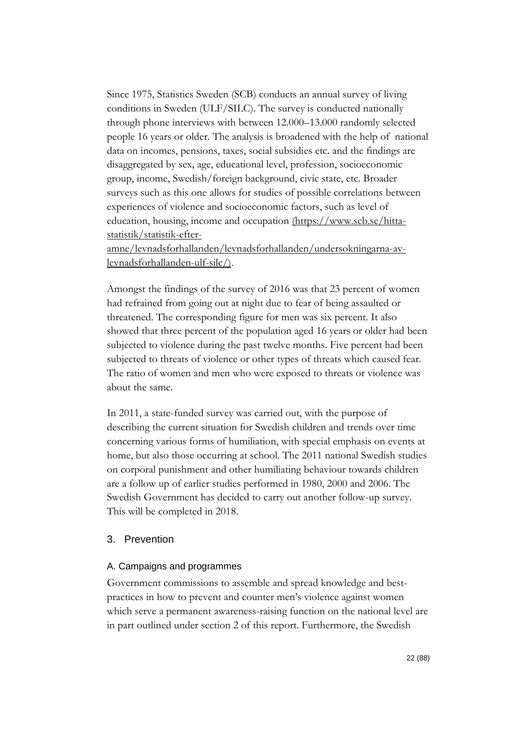Since 1975, Statistics Sweden (SCB) conducts an annual survey of living conditions in Sweden (ULF/SILC). The survey is conducted nationally through phone interviews with between 12.000–13.000 randomly selected people 16 years or older. The analysis is broadened with the help of national data on incomes, pensions, taxes, social subsidies etc. and the findings are disaggregated by sex, age, educational level, profession, socioeconomic group, income, Swedish/foreign background, civic state, etc. Broader surveys such as this one allows for studies of possible correlations between experiences of violence and socioeconomic factors, such as level of education, housing, income and occupation (https://www.scb.se/hitta-statistik/statistik-efter-amne/levnadsforhallanden/levnadsforhallanden/undersokningarna-av-levnadsforhallanden-ulf-silc/).

Amongst the findings of the survey of 2016 was that 23 percent of women had refrained from going out at night due to fear of being assaulted or threatened. The corresponding figure for men was six percent. It also showed that three percent of the population aged 16 years or older had been subjected to violence during the past twelve months. Five percent had been subjected to threats of violence or other types of threats which caused fear. The ratio of women and men who were exposed to threats or violence was about the same.

In 2011, a state-funded survey was carried out, with the purpose of describing the current situation for Swedish children and trends over time concerning various forms of humiliation, with special emphasis on events at home, but also those occurring at school. The 2011 national Swedish studies on corporal punishment and other humiliating behaviour towards children are a follow up of earlier studies performed in 1980, 2000 and 2006. The Swedish Government has decided to carry out another follow-up survey. This will be completed in 2018.

## 3. Prevention

### A. Campaigns and programmes

Government commissions to assemble and spread knowledge and best-practices in how to prevent and counter men's violence against women which serve a permanent awareness-raising function on the national level are in part outlined under section 2 of this report. Furthermore, the Swedish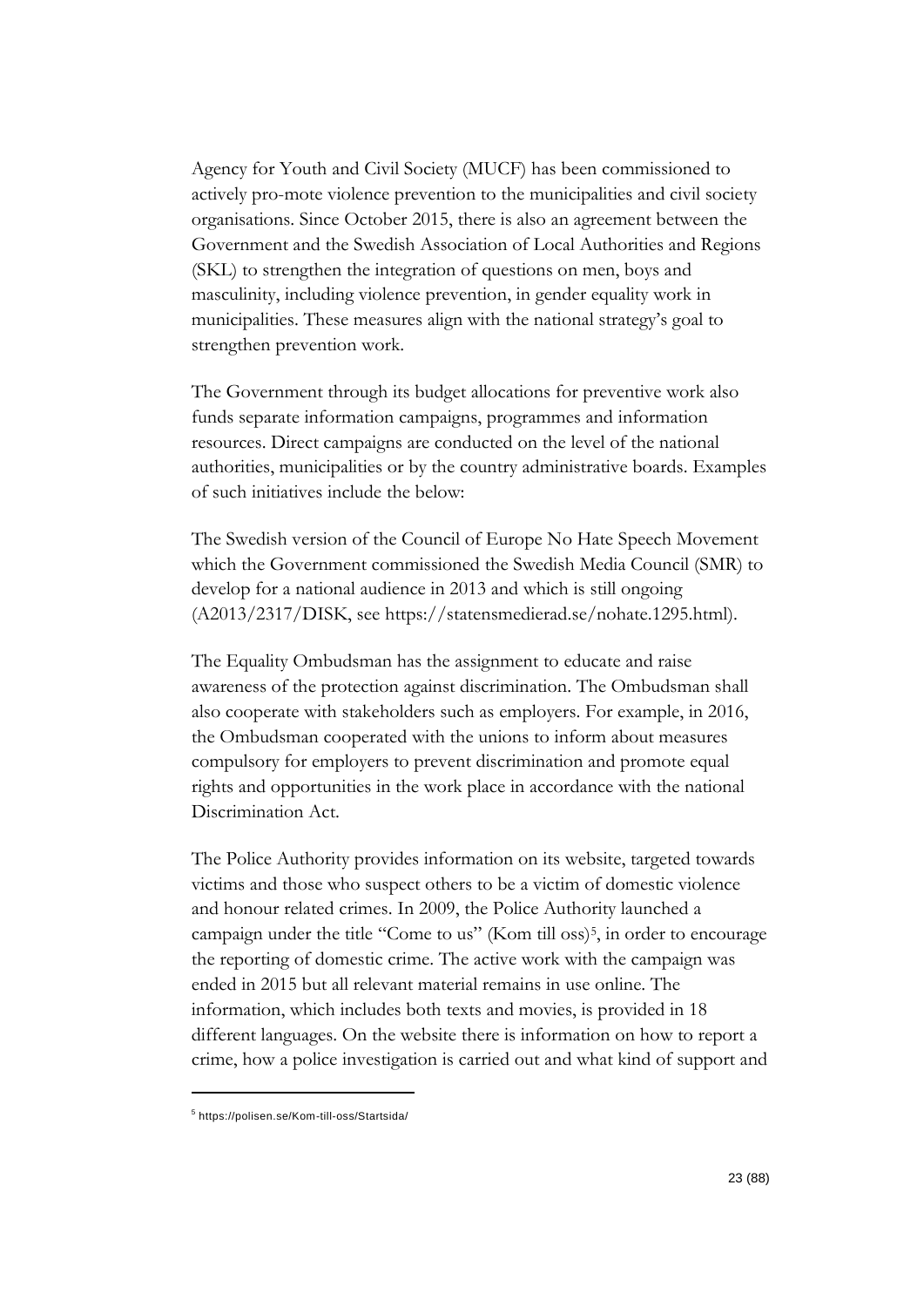Agency for Youth and Civil Society (MUCF) has been commissioned to actively pro-mote violence prevention to the municipalities and civil society organisations. Since October 2015, there is also an agreement between the Government and the Swedish Association of Local Authorities and Regions (SKL) to strengthen the integration of questions on men, boys and masculinity, including violence prevention, in gender equality work in municipalities. These measures align with the national strategy's goal to strengthen prevention work.

The Government through its budget allocations for preventive work also funds separate information campaigns, programmes and information resources. Direct campaigns are conducted on the level of the national authorities, municipalities or by the country administrative boards. Examples of such initiatives include the below:

The Swedish version of the Council of Europe No Hate Speech Movement which the Government commissioned the Swedish Media Council (SMR) to develop for a national audience in 2013 and which is still ongoing (A2013/2317/DISK, see https://statensmedierad.se/nohate.1295.html).

The Equality Ombudsman has the assignment to educate and raise awareness of the protection against discrimination. The Ombudsman shall also cooperate with stakeholders such as employers. For example, in 2016, the Ombudsman cooperated with the unions to inform about measures compulsory for employers to prevent discrimination and promote equal rights and opportunities in the work place in accordance with the national Discrimination Act.

The Police Authority provides information on its website, targeted towards victims and those who suspect others to be a victim of domestic violence and honour related crimes. In 2009, the Police Authority launched a campaign under the title "Come to us" (Kom till oss)[5], in order to encourage the reporting of domestic crime. The active work with the campaign was ended in 2015 but all relevant material remains in use online. The information, which includes both texts and movies, is provided in 18 different languages. On the website there is information on how to report a crime, how a police investigation is carried out and what kind of support and

[5] https://polisen.se/Kom-till-oss/Startsida/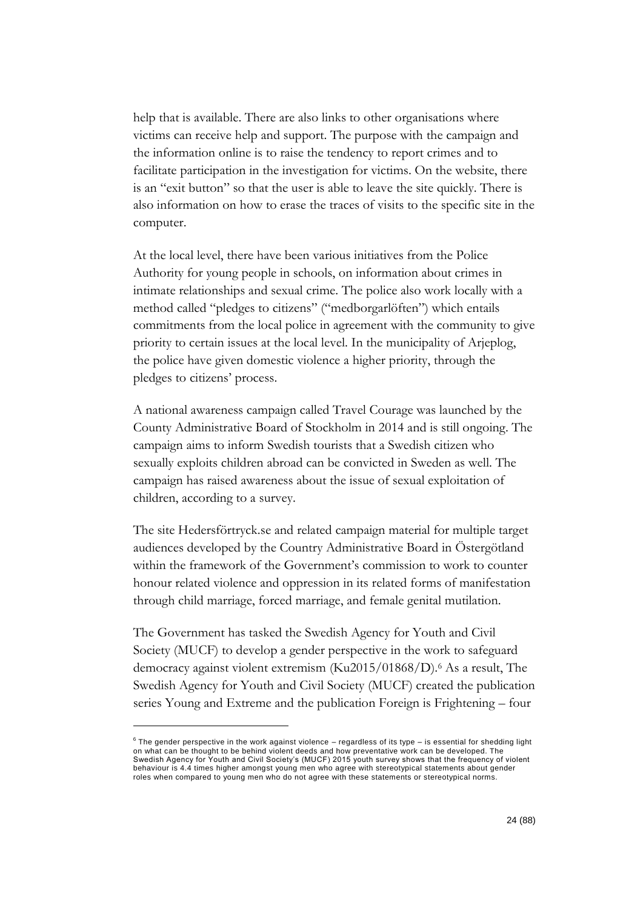help that is available. There are also links to other organisations where victims can receive help and support. The purpose with the campaign and the information online is to raise the tendency to report crimes and to facilitate participation in the investigation for victims. On the website, there is an "exit button" so that the user is able to leave the site quickly. There is also information on how to erase the traces of visits to the specific site in the computer.

At the local level, there have been various initiatives from the Police Authority for young people in schools, on information about crimes in intimate relationships and sexual crime. The police also work locally with a method called "pledges to citizens" ("medborgarlöften") which entails commitments from the local police in agreement with the community to give priority to certain issues at the local level. In the municipality of Arjeplog, the police have given domestic violence a higher priority, through the pledges to citizens' process.

A national awareness campaign called Travel Courage was launched by the County Administrative Board of Stockholm in 2014 and is still ongoing. The campaign aims to inform Swedish tourists that a Swedish citizen who sexually exploits children abroad can be convicted in Sweden as well. The campaign has raised awareness about the issue of sexual exploitation of children, according to a survey.

The site Hedersförtryck.se and related campaign material for multiple target audiences developed by the Country Administrative Board in Östergötland within the framework of the Government's commission to work to counter honour related violence and oppression in its related forms of manifestation through child marriage, forced marriage, and female genital mutilation.

The Government has tasked the Swedish Agency for Youth and Civil Society (MUCF) to develop a gender perspective in the work to safeguard democracy against violent extremism (Ku2015/01868/D).[6] As a result, The Swedish Agency for Youth and Civil Society (MUCF) created the publication series Young and Extreme and the publication Foreign is Frightening – four

[6] The gender perspective in the work against violence – regardless of its type – is essential for shedding light on what can be thought to be behind violent deeds and how preventative work can be developed. The Swedish Agency for Youth and Civil Society's (MUCF) 2015 youth survey shows that the frequency of violent behaviour is 4.4 times higher amongst young men who agree with stereotypical statements about gender roles when compared to young men who do not agree with these statements or stereotypical norms.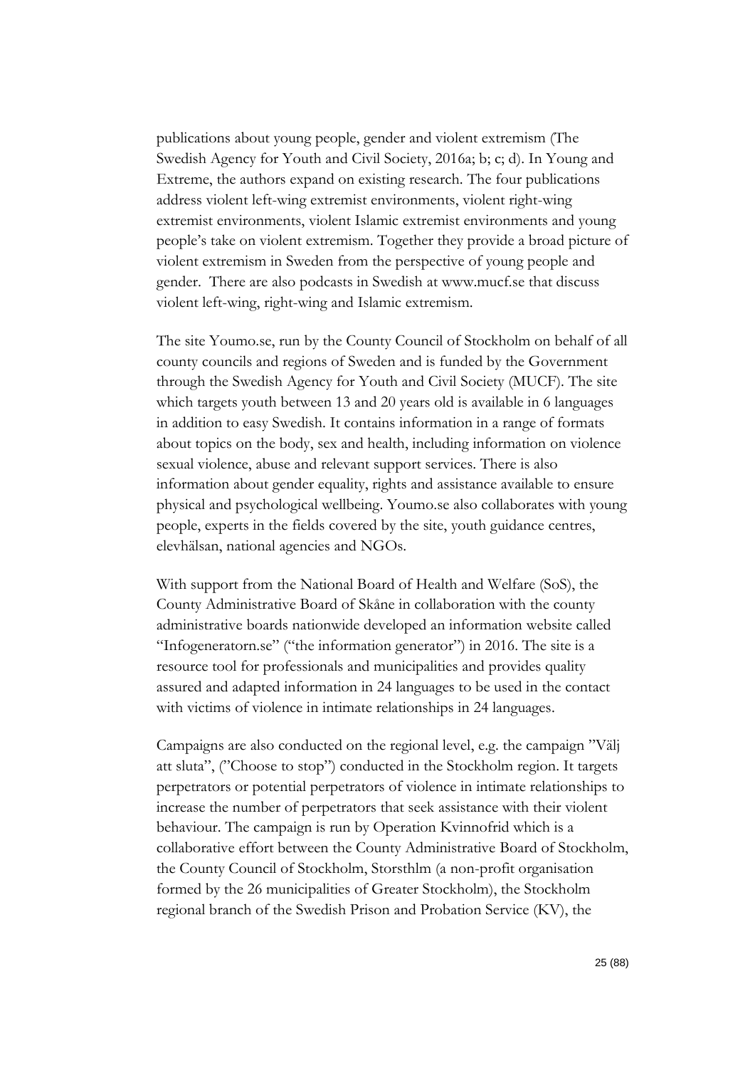publications about young people, gender and violent extremism (The Swedish Agency for Youth and Civil Society, 2016a; b; c; d). In Young and Extreme, the authors expand on existing research. The four publications address violent left-wing extremist environments, violent right-wing extremist environments, violent Islamic extremist environments and young people's take on violent extremism. Together they provide a broad picture of violent extremism in Sweden from the perspective of young people and gender. There are also podcasts in Swedish at www.mucf.se that discuss violent left-wing, right-wing and Islamic extremism.

The site Youmo.se, run by the County Council of Stockholm on behalf of all county councils and regions of Sweden and is funded by the Government through the Swedish Agency for Youth and Civil Society (MUCF). The site which targets youth between 13 and 20 years old is available in 6 languages in addition to easy Swedish. It contains information in a range of formats about topics on the body, sex and health, including information on violence sexual violence, abuse and relevant support services. There is also information about gender equality, rights and assistance available to ensure physical and psychological wellbeing. Youmo.se also collaborates with young people, experts in the fields covered by the site, youth guidance centres, elevhälsan, national agencies and NGOs.

With support from the National Board of Health and Welfare (SoS), the County Administrative Board of Skåne in collaboration with the county administrative boards nationwide developed an information website called "Infogeneratorn.se" ("the information generator") in 2016. The site is a resource tool for professionals and municipalities and provides quality assured and adapted information in 24 languages to be used in the contact with victims of violence in intimate relationships in 24 languages.

Campaigns are also conducted on the regional level, e.g. the campaign "Välj att sluta", ("Choose to stop") conducted in the Stockholm region. It targets perpetrators or potential perpetrators of violence in intimate relationships to increase the number of perpetrators that seek assistance with their violent behaviour. The campaign is run by Operation Kvinnofrid which is a collaborative effort between the County Administrative Board of Stockholm, the County Council of Stockholm, Storsthlm (a non-profit organisation formed by the 26 municipalities of Greater Stockholm), the Stockholm regional branch of the Swedish Prison and Probation Service (KV), the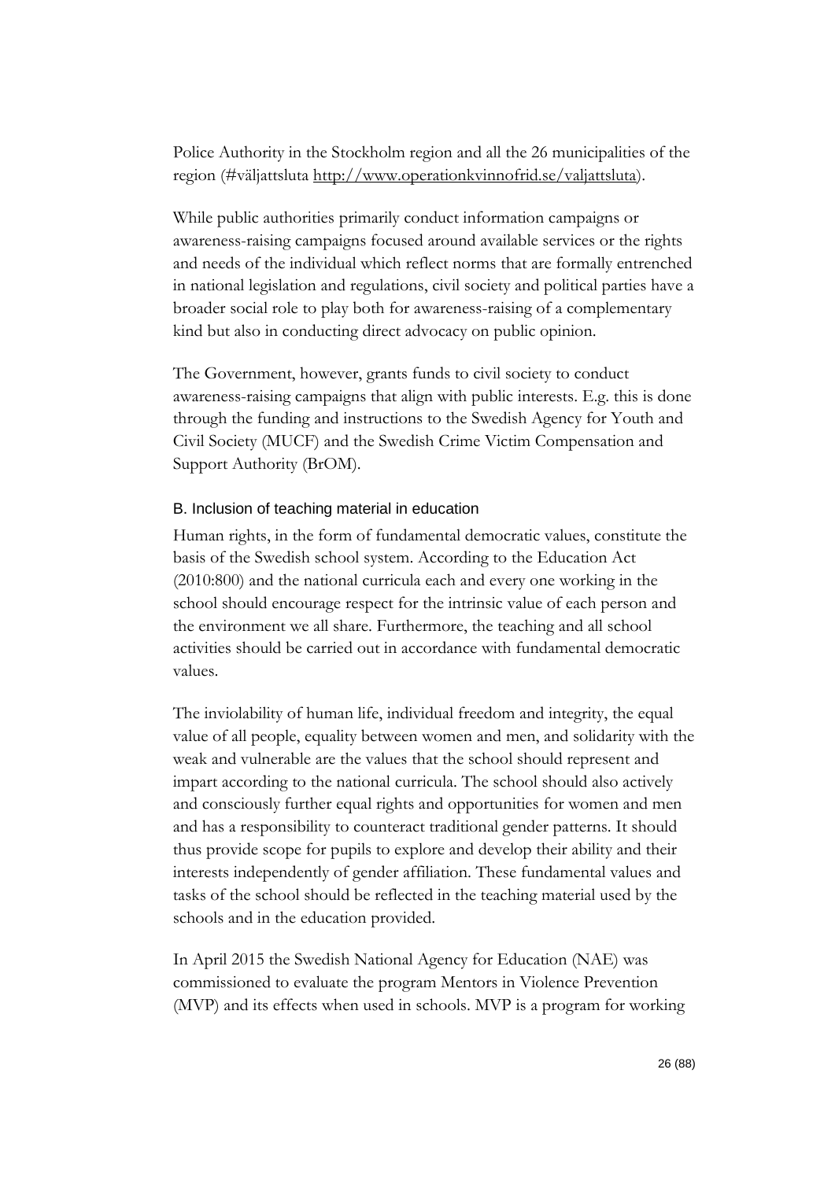Police Authority in the Stockholm region and all the 26 municipalities of the region (#väljattsluta http://www.operationkvinnofrid.se/valjattsluta).

While public authorities primarily conduct information campaigns or awareness-raising campaigns focused around available services or the rights and needs of the individual which reflect norms that are formally entrenched in national legislation and regulations, civil society and political parties have a broader social role to play both for awareness-raising of a complementary kind but also in conducting direct advocacy on public opinion.

The Government, however, grants funds to civil society to conduct awareness-raising campaigns that align with public interests. E.g. this is done through the funding and instructions to the Swedish Agency for Youth and Civil Society (MUCF) and the Swedish Crime Victim Compensation and Support Authority (BrOM).

### B. Inclusion of teaching material in education

Human rights, in the form of fundamental democratic values, constitute the basis of the Swedish school system. According to the Education Act (2010:800) and the national curricula each and every one working in the school should encourage respect for the intrinsic value of each person and the environment we all share. Furthermore, the teaching and all school activities should be carried out in accordance with fundamental democratic values.

The inviolability of human life, individual freedom and integrity, the equal value of all people, equality between women and men, and solidarity with the weak and vulnerable are the values that the school should represent and impart according to the national curricula. The school should also actively and consciously further equal rights and opportunities for women and men and has a responsibility to counteract traditional gender patterns. It should thus provide scope for pupils to explore and develop their ability and their interests independently of gender affiliation. These fundamental values and tasks of the school should be reflected in the teaching material used by the schools and in the education provided.

In April 2015 the Swedish National Agency for Education (NAE) was commissioned to evaluate the program Mentors in Violence Prevention (MVP) and its effects when used in schools. MVP is a program for working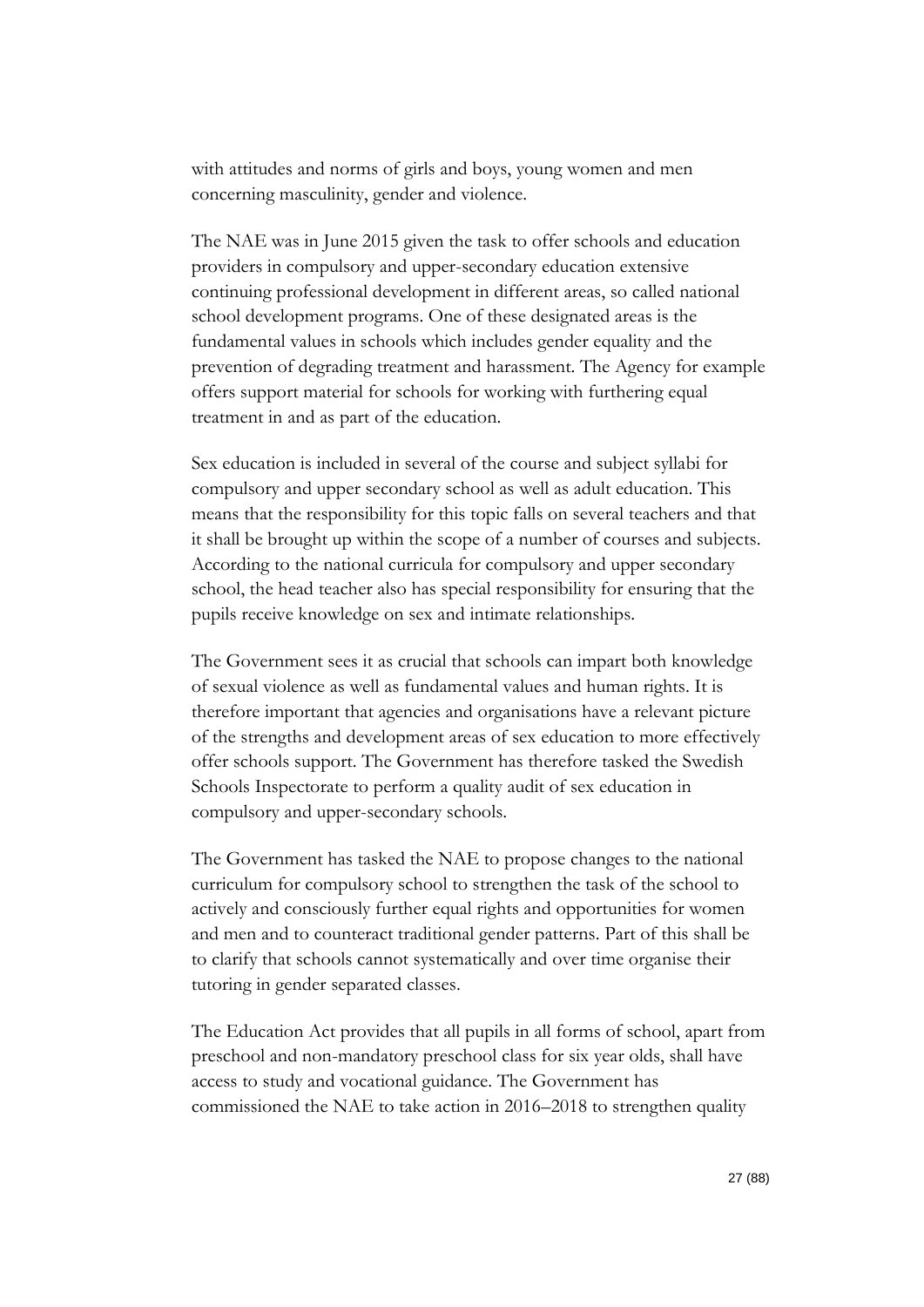with attitudes and norms of girls and boys, young women and men concerning masculinity, gender and violence.

The NAE was in June 2015 given the task to offer schools and education providers in compulsory and upper-secondary education extensive continuing professional development in different areas, so called national school development programs. One of these designated areas is the fundamental values in schools which includes gender equality and the prevention of degrading treatment and harassment. The Agency for example offers support material for schools for working with furthering equal treatment in and as part of the education.

Sex education is included in several of the course and subject syllabi for compulsory and upper secondary school as well as adult education. This means that the responsibility for this topic falls on several teachers and that it shall be brought up within the scope of a number of courses and subjects. According to the national curricula for compulsory and upper secondary school, the head teacher also has special responsibility for ensuring that the pupils receive knowledge on sex and intimate relationships.

The Government sees it as crucial that schools can impart both knowledge of sexual violence as well as fundamental values and human rights. It is therefore important that agencies and organisations have a relevant picture of the strengths and development areas of sex education to more effectively offer schools support. The Government has therefore tasked the Swedish Schools Inspectorate to perform a quality audit of sex education in compulsory and upper-secondary schools.

The Government has tasked the NAE to propose changes to the national curriculum for compulsory school to strengthen the task of the school to actively and consciously further equal rights and opportunities for women and men and to counteract traditional gender patterns. Part of this shall be to clarify that schools cannot systematically and over time organise their tutoring in gender separated classes.

The Education Act provides that all pupils in all forms of school, apart from preschool and non-mandatory preschool class for six year olds, shall have access to study and vocational guidance. The Government has commissioned the NAE to take action in 2016–2018 to strengthen quality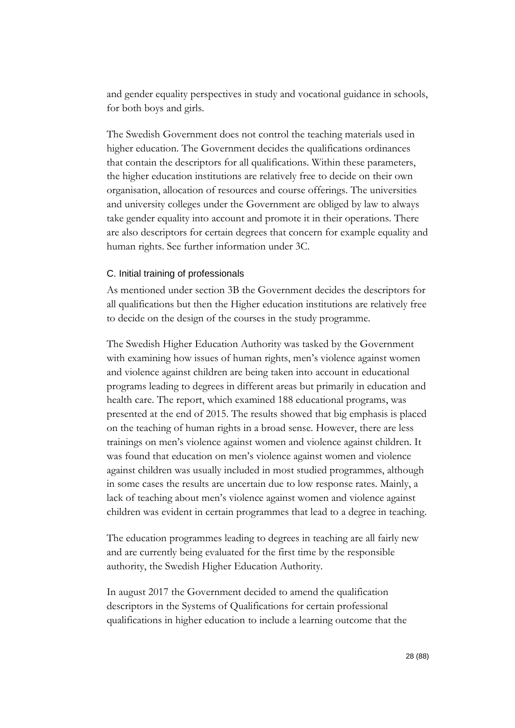and gender equality perspectives in study and vocational guidance in schools, for both boys and girls.

The Swedish Government does not control the teaching materials used in higher education. The Government decides the qualifications ordinances that contain the descriptors for all qualifications. Within these parameters, the higher education institutions are relatively free to decide on their own organisation, allocation of resources and course offerings. The universities and university colleges under the Government are obliged by law to always take gender equality into account and promote it in their operations. There are also descriptors for certain degrees that concern for example equality and human rights. See further information under 3C.

### C. Initial training of professionals

As mentioned under section 3B the Government decides the descriptors for all qualifications but then the Higher education institutions are relatively free to decide on the design of the courses in the study programme.

The Swedish Higher Education Authority was tasked by the Government with examining how issues of human rights, men's violence against women and violence against children are being taken into account in educational programs leading to degrees in different areas but primarily in education and health care. The report, which examined 188 educational programs, was presented at the end of 2015. The results showed that big emphasis is placed on the teaching of human rights in a broad sense. However, there are less trainings on men's violence against women and violence against children. It was found that education on men's violence against women and violence against children was usually included in most studied programmes, although in some cases the results are uncertain due to low response rates. Mainly, a lack of teaching about men's violence against women and violence against children was evident in certain programmes that lead to a degree in teaching.

The education programmes leading to degrees in teaching are all fairly new and are currently being evaluated for the first time by the responsible authority, the Swedish Higher Education Authority.

In august 2017 the Government decided to amend the qualification descriptors in the Systems of Qualifications for certain professional qualifications in higher education to include a learning outcome that the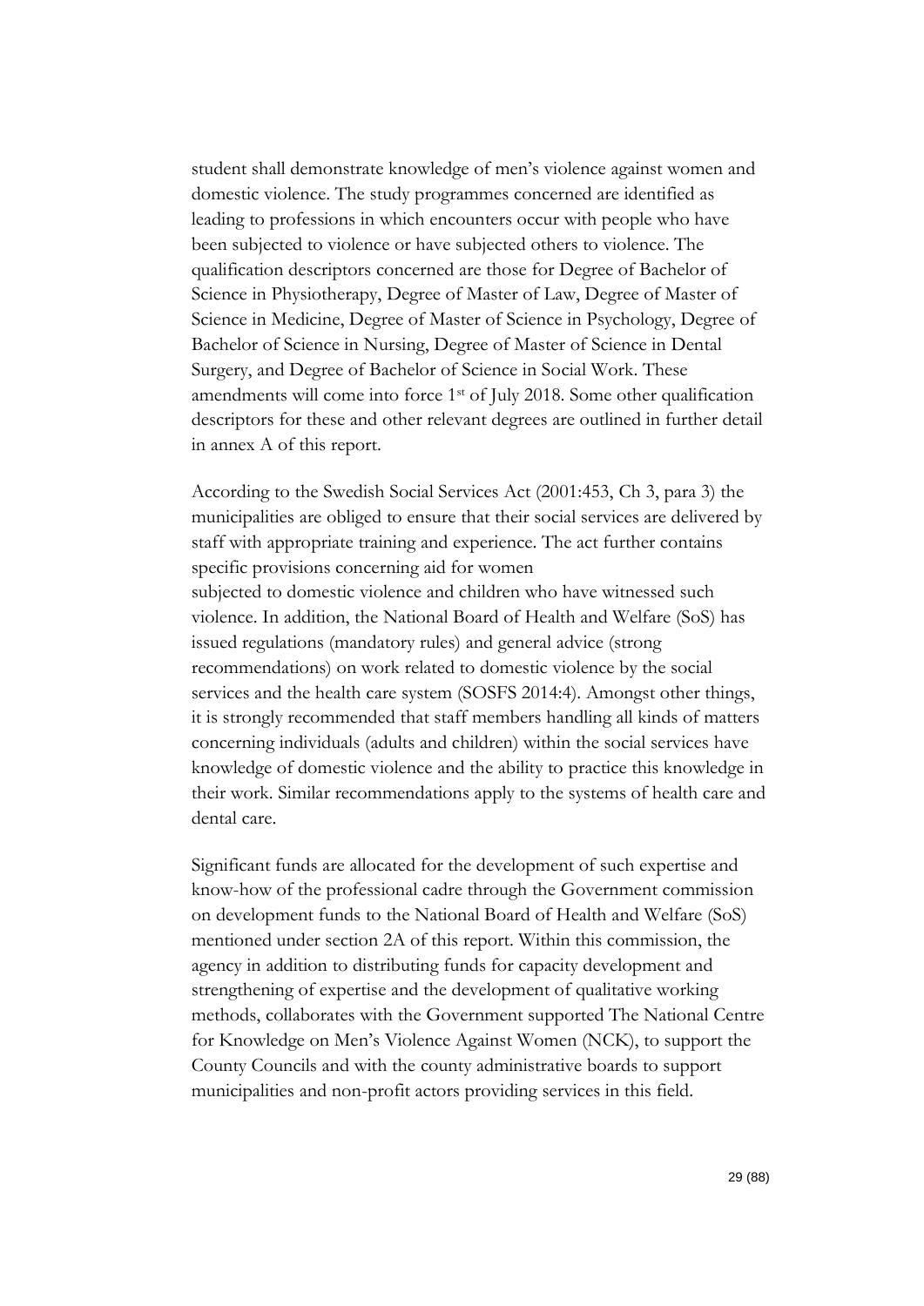student shall demonstrate knowledge of men's violence against women and domestic violence. The study programmes concerned are identified as leading to professions in which encounters occur with people who have been subjected to violence or have subjected others to violence. The qualification descriptors concerned are those for Degree of Bachelor of Science in Physiotherapy, Degree of Master of Law, Degree of Master of Science in Medicine, Degree of Master of Science in Psychology, Degree of Bachelor of Science in Nursing, Degree of Master of Science in Dental Surgery, and Degree of Bachelor of Science in Social Work. These amendments will come into force 1st of July 2018. Some other qualification descriptors for these and other relevant degrees are outlined in further detail in annex A of this report.

According to the Swedish Social Services Act (2001:453, Ch 3, para 3) the municipalities are obliged to ensure that their social services are delivered by staff with appropriate training and experience. The act further contains specific provisions concerning aid for women subjected to domestic violence and children who have witnessed such violence. In addition, the National Board of Health and Welfare (SoS) has issued regulations (mandatory rules) and general advice (strong recommendations) on work related to domestic violence by the social services and the health care system (SOSFS 2014:4). Amongst other things, it is strongly recommended that staff members handling all kinds of matters concerning individuals (adults and children) within the social services have knowledge of domestic violence and the ability to practice this knowledge in their work. Similar recommendations apply to the systems of health care and dental care.

Significant funds are allocated for the development of such expertise and know-how of the professional cadre through the Government commission on development funds to the National Board of Health and Welfare (SoS) mentioned under section 2A of this report. Within this commission, the agency in addition to distributing funds for capacity development and strengthening of expertise and the development of qualitative working methods, collaborates with the Government supported The National Centre for Knowledge on Men's Violence Against Women (NCK), to support the County Councils and with the county administrative boards to support municipalities and non-profit actors providing services in this field.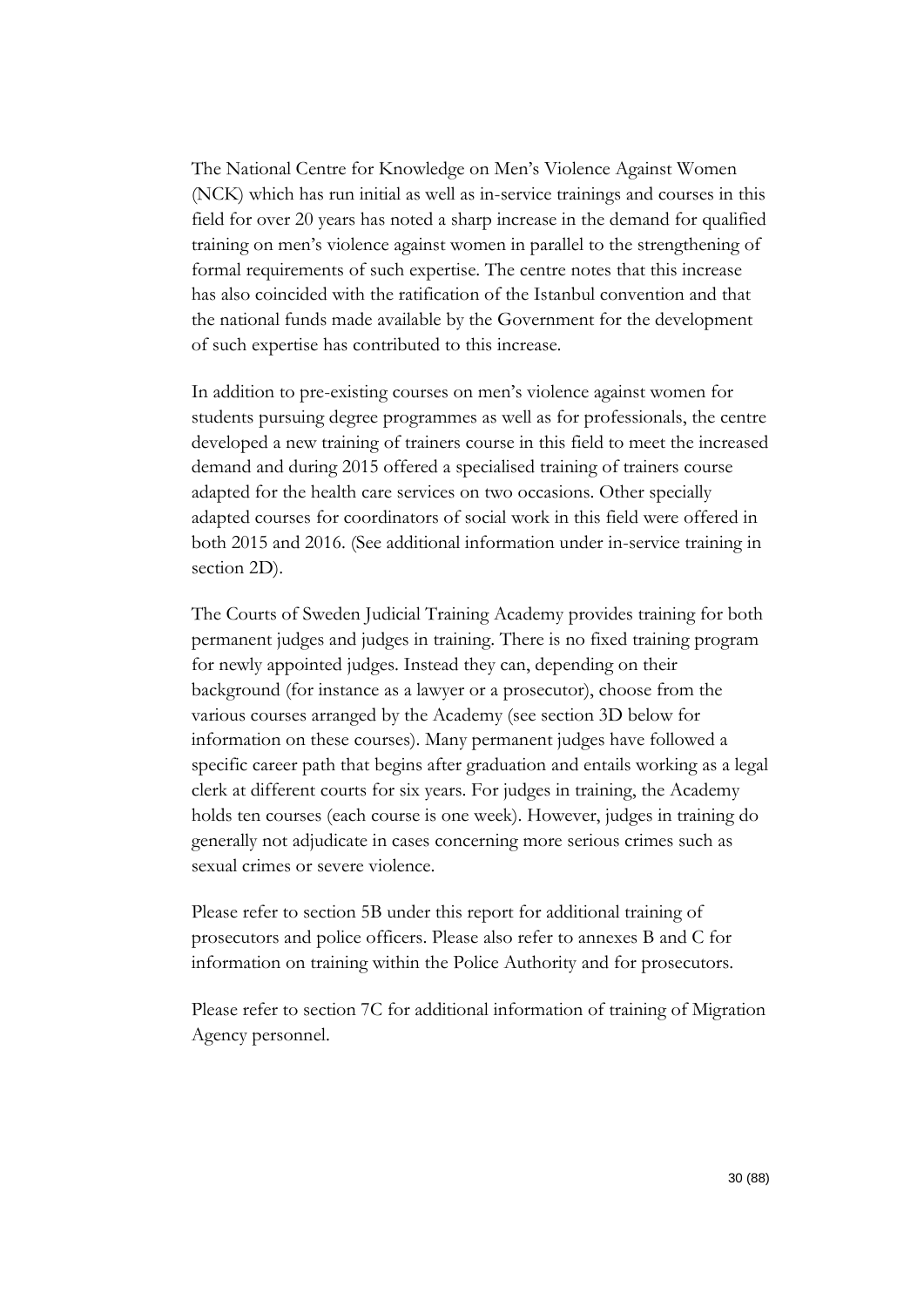The National Centre for Knowledge on Men's Violence Against Women (NCK) which has run initial as well as in-service trainings and courses in this field for over 20 years has noted a sharp increase in the demand for qualified training on men's violence against women in parallel to the strengthening of formal requirements of such expertise. The centre notes that this increase has also coincided with the ratification of the Istanbul convention and that the national funds made available by the Government for the development of such expertise has contributed to this increase.

In addition to pre-existing courses on men's violence against women for students pursuing degree programmes as well as for professionals, the centre developed a new training of trainers course in this field to meet the increased demand and during 2015 offered a specialised training of trainers course adapted for the health care services on two occasions. Other specially adapted courses for coordinators of social work in this field were offered in both 2015 and 2016. (See additional information under in-service training in section 2D).

The Courts of Sweden Judicial Training Academy provides training for both permanent judges and judges in training. There is no fixed training program for newly appointed judges. Instead they can, depending on their background (for instance as a lawyer or a prosecutor), choose from the various courses arranged by the Academy (see section 3D below for information on these courses). Many permanent judges have followed a specific career path that begins after graduation and entails working as a legal clerk at different courts for six years. For judges in training, the Academy holds ten courses (each course is one week). However, judges in training do generally not adjudicate in cases concerning more serious crimes such as sexual crimes or severe violence.

Please refer to section 5B under this report for additional training of prosecutors and police officers. Please also refer to annexes B and C for information on training within the Police Authority and for prosecutors.

Please refer to section 7C for additional information of training of Migration Agency personnel.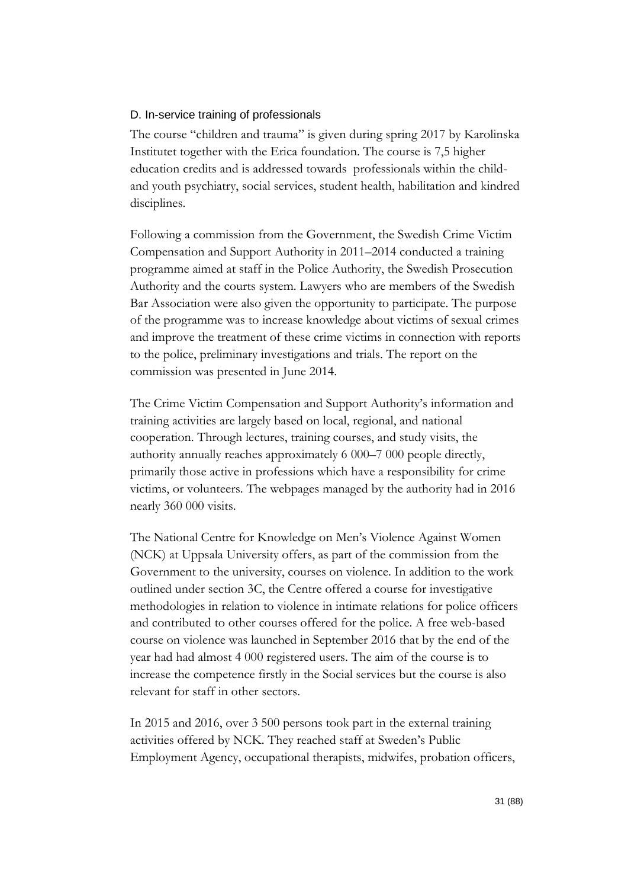### D. In-service training of professionals

The course "children and trauma" is given during spring 2017 by Karolinska Institutet together with the Erica foundation. The course is 7,5 higher education credits and is addressed towards professionals within the child- and youth psychiatry, social services, student health, habilitation and kindred disciplines.

Following a commission from the Government, the Swedish Crime Victim Compensation and Support Authority in 2011–2014 conducted a training programme aimed at staff in the Police Authority, the Swedish Prosecution Authority and the courts system. Lawyers who are members of the Swedish Bar Association were also given the opportunity to participate. The purpose of the programme was to increase knowledge about victims of sexual crimes and improve the treatment of these crime victims in connection with reports to the police, preliminary investigations and trials. The report on the commission was presented in June 2014.

The Crime Victim Compensation and Support Authority's information and training activities are largely based on local, regional, and national cooperation. Through lectures, training courses, and study visits, the authority annually reaches approximately 6 000–7 000 people directly, primarily those active in professions which have a responsibility for crime victims, or volunteers. The webpages managed by the authority had in 2016 nearly 360 000 visits.

The National Centre for Knowledge on Men's Violence Against Women (NCK) at Uppsala University offers, as part of the commission from the Government to the university, courses on violence. In addition to the work outlined under section 3C, the Centre offered a course for investigative methodologies in relation to violence in intimate relations for police officers and contributed to other courses offered for the police. A free web-based course on violence was launched in September 2016 that by the end of the year had had almost 4 000 registered users. The aim of the course is to increase the competence firstly in the Social services but the course is also relevant for staff in other sectors.

In 2015 and 2016, over 3 500 persons took part in the external training activities offered by NCK. They reached staff at Sweden's Public Employment Agency, occupational therapists, midwifes, probation officers,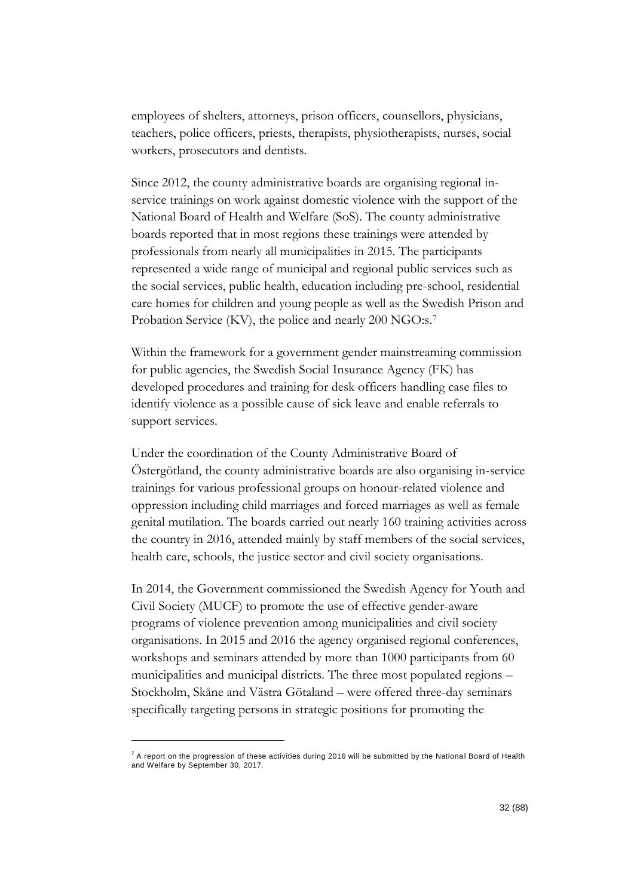employees of shelters, attorneys, prison officers, counsellors, physicians, teachers, police officers, priests, therapists, physiotherapists, nurses, social workers, prosecutors and dentists.

Since 2012, the county administrative boards are organising regional in-service trainings on work against domestic violence with the support of the National Board of Health and Welfare (SoS). The county administrative boards reported that in most regions these trainings were attended by professionals from nearly all municipalities in 2015. The participants represented a wide range of municipal and regional public services such as the social services, public health, education including pre-school, residential care homes for children and young people as well as the Swedish Prison and Probation Service (KV), the police and nearly 200 NGO:s.[7]

Within the framework for a government gender mainstreaming commission for public agencies, the Swedish Social Insurance Agency (FK) has developed procedures and training for desk officers handling case files to identify violence as a possible cause of sick leave and enable referrals to support services.

Under the coordination of the County Administrative Board of Östergötland, the county administrative boards are also organising in-service trainings for various professional groups on honour-related violence and oppression including child marriages and forced marriages as well as female genital mutilation. The boards carried out nearly 160 training activities across the country in 2016, attended mainly by staff members of the social services, health care, schools, the justice sector and civil society organisations.

In 2014, the Government commissioned the Swedish Agency for Youth and Civil Society (MUCF) to promote the use of effective gender-aware programs of violence prevention among municipalities and civil society organisations. In 2015 and 2016 the agency organised regional conferences, workshops and seminars attended by more than 1000 participants from 60 municipalities and municipal districts. The three most populated regions – Stockholm, Skåne and Västra Götaland – were offered three-day seminars specifically targeting persons in strategic positions for promoting the

[7] A report on the progression of these activities during 2016 will be submitted by the National Board of Health and Welfare by September 30, 2017.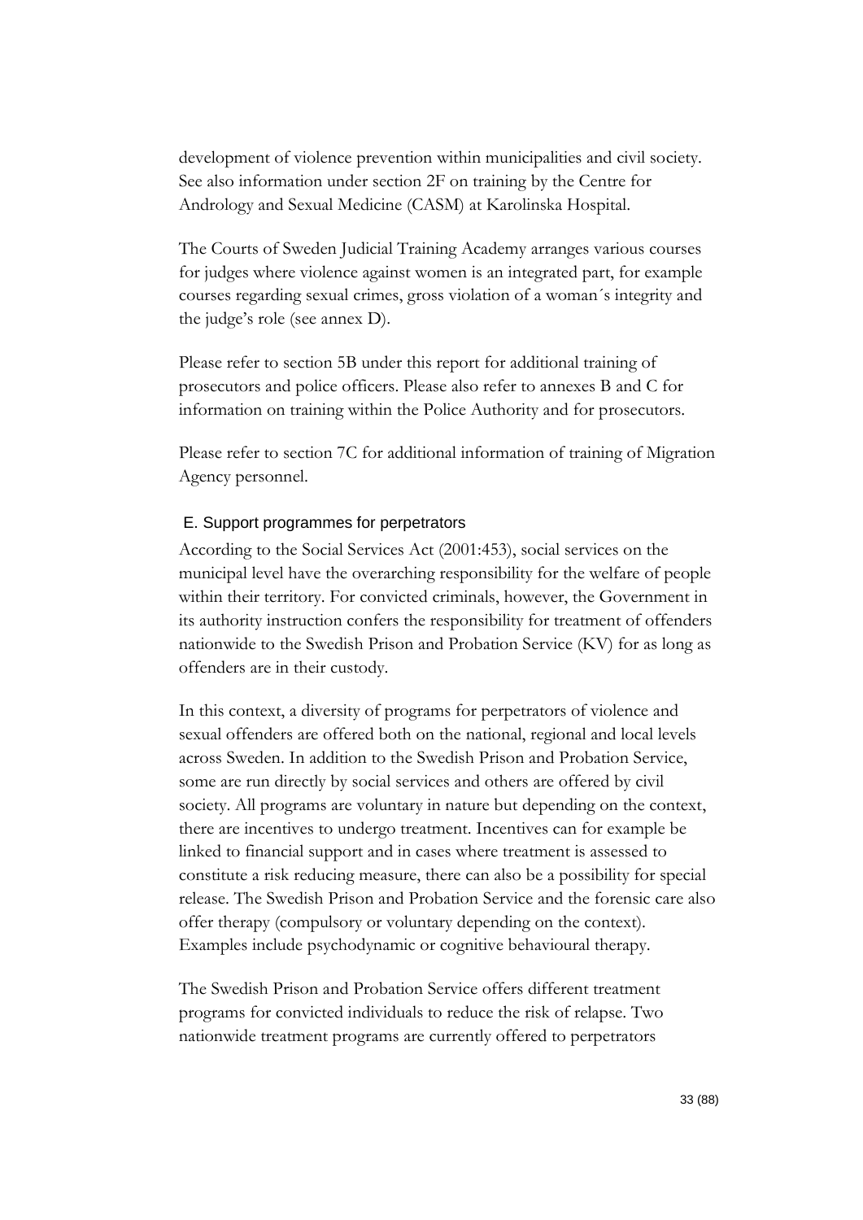development of violence prevention within municipalities and civil society. See also information under section 2F on training by the Centre for Andrology and Sexual Medicine (CASM) at Karolinska Hospital.

The Courts of Sweden Judicial Training Academy arranges various courses for judges where violence against women is an integrated part, for example courses regarding sexual crimes, gross violation of a woman´s integrity and the judge's role (see annex D).

Please refer to section 5B under this report for additional training of prosecutors and police officers. Please also refer to annexes B and C for information on training within the Police Authority and for prosecutors.

Please refer to section 7C for additional information of training of Migration Agency personnel.

### E. Support programmes for perpetrators

According to the Social Services Act (2001:453), social services on the municipal level have the overarching responsibility for the welfare of people within their territory. For convicted criminals, however, the Government in its authority instruction confers the responsibility for treatment of offenders nationwide to the Swedish Prison and Probation Service (KV) for as long as offenders are in their custody.

In this context, a diversity of programs for perpetrators of violence and sexual offenders are offered both on the national, regional and local levels across Sweden. In addition to the Swedish Prison and Probation Service, some are run directly by social services and others are offered by civil society. All programs are voluntary in nature but depending on the context, there are incentives to undergo treatment. Incentives can for example be linked to financial support and in cases where treatment is assessed to constitute a risk reducing measure, there can also be a possibility for special release. The Swedish Prison and Probation Service and the forensic care also offer therapy (compulsory or voluntary depending on the context). Examples include psychodynamic or cognitive behavioural therapy.

The Swedish Prison and Probation Service offers different treatment programs for convicted individuals to reduce the risk of relapse. Two nationwide treatment programs are currently offered to perpetrators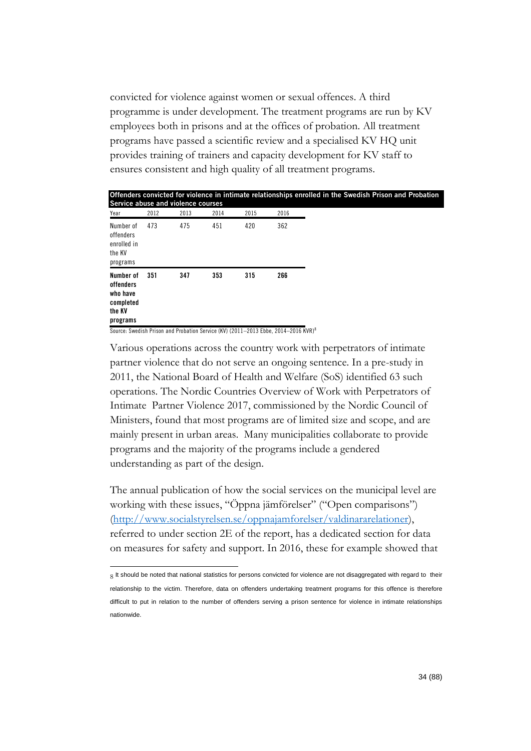convicted for violence against women or sexual offences. A third programme is under development. The treatment programs are run by KV employees both in prisons and at the offices of probation. All treatment programs have passed a scientific review and a specialised KV HQ unit provides training of trainers and capacity development for KV staff to ensures consistent and high quality of all treatment programs.

**Offenders convicted for violence in intimate relationships enrolled in the Swedish Prison and Probation Service abuse and violence courses**

| Year | 2012 | 2013 | 2014 | 2015 | 2016 |
|---|---|---|---|---|---|
| Number of offenders enrolled in the KV programs | 473 | 475 | 451 | 420 | 362 |
| **Number of offenders who have completed the KV programs** | **351** | **347** | **353** | **315** | **266** |

Source: Swedish Prison and Probation Service (KV) (2011–2013 Ebbe, 2014–2016 KVR)[8]

Various operations across the country work with perpetrators of intimate partner violence that do not serve an ongoing sentence. In a pre-study in 2011, the National Board of Health and Welfare (SoS) identified 63 such operations. The Nordic Countries Overview of Work with Perpetrators of Intimate Partner Violence 2017, commissioned by the Nordic Council of Ministers, found that most programs are of limited size and scope, and are mainly present in urban areas. Many municipalities collaborate to provide programs and the majority of the programs include a gendered understanding as part of the design.

The annual publication of how the social services on the municipal level are working with these issues, "Öppna jämförelser" ("Open comparisons") (http://www.socialstyrelsen.se/oppnajamforelser/valdinararelationer), referred to under section 2E of the report, has a dedicated section for data on measures for safety and support. In 2016, these for example showed that

[8] It should be noted that national statistics for persons convicted for violence are not disaggregated with regard to their relationship to the victim. Therefore, data on offenders undertaking treatment programs for this offence is therefore difficult to put in relation to the number of offenders serving a prison sentence for violence in intimate relationships nationwide.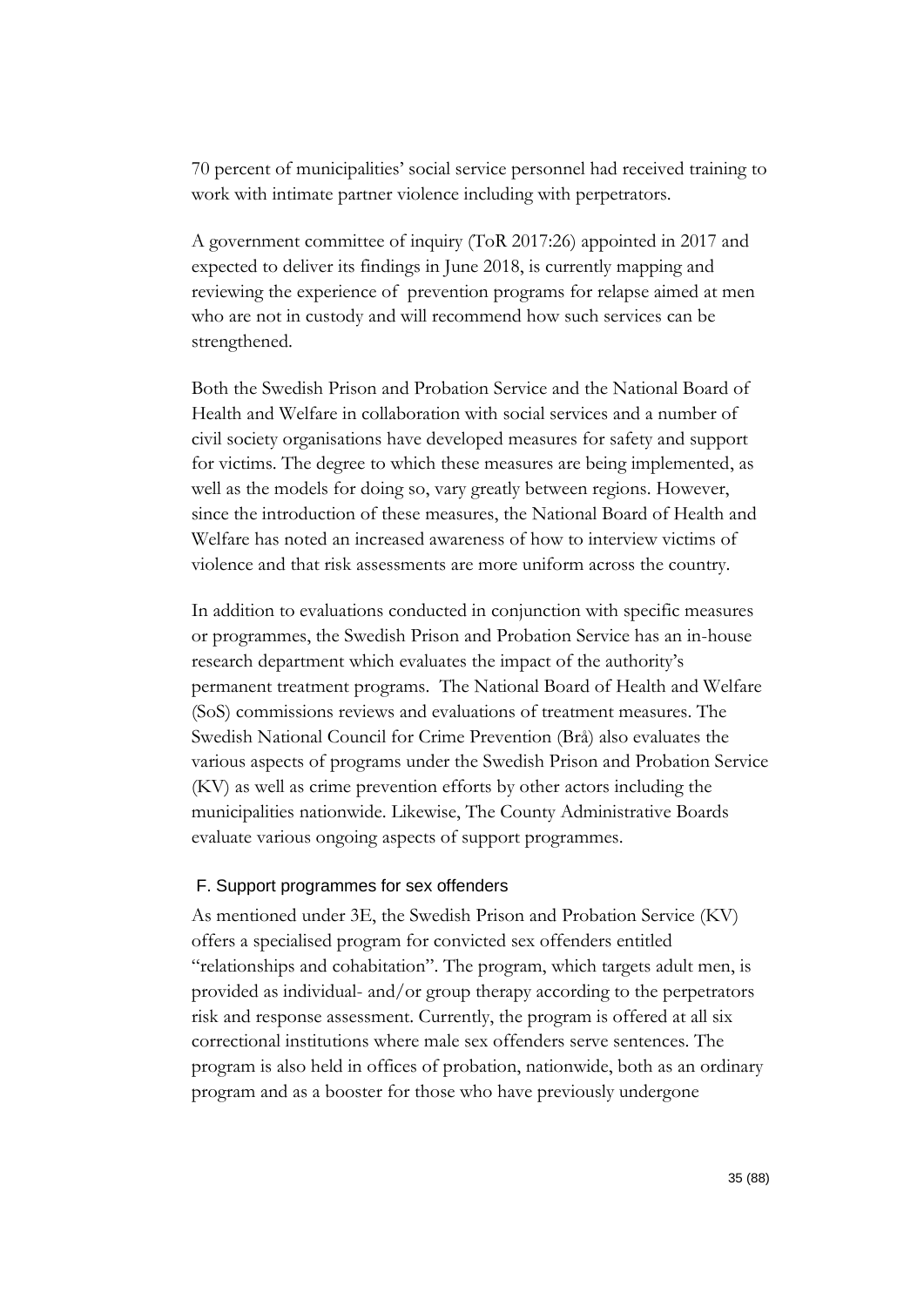70 percent of municipalities' social service personnel had received training to work with intimate partner violence including with perpetrators.

A government committee of inquiry (ToR 2017:26) appointed in 2017 and expected to deliver its findings in June 2018, is currently mapping and reviewing the experience of prevention programs for relapse aimed at men who are not in custody and will recommend how such services can be strengthened.

Both the Swedish Prison and Probation Service and the National Board of Health and Welfare in collaboration with social services and a number of civil society organisations have developed measures for safety and support for victims. The degree to which these measures are being implemented, as well as the models for doing so, vary greatly between regions. However, since the introduction of these measures, the National Board of Health and Welfare has noted an increased awareness of how to interview victims of violence and that risk assessments are more uniform across the country.

In addition to evaluations conducted in conjunction with specific measures or programmes, the Swedish Prison and Probation Service has an in-house research department which evaluates the impact of the authority's permanent treatment programs. The National Board of Health and Welfare (SoS) commissions reviews and evaluations of treatment measures. The Swedish National Council for Crime Prevention (Brå) also evaluates the various aspects of programs under the Swedish Prison and Probation Service (KV) as well as crime prevention efforts by other actors including the municipalities nationwide. Likewise, The County Administrative Boards evaluate various ongoing aspects of support programmes.

### F. Support programmes for sex offenders

As mentioned under 3E, the Swedish Prison and Probation Service (KV) offers a specialised program for convicted sex offenders entitled "relationships and cohabitation". The program, which targets adult men, is provided as individual- and/or group therapy according to the perpetrators risk and response assessment. Currently, the program is offered at all six correctional institutions where male sex offenders serve sentences. The program is also held in offices of probation, nationwide, both as an ordinary program and as a booster for those who have previously undergone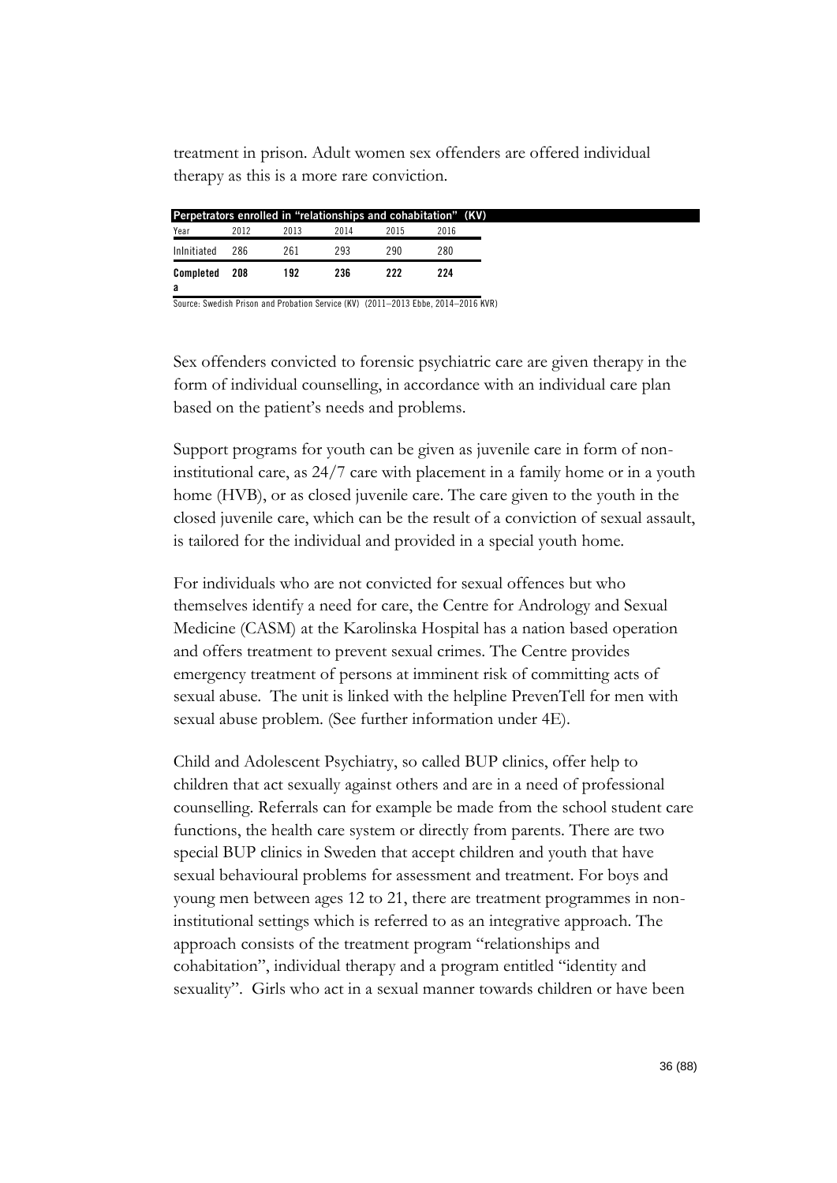treatment in prison. Adult women sex offenders are offered individual therapy as this is a more rare conviction.

**Perpetrators enrolled in "relationships and cohabitation" (KV)**

| Year | 2012 | 2013 | 2014 | 2015 | 2016 |
|---|---|---|---|---|---|
| InInitiated | 286 | 261 | 293 | 290 | 280 |
| **Completed a** | **208** | **192** | **236** | **222** | **224** |

Source: Swedish Prison and Probation Service (KV) (2011–2013 Ebbe, 2014–2016 KVR)

Sex offenders convicted to forensic psychiatric care are given therapy in the form of individual counselling, in accordance with an individual care plan based on the patient's needs and problems.

Support programs for youth can be given as juvenile care in form of non-institutional care, as 24/7 care with placement in a family home or in a youth home (HVB), or as closed juvenile care. The care given to the youth in the closed juvenile care, which can be the result of a conviction of sexual assault, is tailored for the individual and provided in a special youth home.

For individuals who are not convicted for sexual offences but who themselves identify a need for care, the Centre for Andrology and Sexual Medicine (CASM) at the Karolinska Hospital has a nation based operation and offers treatment to prevent sexual crimes. The Centre provides emergency treatment of persons at imminent risk of committing acts of sexual abuse. The unit is linked with the helpline PrevenTell for men with sexual abuse problem. (See further information under 4E).

Child and Adolescent Psychiatry, so called BUP clinics, offer help to children that act sexually against others and are in a need of professional counselling. Referrals can for example be made from the school student care functions, the health care system or directly from parents. There are two special BUP clinics in Sweden that accept children and youth that have sexual behavioural problems for assessment and treatment. For boys and young men between ages 12 to 21, there are treatment programmes in non-institutional settings which is referred to as an integrative approach. The approach consists of the treatment program "relationships and cohabitation", individual therapy and a program entitled "identity and sexuality". Girls who act in a sexual manner towards children or have been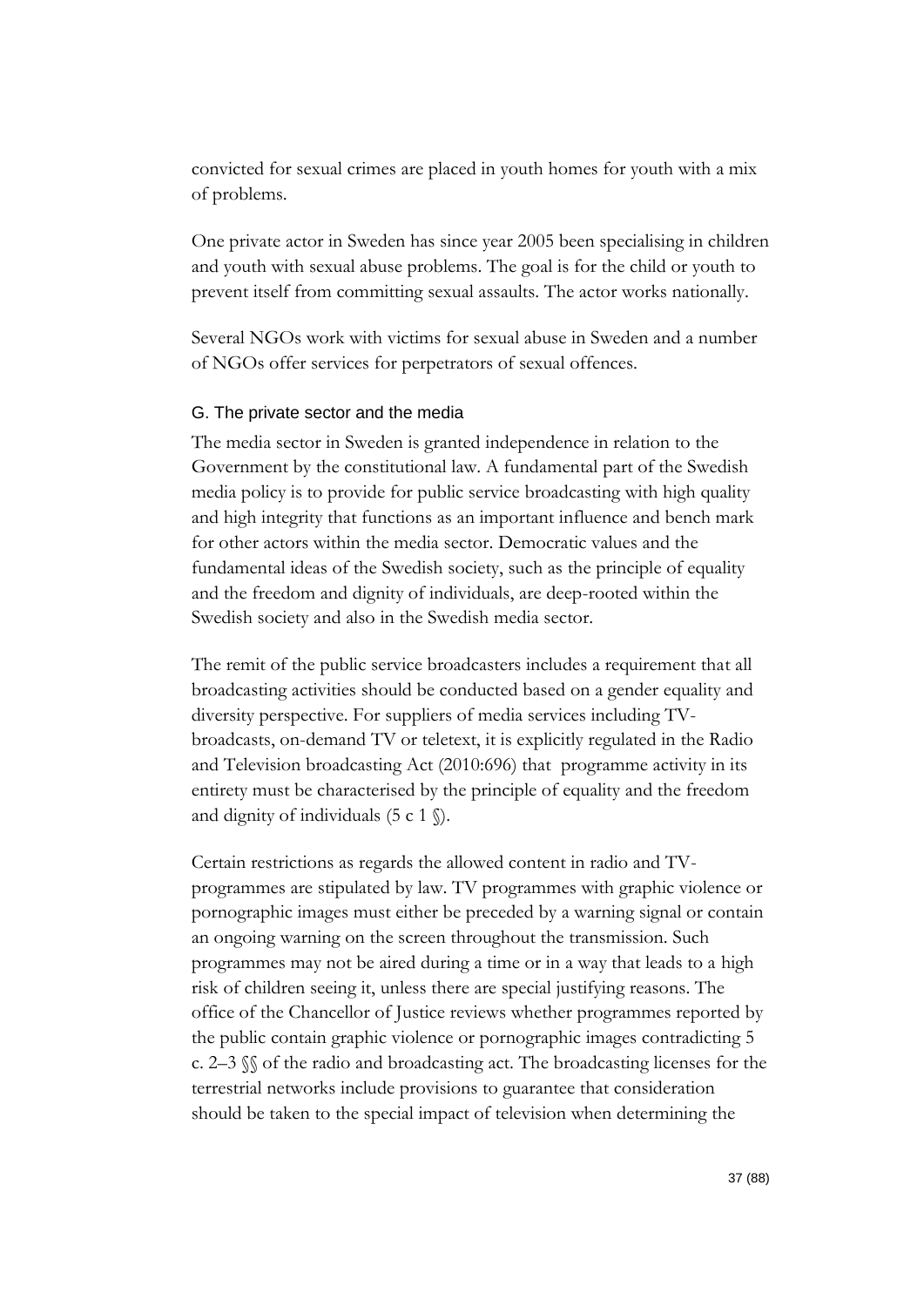convicted for sexual crimes are placed in youth homes for youth with a mix of problems.

One private actor in Sweden has since year 2005 been specialising in children and youth with sexual abuse problems. The goal is for the child or youth to prevent itself from committing sexual assaults. The actor works nationally.

Several NGOs work with victims for sexual abuse in Sweden and a number of NGOs offer services for perpetrators of sexual offences.

### G. The private sector and the media

The media sector in Sweden is granted independence in relation to the Government by the constitutional law. A fundamental part of the Swedish media policy is to provide for public service broadcasting with high quality and high integrity that functions as an important influence and bench mark for other actors within the media sector. Democratic values and the fundamental ideas of the Swedish society, such as the principle of equality and the freedom and dignity of individuals, are deep-rooted within the Swedish society and also in the Swedish media sector.

The remit of the public service broadcasters includes a requirement that all broadcasting activities should be conducted based on a gender equality and diversity perspective. For suppliers of media services including TV-broadcasts, on-demand TV or teletext, it is explicitly regulated in the Radio and Television broadcasting Act (2010:696) that programme activity in its entirety must be characterised by the principle of equality and the freedom and dignity of individuals (5 c 1 §).

Certain restrictions as regards the allowed content in radio and TV-programmes are stipulated by law. TV programmes with graphic violence or pornographic images must either be preceded by a warning signal or contain an ongoing warning on the screen throughout the transmission. Such programmes may not be aired during a time or in a way that leads to a high risk of children seeing it, unless there are special justifying reasons. The office of the Chancellor of Justice reviews whether programmes reported by the public contain graphic violence or pornographic images contradicting 5 c. 2–3 §§ of the radio and broadcasting act. The broadcasting licenses for the terrestrial networks include provisions to guarantee that consideration should be taken to the special impact of television when determining the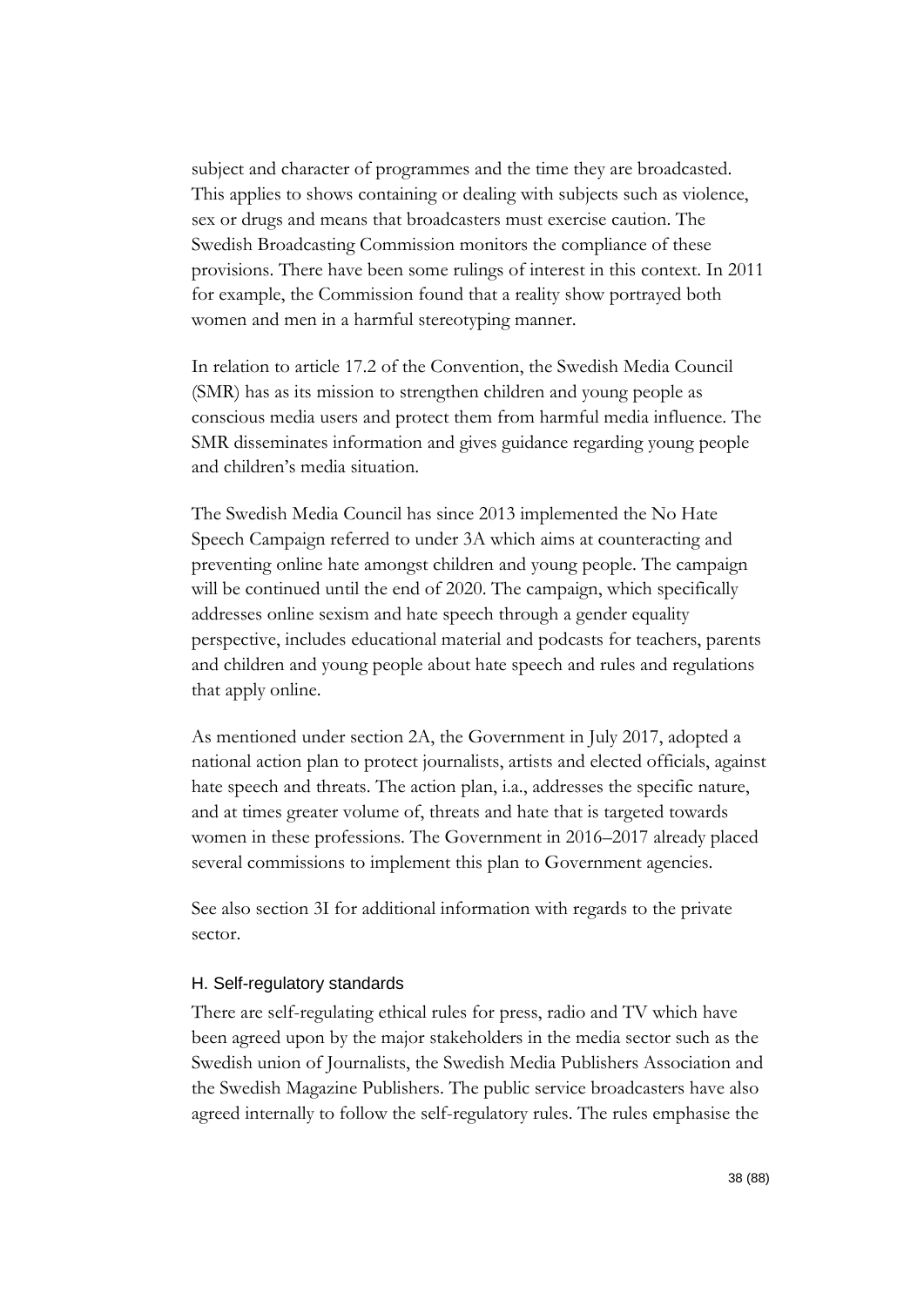subject and character of programmes and the time they are broadcasted. This applies to shows containing or dealing with subjects such as violence, sex or drugs and means that broadcasters must exercise caution. The Swedish Broadcasting Commission monitors the compliance of these provisions. There have been some rulings of interest in this context. In 2011 for example, the Commission found that a reality show portrayed both women and men in a harmful stereotyping manner.

In relation to article 17.2 of the Convention, the Swedish Media Council (SMR) has as its mission to strengthen children and young people as conscious media users and protect them from harmful media influence. The SMR disseminates information and gives guidance regarding young people and children's media situation.

The Swedish Media Council has since 2013 implemented the No Hate Speech Campaign referred to under 3A which aims at counteracting and preventing online hate amongst children and young people. The campaign will be continued until the end of 2020. The campaign, which specifically addresses online sexism and hate speech through a gender equality perspective, includes educational material and podcasts for teachers, parents and children and young people about hate speech and rules and regulations that apply online.

As mentioned under section 2A, the Government in July 2017, adopted a national action plan to protect journalists, artists and elected officials, against hate speech and threats. The action plan, i.a., addresses the specific nature, and at times greater volume of, threats and hate that is targeted towards women in these professions. The Government in 2016–2017 already placed several commissions to implement this plan to Government agencies.

See also section 3I for additional information with regards to the private sector.

### H. Self-regulatory standards

There are self-regulating ethical rules for press, radio and TV which have been agreed upon by the major stakeholders in the media sector such as the Swedish union of Journalists, the Swedish Media Publishers Association and the Swedish Magazine Publishers. The public service broadcasters have also agreed internally to follow the self-regulatory rules. The rules emphasise the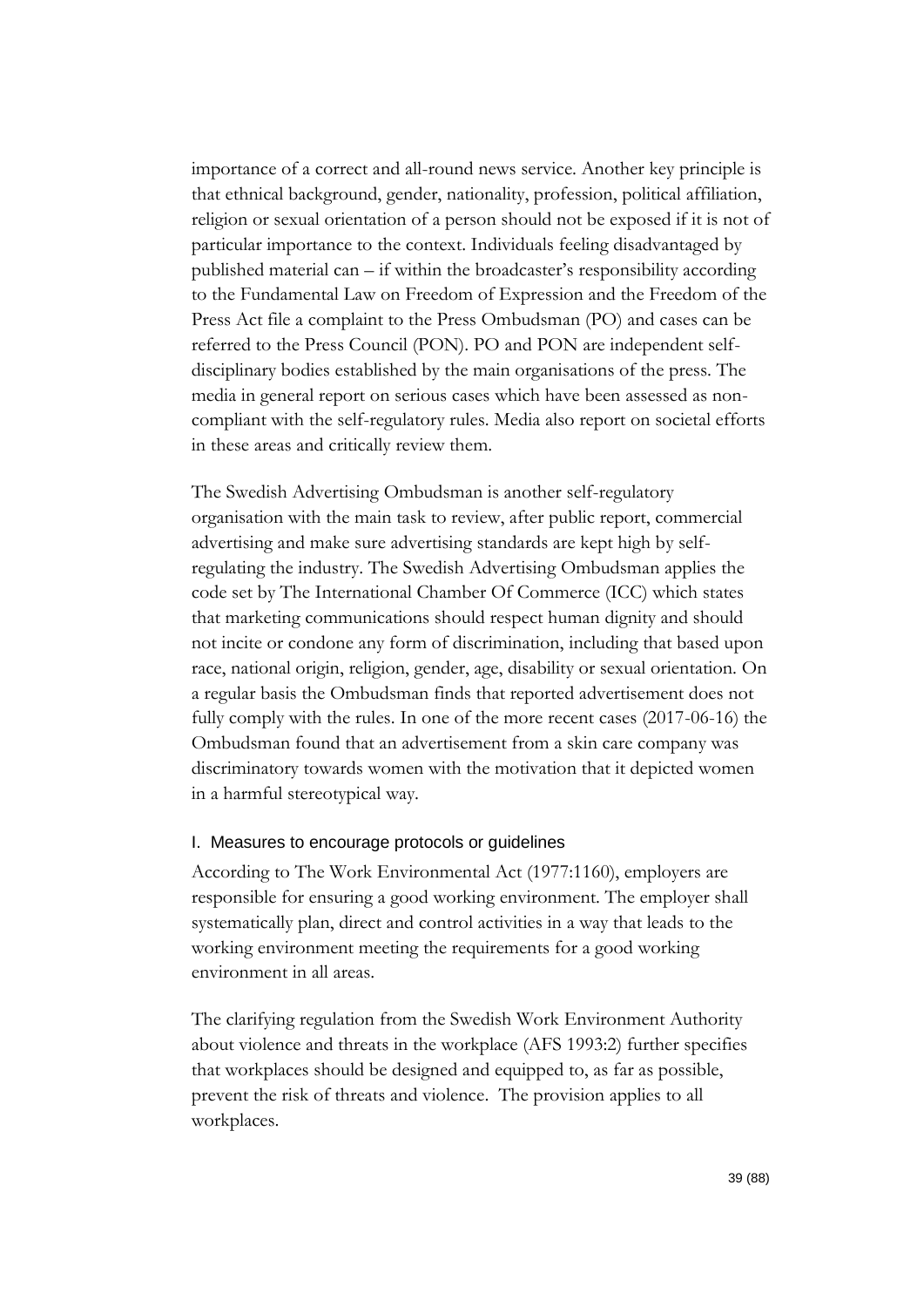importance of a correct and all-round news service. Another key principle is that ethnical background, gender, nationality, profession, political affiliation, religion or sexual orientation of a person should not be exposed if it is not of particular importance to the context. Individuals feeling disadvantaged by published material can – if within the broadcaster's responsibility according to the Fundamental Law on Freedom of Expression and the Freedom of the Press Act file a complaint to the Press Ombudsman (PO) and cases can be referred to the Press Council (PON). PO and PON are independent self-disciplinary bodies established by the main organisations of the press. The media in general report on serious cases which have been assessed as non-compliant with the self-regulatory rules. Media also report on societal efforts in these areas and critically review them.

The Swedish Advertising Ombudsman is another self-regulatory organisation with the main task to review, after public report, commercial advertising and make sure advertising standards are kept high by self-regulating the industry. The Swedish Advertising Ombudsman applies the code set by The International Chamber Of Commerce (ICC) which states that marketing communications should respect human dignity and should not incite or condone any form of discrimination, including that based upon race, national origin, religion, gender, age, disability or sexual orientation. On a regular basis the Ombudsman finds that reported advertisement does not fully comply with the rules. In one of the more recent cases (2017-06-16) the Ombudsman found that an advertisement from a skin care company was discriminatory towards women with the motivation that it depicted women in a harmful stereotypical way.

### I. Measures to encourage protocols or guidelines

According to The Work Environmental Act (1977:1160), employers are responsible for ensuring a good working environment. The employer shall systematically plan, direct and control activities in a way that leads to the working environment meeting the requirements for a good working environment in all areas.

The clarifying regulation from the Swedish Work Environment Authority about violence and threats in the workplace (AFS 1993:2) further specifies that workplaces should be designed and equipped to, as far as possible, prevent the risk of threats and violence. The provision applies to all workplaces.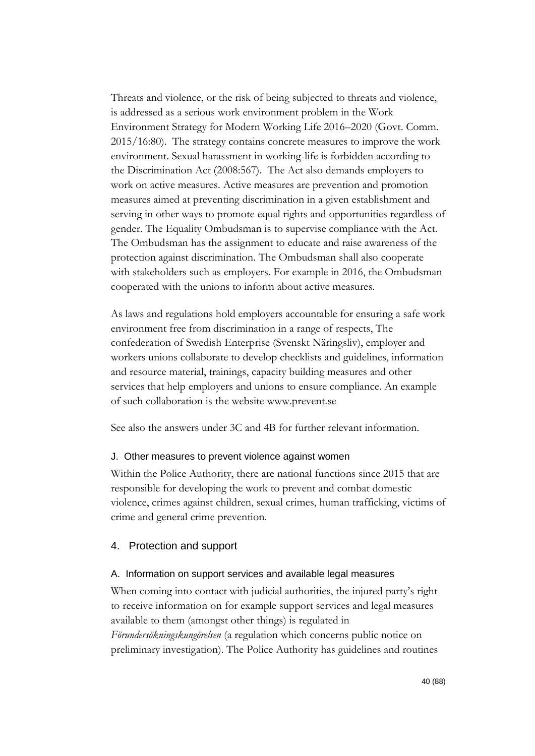Threats and violence, or the risk of being subjected to threats and violence, is addressed as a serious work environment problem in the Work Environment Strategy for Modern Working Life 2016–2020 (Govt. Comm. 2015/16:80). The strategy contains concrete measures to improve the work environment. Sexual harassment in working-life is forbidden according to the Discrimination Act (2008:567). The Act also demands employers to work on active measures. Active measures are prevention and promotion measures aimed at preventing discrimination in a given establishment and serving in other ways to promote equal rights and opportunities regardless of gender. The Equality Ombudsman is to supervise compliance with the Act. The Ombudsman has the assignment to educate and raise awareness of the protection against discrimination. The Ombudsman shall also cooperate with stakeholders such as employers. For example in 2016, the Ombudsman cooperated with the unions to inform about active measures.

As laws and regulations hold employers accountable for ensuring a safe work environment free from discrimination in a range of respects, The confederation of Swedish Enterprise (Svenskt Näringsliv), employer and workers unions collaborate to develop checklists and guidelines, information and resource material, trainings, capacity building measures and other services that help employers and unions to ensure compliance. An example of such collaboration is the website www.prevent.se

See also the answers under 3C and 4B for further relevant information.

### J. Other measures to prevent violence against women

Within the Police Authority, there are national functions since 2015 that are responsible for developing the work to prevent and combat domestic violence, crimes against children, sexual crimes, human trafficking, victims of crime and general crime prevention.

## 4. Protection and support

### A. Information on support services and available legal measures

When coming into contact with judicial authorities, the injured party's right to receive information on for example support services and legal measures available to them (amongst other things) is regulated in *Förundersökningskungörelsen* (a regulation which concerns public notice on preliminary investigation). The Police Authority has guidelines and routines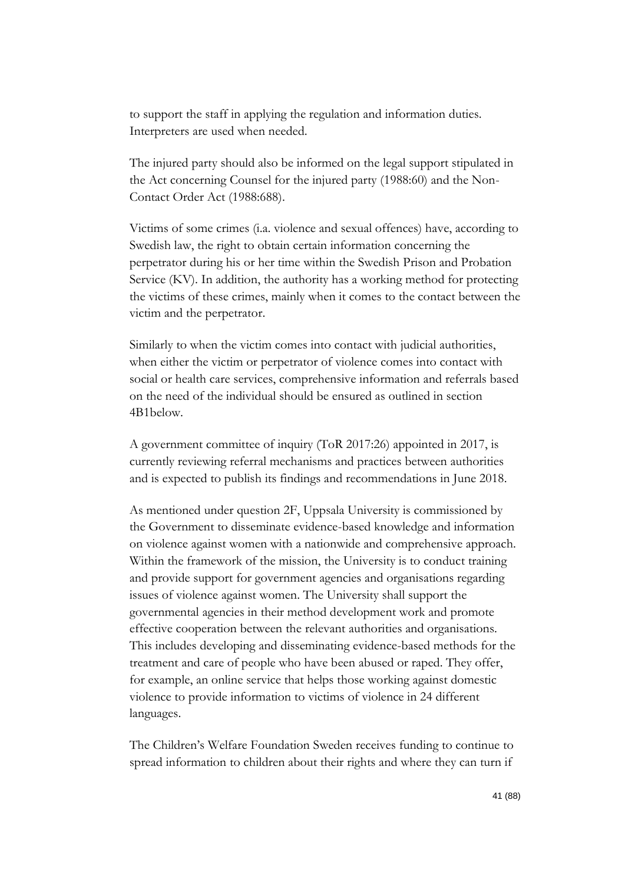to support the staff in applying the regulation and information duties. Interpreters are used when needed.

The injured party should also be informed on the legal support stipulated in the Act concerning Counsel for the injured party (1988:60) and the Non-Contact Order Act (1988:688).

Victims of some crimes (i.a. violence and sexual offences) have, according to Swedish law, the right to obtain certain information concerning the perpetrator during his or her time within the Swedish Prison and Probation Service (KV). In addition, the authority has a working method for protecting the victims of these crimes, mainly when it comes to the contact between the victim and the perpetrator.

Similarly to when the victim comes into contact with judicial authorities, when either the victim or perpetrator of violence comes into contact with social or health care services, comprehensive information and referrals based on the need of the individual should be ensured as outlined in section 4B1below.

A government committee of inquiry (ToR 2017:26) appointed in 2017, is currently reviewing referral mechanisms and practices between authorities and is expected to publish its findings and recommendations in June 2018.

As mentioned under question 2F, Uppsala University is commissioned by the Government to disseminate evidence-based knowledge and information on violence against women with a nationwide and comprehensive approach. Within the framework of the mission, the University is to conduct training and provide support for government agencies and organisations regarding issues of violence against women. The University shall support the governmental agencies in their method development work and promote effective cooperation between the relevant authorities and organisations. This includes developing and disseminating evidence-based methods for the treatment and care of people who have been abused or raped. They offer, for example, an online service that helps those working against domestic violence to provide information to victims of violence in 24 different languages.

The Children's Welfare Foundation Sweden receives funding to continue to spread information to children about their rights and where they can turn if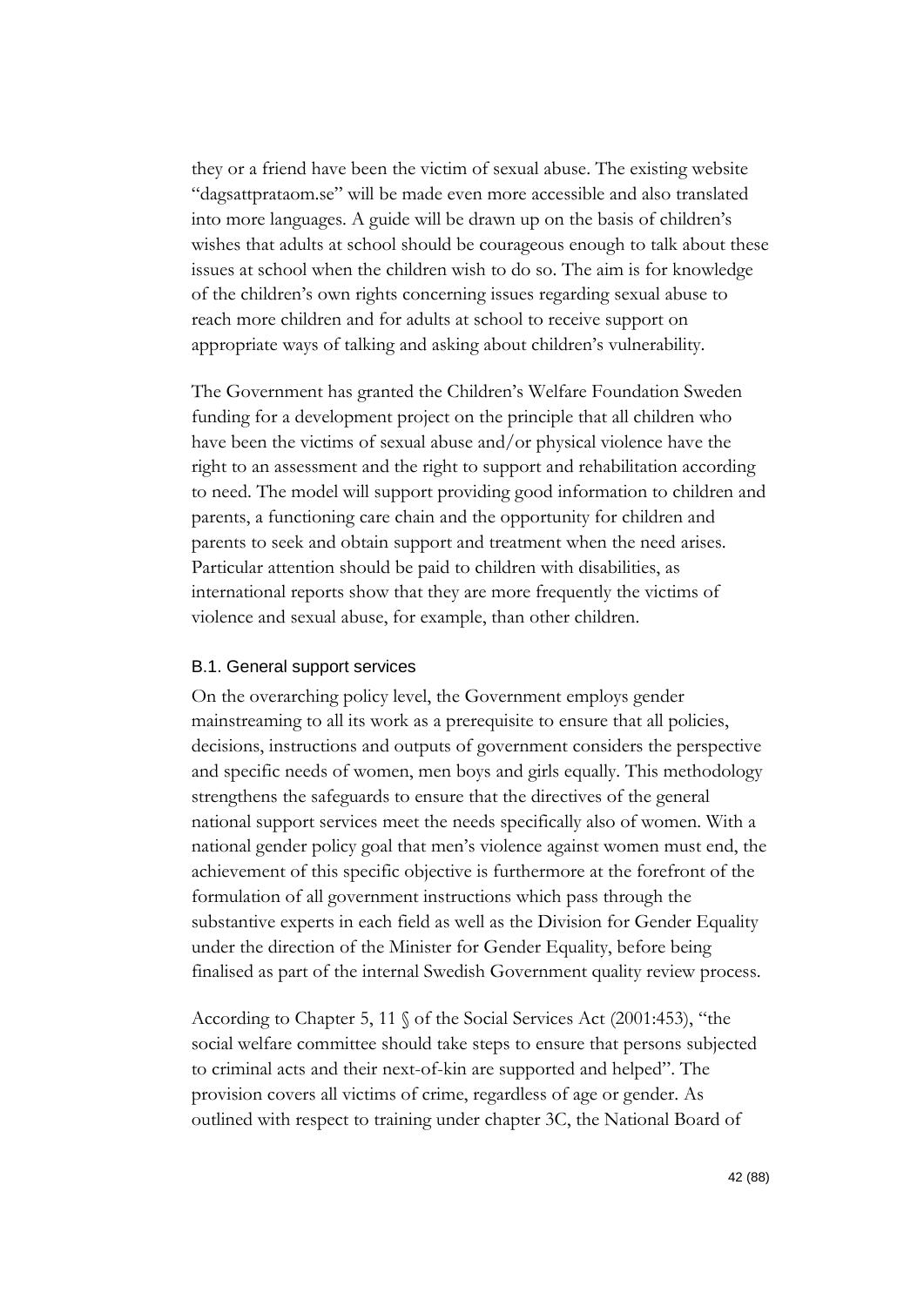they or a friend have been the victim of sexual abuse. The existing website "dagsattprataom.se" will be made even more accessible and also translated into more languages. A guide will be drawn up on the basis of children's wishes that adults at school should be courageous enough to talk about these issues at school when the children wish to do so. The aim is for knowledge of the children's own rights concerning issues regarding sexual abuse to reach more children and for adults at school to receive support on appropriate ways of talking and asking about children's vulnerability.

The Government has granted the Children's Welfare Foundation Sweden funding for a development project on the principle that all children who have been the victims of sexual abuse and/or physical violence have the right to an assessment and the right to support and rehabilitation according to need. The model will support providing good information to children and parents, a functioning care chain and the opportunity for children and parents to seek and obtain support and treatment when the need arises. Particular attention should be paid to children with disabilities, as international reports show that they are more frequently the victims of violence and sexual abuse, for example, than other children.

### B.1. General support services

On the overarching policy level, the Government employs gender mainstreaming to all its work as a prerequisite to ensure that all policies, decisions, instructions and outputs of government considers the perspective and specific needs of women, men boys and girls equally. This methodology strengthens the safeguards to ensure that the directives of the general national support services meet the needs specifically also of women. With a national gender policy goal that men's violence against women must end, the achievement of this specific objective is furthermore at the forefront of the formulation of all government instructions which pass through the substantive experts in each field as well as the Division for Gender Equality under the direction of the Minister for Gender Equality, before being finalised as part of the internal Swedish Government quality review process.

According to Chapter 5, 11 § of the Social Services Act (2001:453), "the social welfare committee should take steps to ensure that persons subjected to criminal acts and their next-of-kin are supported and helped". The provision covers all victims of crime, regardless of age or gender. As outlined with respect to training under chapter 3C, the National Board of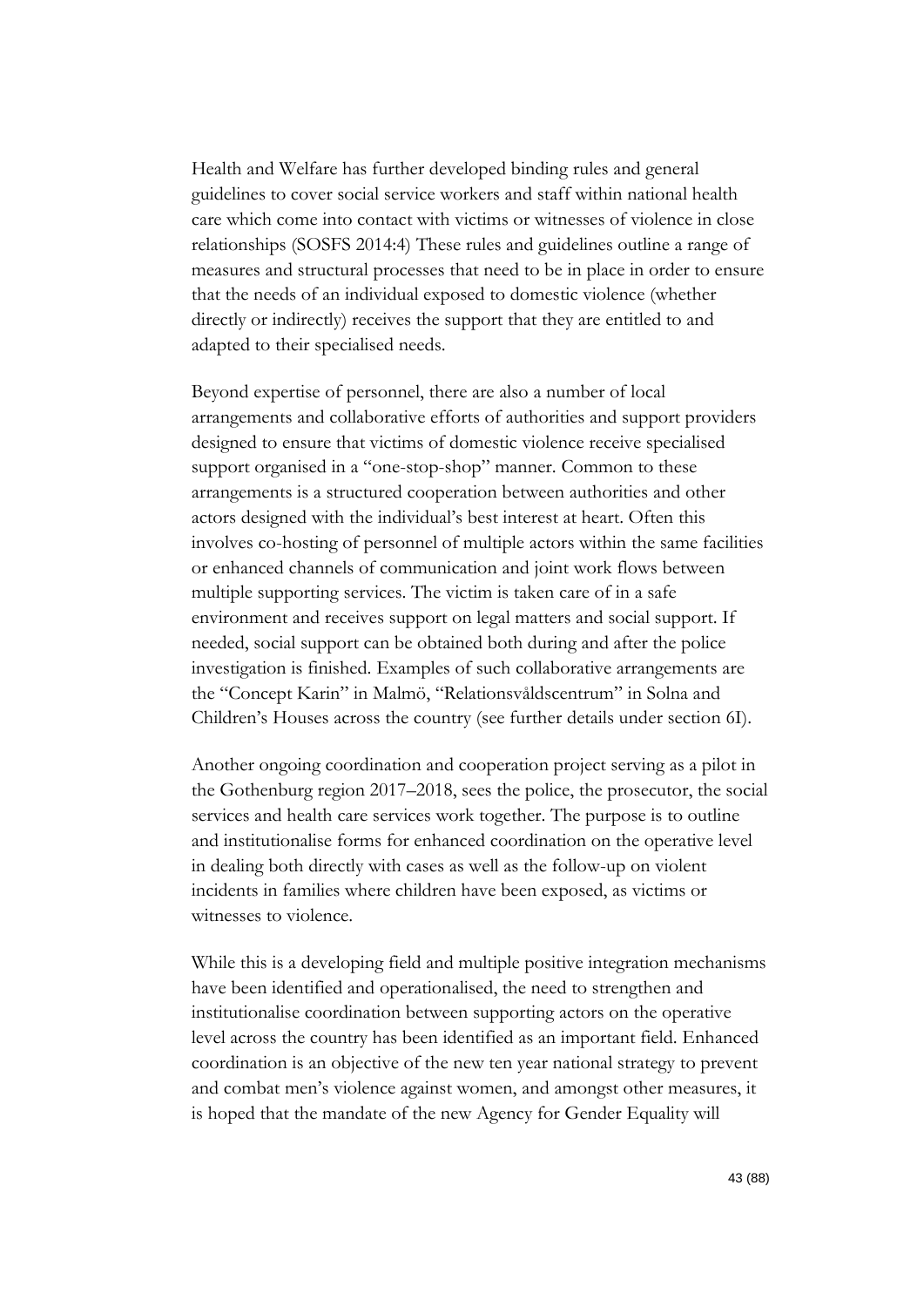Health and Welfare has further developed binding rules and general guidelines to cover social service workers and staff within national health care which come into contact with victims or witnesses of violence in close relationships (SOSFS 2014:4) These rules and guidelines outline a range of measures and structural processes that need to be in place in order to ensure that the needs of an individual exposed to domestic violence (whether directly or indirectly) receives the support that they are entitled to and adapted to their specialised needs.

Beyond expertise of personnel, there are also a number of local arrangements and collaborative efforts of authorities and support providers designed to ensure that victims of domestic violence receive specialised support organised in a "one-stop-shop" manner. Common to these arrangements is a structured cooperation between authorities and other actors designed with the individual's best interest at heart. Often this involves co-hosting of personnel of multiple actors within the same facilities or enhanced channels of communication and joint work flows between multiple supporting services. The victim is taken care of in a safe environment and receives support on legal matters and social support. If needed, social support can be obtained both during and after the police investigation is finished. Examples of such collaborative arrangements are the "Concept Karin" in Malmö, "Relationsvåldscentrum" in Solna and Children's Houses across the country (see further details under section 6I).

Another ongoing coordination and cooperation project serving as a pilot in the Gothenburg region 2017–2018, sees the police, the prosecutor, the social services and health care services work together. The purpose is to outline and institutionalise forms for enhanced coordination on the operative level in dealing both directly with cases as well as the follow-up on violent incidents in families where children have been exposed, as victims or witnesses to violence.

While this is a developing field and multiple positive integration mechanisms have been identified and operationalised, the need to strengthen and institutionalise coordination between supporting actors on the operative level across the country has been identified as an important field. Enhanced coordination is an objective of the new ten year national strategy to prevent and combat men's violence against women, and amongst other measures, it is hoped that the mandate of the new Agency for Gender Equality will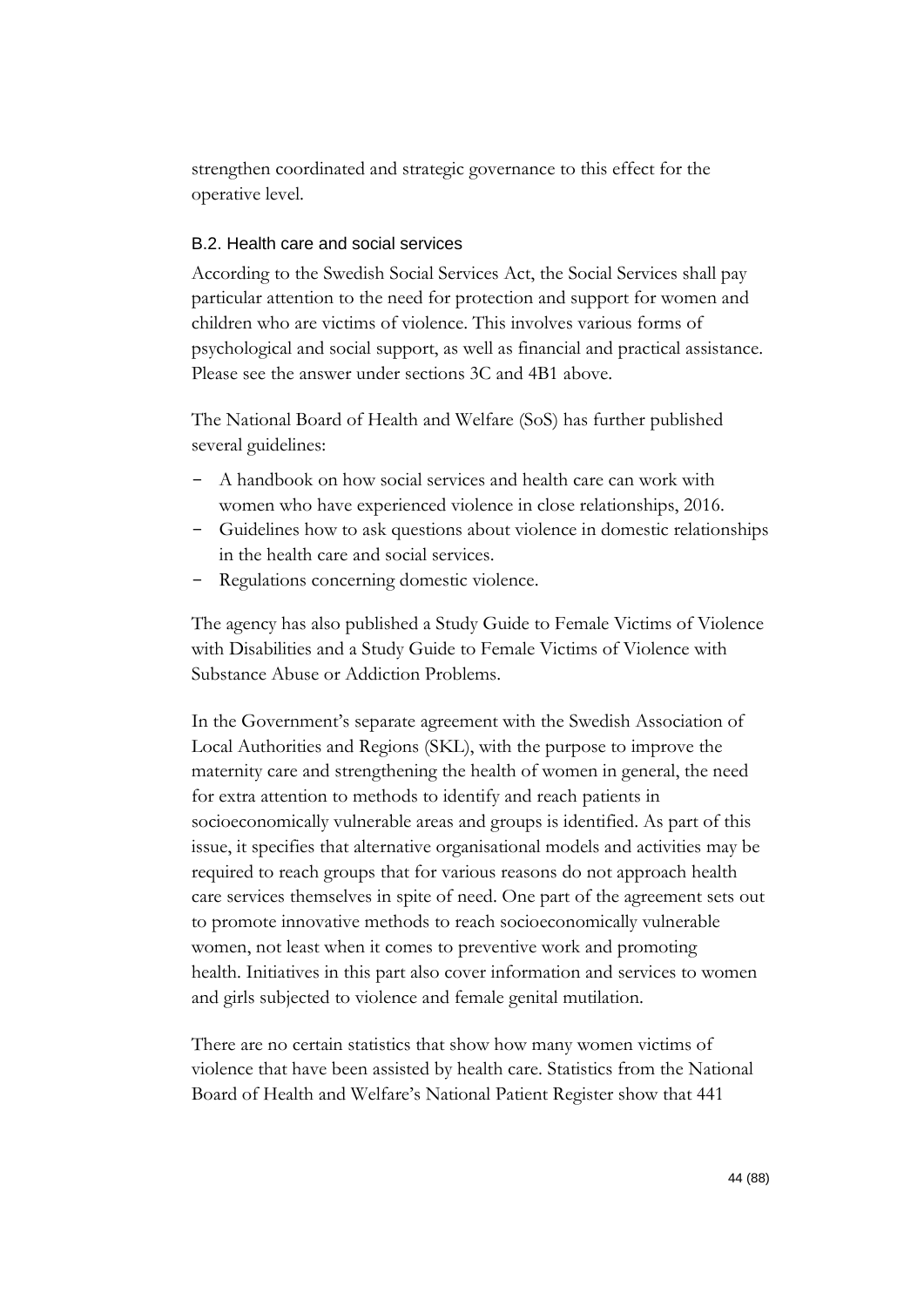strengthen coordinated and strategic governance to this effect for the operative level.

### B.2. Health care and social services

According to the Swedish Social Services Act, the Social Services shall pay particular attention to the need for protection and support for women and children who are victims of violence. This involves various forms of psychological and social support, as well as financial and practical assistance. Please see the answer under sections 3C and 4B1 above.

The National Board of Health and Welfare (SoS) has further published several guidelines:

- A handbook on how social services and health care can work with women who have experienced violence in close relationships, 2016.
- Guidelines how to ask questions about violence in domestic relationships in the health care and social services.
- Regulations concerning domestic violence.

The agency has also published a Study Guide to Female Victims of Violence with Disabilities and a Study Guide to Female Victims of Violence with Substance Abuse or Addiction Problems.

In the Government's separate agreement with the Swedish Association of Local Authorities and Regions (SKL), with the purpose to improve the maternity care and strengthening the health of women in general, the need for extra attention to methods to identify and reach patients in socioeconomically vulnerable areas and groups is identified. As part of this issue, it specifies that alternative organisational models and activities may be required to reach groups that for various reasons do not approach health care services themselves in spite of need. One part of the agreement sets out to promote innovative methods to reach socioeconomically vulnerable women, not least when it comes to preventive work and promoting health. Initiatives in this part also cover information and services to women and girls subjected to violence and female genital mutilation.

There are no certain statistics that show how many women victims of violence that have been assisted by health care. Statistics from the National Board of Health and Welfare's National Patient Register show that 441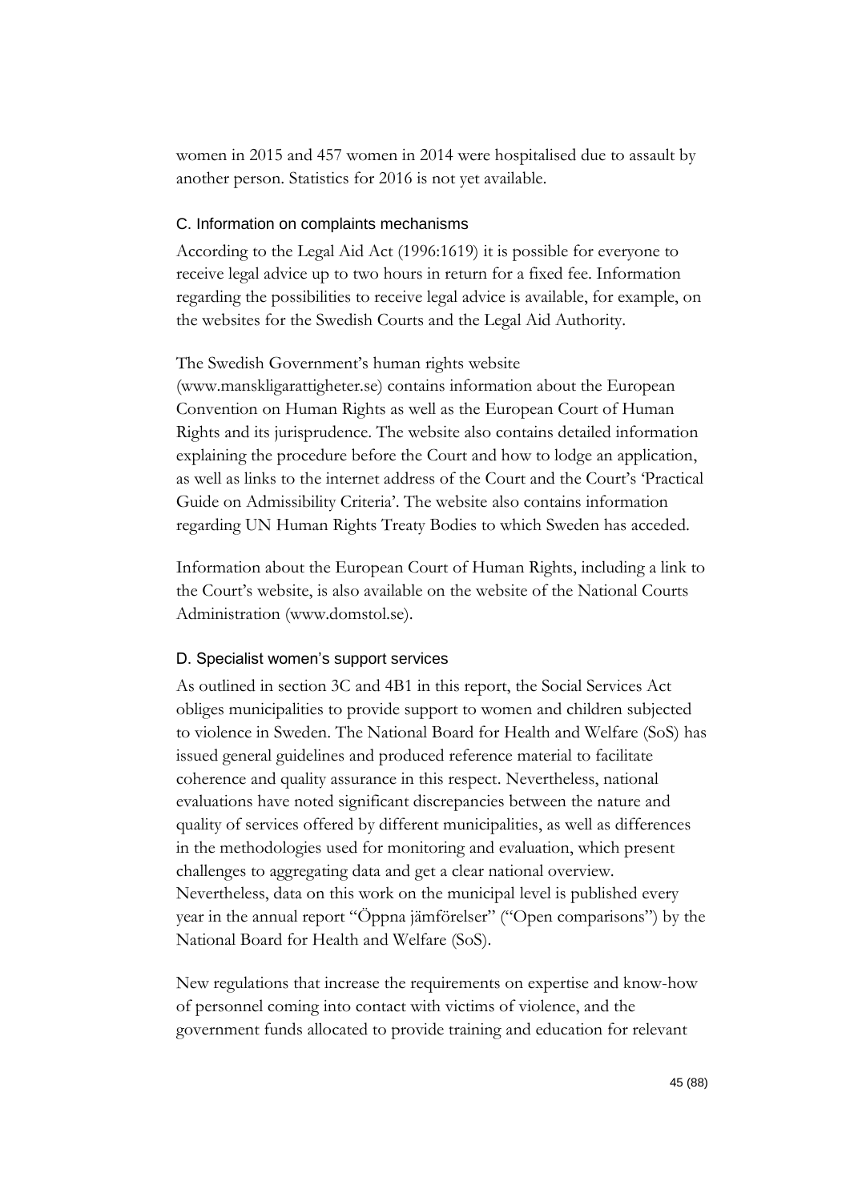women in 2015 and 457 women in 2014 were hospitalised due to assault by another person. Statistics for 2016 is not yet available.

### C. Information on complaints mechanisms

According to the Legal Aid Act (1996:1619) it is possible for everyone to receive legal advice up to two hours in return for a fixed fee. Information regarding the possibilities to receive legal advice is available, for example, on the websites for the Swedish Courts and the Legal Aid Authority.

The Swedish Government's human rights website (www.manskligarattigheter.se) contains information about the European Convention on Human Rights as well as the European Court of Human Rights and its jurisprudence. The website also contains detailed information explaining the procedure before the Court and how to lodge an application, as well as links to the internet address of the Court and the Court's 'Practical Guide on Admissibility Criteria'. The website also contains information regarding UN Human Rights Treaty Bodies to which Sweden has acceded.

Information about the European Court of Human Rights, including a link to the Court's website, is also available on the website of the National Courts Administration (www.domstol.se).

### D. Specialist women's support services

As outlined in section 3C and 4B1 in this report, the Social Services Act obliges municipalities to provide support to women and children subjected to violence in Sweden. The National Board for Health and Welfare (SoS) has issued general guidelines and produced reference material to facilitate coherence and quality assurance in this respect. Nevertheless, national evaluations have noted significant discrepancies between the nature and quality of services offered by different municipalities, as well as differences in the methodologies used for monitoring and evaluation, which present challenges to aggregating data and get a clear national overview. Nevertheless, data on this work on the municipal level is published every year in the annual report "Öppna jämförelser" ("Open comparisons") by the National Board for Health and Welfare (SoS).

New regulations that increase the requirements on expertise and know-how of personnel coming into contact with victims of violence, and the government funds allocated to provide training and education for relevant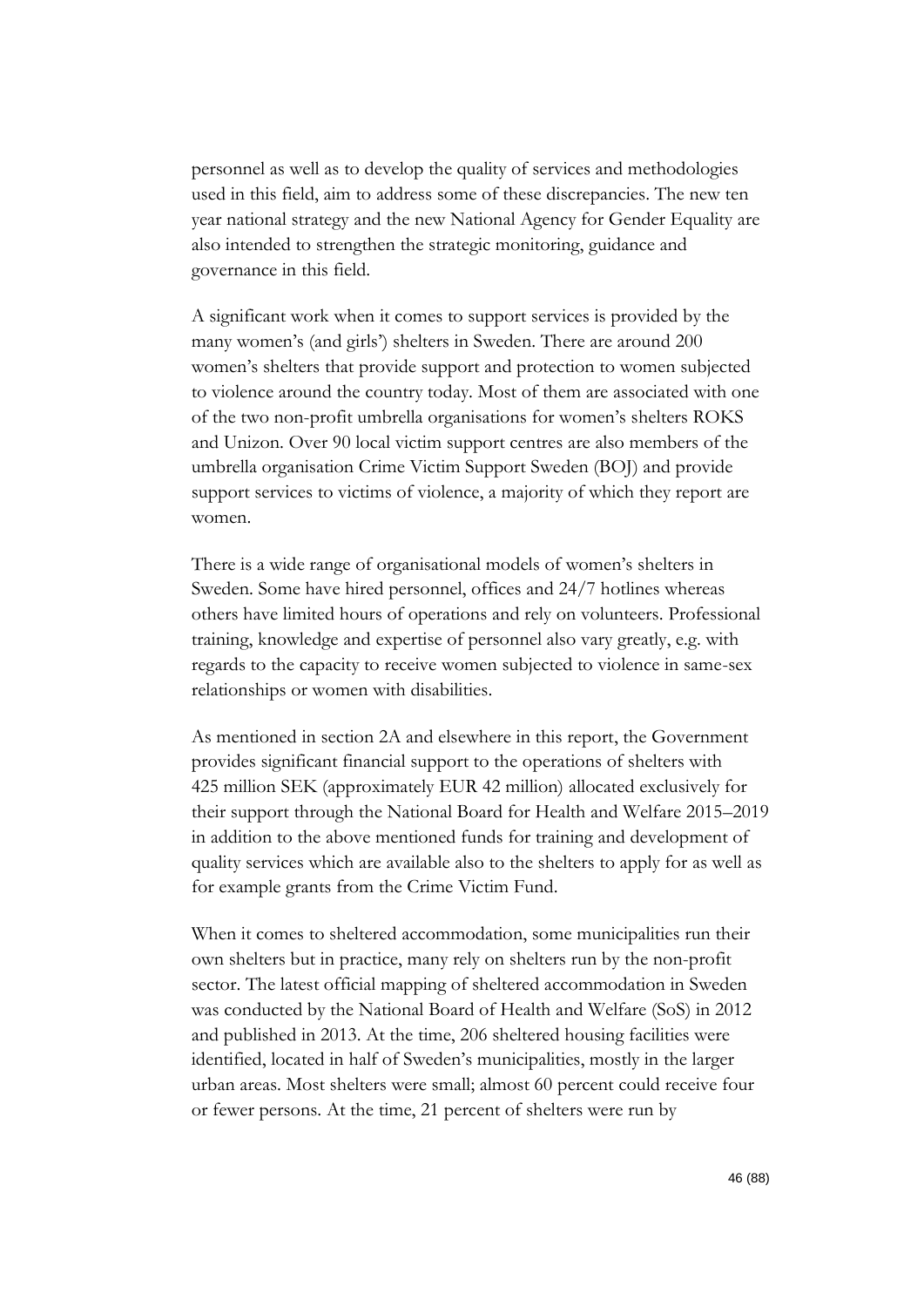personnel as well as to develop the quality of services and methodologies used in this field, aim to address some of these discrepancies. The new ten year national strategy and the new National Agency for Gender Equality are also intended to strengthen the strategic monitoring, guidance and governance in this field.

A significant work when it comes to support services is provided by the many women's (and girls') shelters in Sweden. There are around 200 women's shelters that provide support and protection to women subjected to violence around the country today. Most of them are associated with one of the two non-profit umbrella organisations for women's shelters ROKS and Unizon. Over 90 local victim support centres are also members of the umbrella organisation Crime Victim Support Sweden (BOJ) and provide support services to victims of violence, a majority of which they report are women.

There is a wide range of organisational models of women's shelters in Sweden. Some have hired personnel, offices and 24/7 hotlines whereas others have limited hours of operations and rely on volunteers. Professional training, knowledge and expertise of personnel also vary greatly, e.g. with regards to the capacity to receive women subjected to violence in same-sex relationships or women with disabilities.

As mentioned in section 2A and elsewhere in this report, the Government provides significant financial support to the operations of shelters with 425 million SEK (approximately EUR 42 million) allocated exclusively for their support through the National Board for Health and Welfare 2015–2019 in addition to the above mentioned funds for training and development of quality services which are available also to the shelters to apply for as well as for example grants from the Crime Victim Fund.

When it comes to sheltered accommodation, some municipalities run their own shelters but in practice, many rely on shelters run by the non-profit sector. The latest official mapping of sheltered accommodation in Sweden was conducted by the National Board of Health and Welfare (SoS) in 2012 and published in 2013. At the time, 206 sheltered housing facilities were identified, located in half of Sweden's municipalities, mostly in the larger urban areas. Most shelters were small; almost 60 percent could receive four or fewer persons. At the time, 21 percent of shelters were run by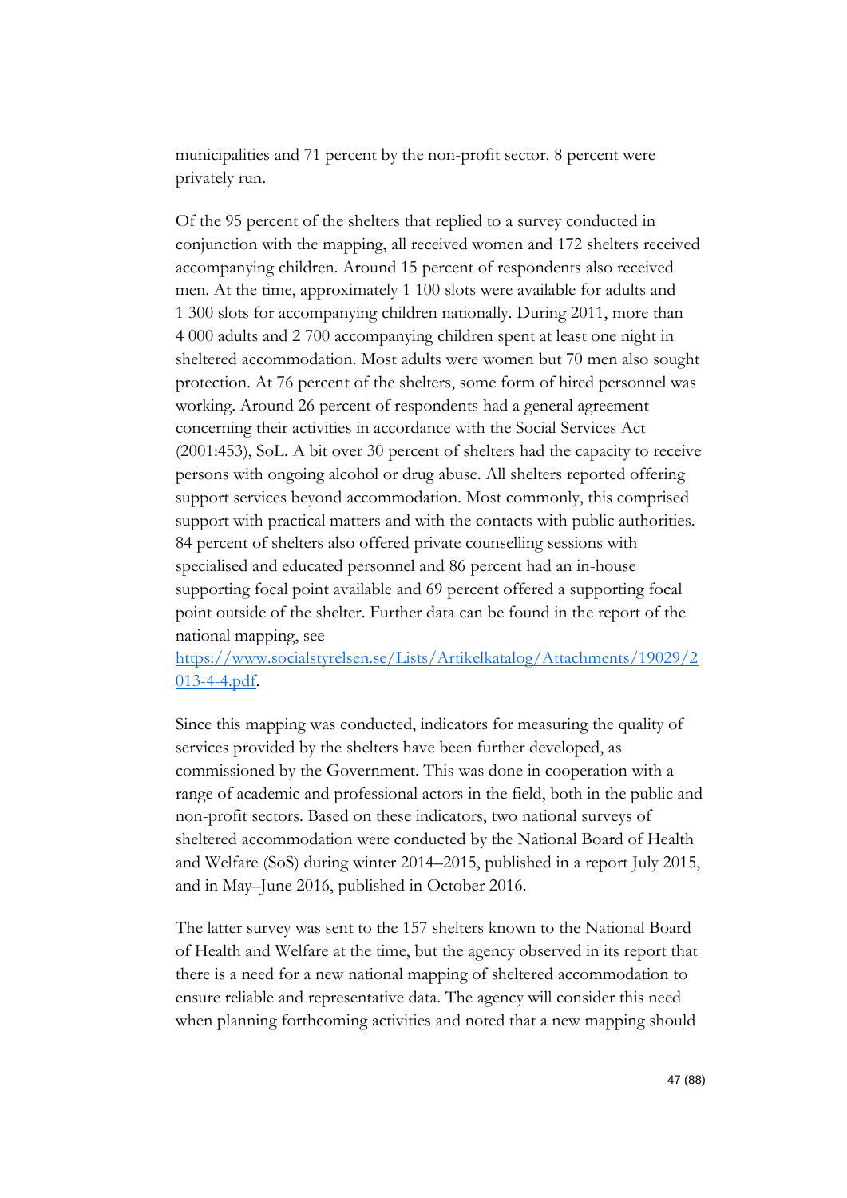municipalities and 71 percent by the non-profit sector. 8 percent were privately run.

Of the 95 percent of the shelters that replied to a survey conducted in conjunction with the mapping, all received women and 172 shelters received accompanying children. Around 15 percent of respondents also received men. At the time, approximately 1 100 slots were available for adults and 1 300 slots for accompanying children nationally. During 2011, more than 4 000 adults and 2 700 accompanying children spent at least one night in sheltered accommodation. Most adults were women but 70 men also sought protection. At 76 percent of the shelters, some form of hired personnel was working. Around 26 percent of respondents had a general agreement concerning their activities in accordance with the Social Services Act (2001:453), SoL. A bit over 30 percent of shelters had the capacity to receive persons with ongoing alcohol or drug abuse. All shelters reported offering support services beyond accommodation. Most commonly, this comprised support with practical matters and with the contacts with public authorities. 84 percent of shelters also offered private counselling sessions with specialised and educated personnel and 86 percent had an in-house supporting focal point available and 69 percent offered a supporting focal point outside of the shelter. Further data can be found in the report of the national mapping, see [https://www.socialstyrelsen.se/Lists/Artikelkatalog/Attachments/19029/2013-4-4.pdf](https://www.socialstyrelsen.se/Lists/Artikelkatalog/Attachments/19029/2013-4-4.pdf).

Since this mapping was conducted, indicators for measuring the quality of services provided by the shelters have been further developed, as commissioned by the Government. This was done in cooperation with a range of academic and professional actors in the field, both in the public and non-profit sectors. Based on these indicators, two national surveys of sheltered accommodation were conducted by the National Board of Health and Welfare (SoS) during winter 2014–2015, published in a report July 2015, and in May–June 2016, published in October 2016.

The latter survey was sent to the 157 shelters known to the National Board of Health and Welfare at the time, but the agency observed in its report that there is a need for a new national mapping of sheltered accommodation to ensure reliable and representative data. The agency will consider this need when planning forthcoming activities and noted that a new mapping should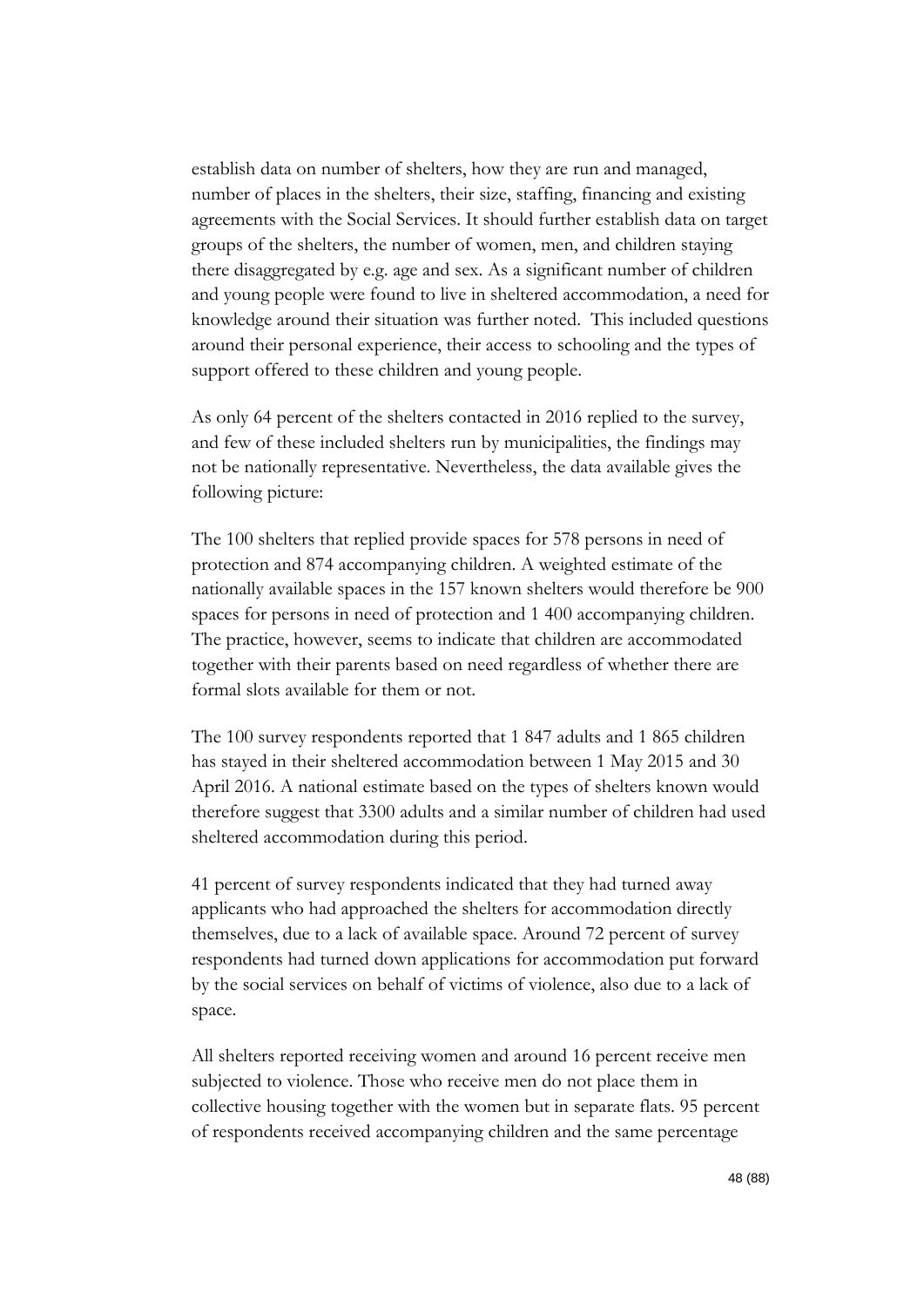establish data on number of shelters, how they are run and managed, number of places in the shelters, their size, staffing, financing and existing agreements with the Social Services. It should further establish data on target groups of the shelters, the number of women, men, and children staying there disaggregated by e.g. age and sex. As a significant number of children and young people were found to live in sheltered accommodation, a need for knowledge around their situation was further noted. This included questions around their personal experience, their access to schooling and the types of support offered to these children and young people.

As only 64 percent of the shelters contacted in 2016 replied to the survey, and few of these included shelters run by municipalities, the findings may not be nationally representative. Nevertheless, the data available gives the following picture:

The 100 shelters that replied provide spaces for 578 persons in need of protection and 874 accompanying children. A weighted estimate of the nationally available spaces in the 157 known shelters would therefore be 900 spaces for persons in need of protection and 1 400 accompanying children. The practice, however, seems to indicate that children are accommodated together with their parents based on need regardless of whether there are formal slots available for them or not.

The 100 survey respondents reported that 1 847 adults and 1 865 children has stayed in their sheltered accommodation between 1 May 2015 and 30 April 2016. A national estimate based on the types of shelters known would therefore suggest that 3300 adults and a similar number of children had used sheltered accommodation during this period.

41 percent of survey respondents indicated that they had turned away applicants who had approached the shelters for accommodation directly themselves, due to a lack of available space. Around 72 percent of survey respondents had turned down applications for accommodation put forward by the social services on behalf of victims of violence, also due to a lack of space.

All shelters reported receiving women and around 16 percent receive men subjected to violence. Those who receive men do not place them in collective housing together with the women but in separate flats. 95 percent of respondents received accompanying children and the same percentage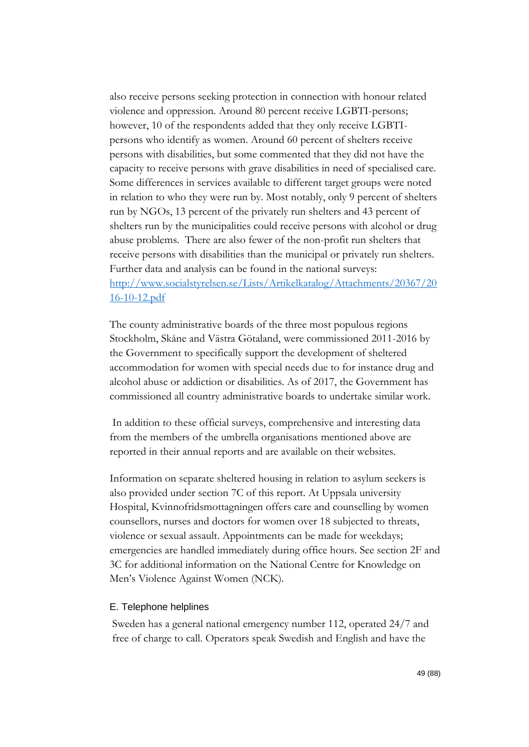also receive persons seeking protection in connection with honour related violence and oppression. Around 80 percent receive LGBTI-persons; however, 10 of the respondents added that they only receive LGBTI-persons who identify as women. Around 60 percent of shelters receive persons with disabilities, but some commented that they did not have the capacity to receive persons with grave disabilities in need of specialised care. Some differences in services available to different target groups were noted in relation to who they were run by. Most notably, only 9 percent of shelters run by NGOs, 13 percent of the privately run shelters and 43 percent of shelters run by the municipalities could receive persons with alcohol or drug abuse problems. There are also fewer of the non-profit run shelters that receive persons with disabilities than the municipal or privately run shelters. Further data and analysis can be found in the national surveys: [http://www.socialstyrelsen.se/Lists/Artikelkatalog/Attachments/20367/2016-10-12.pdf](http://www.socialstyrelsen.se/Lists/Artikelkatalog/Attachments/20367/2016-10-12.pdf)

The county administrative boards of the three most populous regions Stockholm, Skåne and Västra Götaland, were commissioned 2011-2016 by the Government to specifically support the development of sheltered accommodation for women with special needs due to for instance drug and alcohol abuse or addiction or disabilities. As of 2017, the Government has commissioned all country administrative boards to undertake similar work.

In addition to these official surveys, comprehensive and interesting data from the members of the umbrella organisations mentioned above are reported in their annual reports and are available on their websites.

Information on separate sheltered housing in relation to asylum seekers is also provided under section 7C of this report. At Uppsala university Hospital, Kvinnofridsmottagningen offers care and counselling by women counsellors, nurses and doctors for women over 18 subjected to threats, violence or sexual assault. Appointments can be made for weekdays; emergencies are handled immediately during office hours. See section 2F and 3C for additional information on the National Centre for Knowledge on Men's Violence Against Women (NCK).

### E. Telephone helplines

Sweden has a general national emergency number 112, operated 24/7 and free of charge to call. Operators speak Swedish and English and have the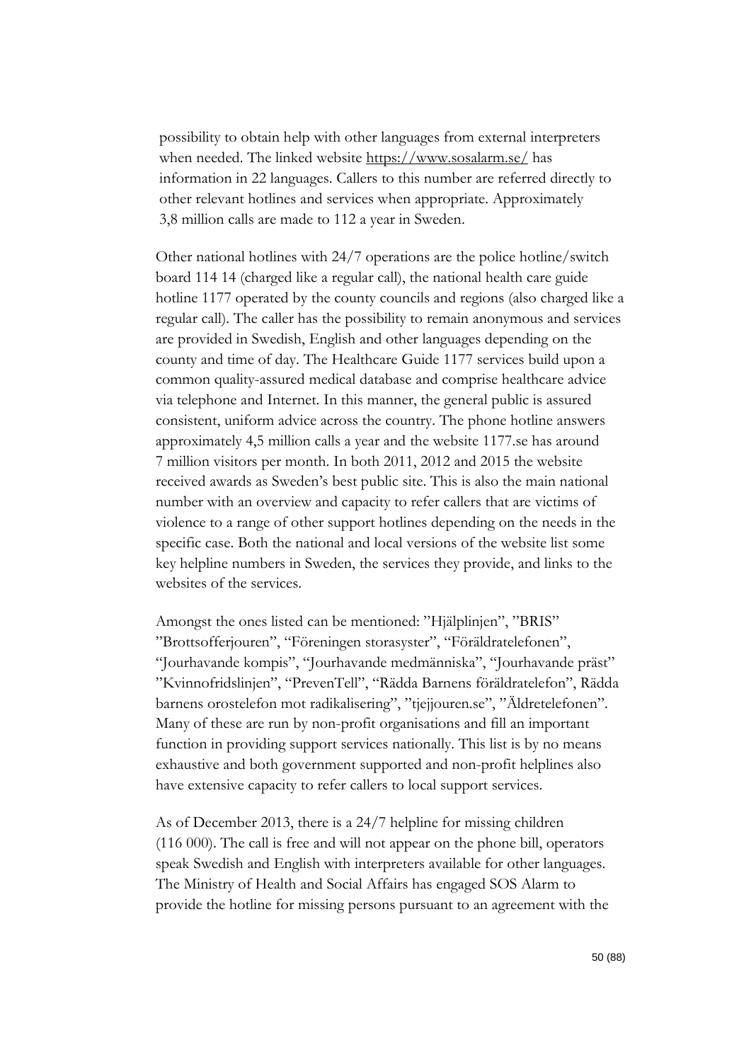possibility to obtain help with other languages from external interpreters when needed. The linked website https://www.sosalarm.se/ has information in 22 languages. Callers to this number are referred directly to other relevant hotlines and services when appropriate. Approximately 3,8 million calls are made to 112 a year in Sweden.

Other national hotlines with 24/7 operations are the police hotline/switch board 114 14 (charged like a regular call), the national health care guide hotline 1177 operated by the county councils and regions (also charged like a regular call). The caller has the possibility to remain anonymous and services are provided in Swedish, English and other languages depending on the county and time of day. The Healthcare Guide 1177 services build upon a common quality-assured medical database and comprise healthcare advice via telephone and Internet. In this manner, the general public is assured consistent, uniform advice across the country. The phone hotline answers approximately 4,5 million calls a year and the website 1177.se has around 7 million visitors per month. In both 2011, 2012 and 2015 the website received awards as Sweden's best public site. This is also the main national number with an overview and capacity to refer callers that are victims of violence to a range of other support hotlines depending on the needs in the specific case. Both the national and local versions of the website list some key helpline numbers in Sweden, the services they provide, and links to the websites of the services.

Amongst the ones listed can be mentioned: ”Hjälplinjen”, ”BRIS” ”Brottsofferjouren”, “Föreningen storasyster”, “Föräldratelefonen”, “Jourhavande kompis”, “Jourhavande medmänniska”, “Jourhavande präst” ”Kvinnofridslinjen”, “PrevenTell”, “Rädda Barnens föräldratelefon”, Rädda barnens orostelefon mot radikalisering”, ”tjejjouren.se”, ”Äldretelefonen”. Many of these are run by non-profit organisations and fill an important function in providing support services nationally. This list is by no means exhaustive and both government supported and non-profit helplines also have extensive capacity to refer callers to local support services.

As of December 2013, there is a 24/7 helpline for missing children (116 000). The call is free and will not appear on the phone bill, operators speak Swedish and English with interpreters available for other languages. The Ministry of Health and Social Affairs has engaged SOS Alarm to provide the hotline for missing persons pursuant to an agreement with the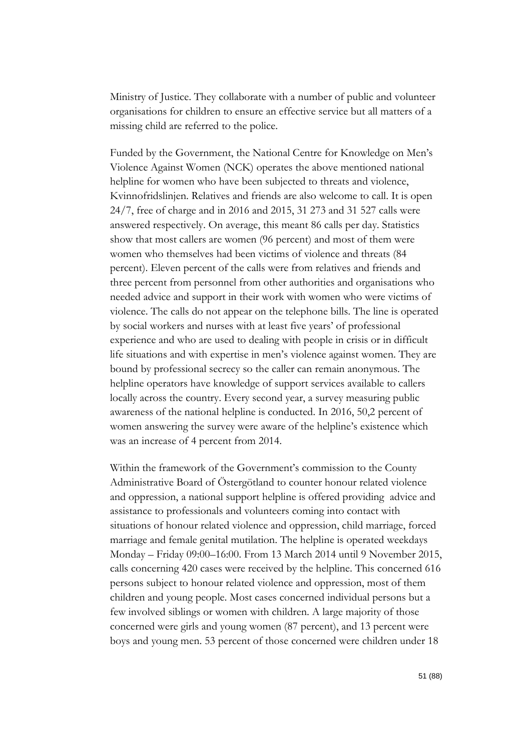Ministry of Justice. They collaborate with a number of public and volunteer organisations for children to ensure an effective service but all matters of a missing child are referred to the police.

Funded by the Government, the National Centre for Knowledge on Men's Violence Against Women (NCK) operates the above mentioned national helpline for women who have been subjected to threats and violence, Kvinnofridslinjen. Relatives and friends are also welcome to call. It is open 24/7, free of charge and in 2016 and 2015, 31 273 and 31 527 calls were answered respectively. On average, this meant 86 calls per day. Statistics show that most callers are women (96 percent) and most of them were women who themselves had been victims of violence and threats (84 percent). Eleven percent of the calls were from relatives and friends and three percent from personnel from other authorities and organisations who needed advice and support in their work with women who were victims of violence. The calls do not appear on the telephone bills. The line is operated by social workers and nurses with at least five years' of professional experience and who are used to dealing with people in crisis or in difficult life situations and with expertise in men's violence against women. They are bound by professional secrecy so the caller can remain anonymous. The helpline operators have knowledge of support services available to callers locally across the country. Every second year, a survey measuring public awareness of the national helpline is conducted. In 2016, 50,2 percent of women answering the survey were aware of the helpline's existence which was an increase of 4 percent from 2014.

Within the framework of the Government's commission to the County Administrative Board of Östergötland to counter honour related violence and oppression, a national support helpline is offered providing advice and assistance to professionals and volunteers coming into contact with situations of honour related violence and oppression, child marriage, forced marriage and female genital mutilation. The helpline is operated weekdays Monday – Friday 09:00–16:00. From 13 March 2014 until 9 November 2015, calls concerning 420 cases were received by the helpline. This concerned 616 persons subject to honour related violence and oppression, most of them children and young people. Most cases concerned individual persons but a few involved siblings or women with children. A large majority of those concerned were girls and young women (87 percent), and 13 percent were boys and young men. 53 percent of those concerned were children under 18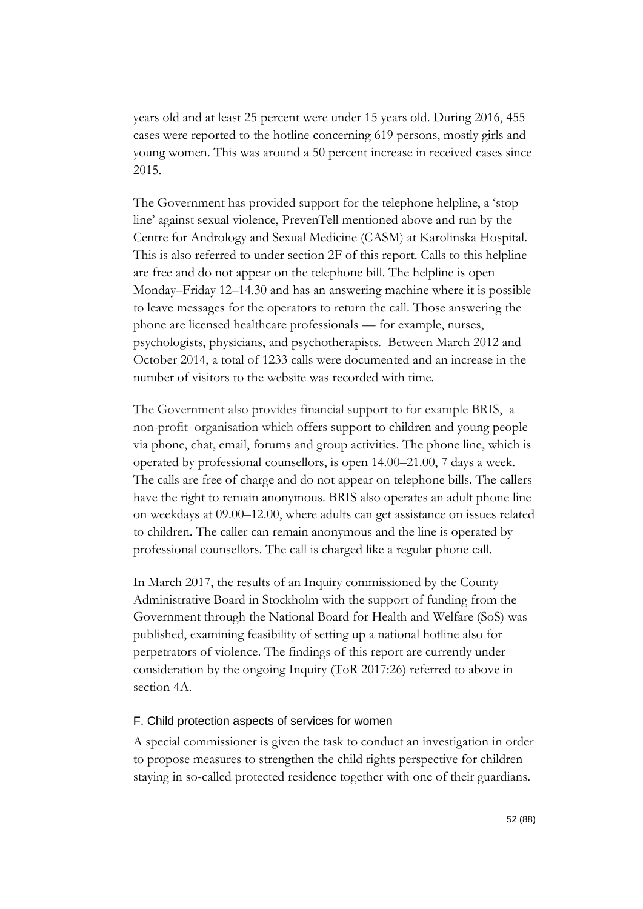years old and at least 25 percent were under 15 years old. During 2016, 455 cases were reported to the hotline concerning 619 persons, mostly girls and young women. This was around a 50 percent increase in received cases since 2015.

The Government has provided support for the telephone helpline, a 'stop line' against sexual violence, PrevenTell mentioned above and run by the Centre for Andrology and Sexual Medicine (CASM) at Karolinska Hospital. This is also referred to under section 2F of this report. Calls to this helpline are free and do not appear on the telephone bill. The helpline is open Monday–Friday 12–14.30 and has an answering machine where it is possible to leave messages for the operators to return the call. Those answering the phone are licensed healthcare professionals — for example, nurses, psychologists, physicians, and psychotherapists. Between March 2012 and October 2014, a total of 1233 calls were documented and an increase in the number of visitors to the website was recorded with time.

The Government also provides financial support to for example BRIS, a non-profit organisation which offers support to children and young people via phone, chat, email, forums and group activities. The phone line, which is operated by professional counsellors, is open 14.00–21.00, 7 days a week. The calls are free of charge and do not appear on telephone bills. The callers have the right to remain anonymous. BRIS also operates an adult phone line on weekdays at 09.00–12.00, where adults can get assistance on issues related to children. The caller can remain anonymous and the line is operated by professional counsellors. The call is charged like a regular phone call.

In March 2017, the results of an Inquiry commissioned by the County Administrative Board in Stockholm with the support of funding from the Government through the National Board for Health and Welfare (SoS) was published, examining feasibility of setting up a national hotline also for perpetrators of violence. The findings of this report are currently under consideration by the ongoing Inquiry (ToR 2017:26) referred to above in section 4A.

### F. Child protection aspects of services for women

A special commissioner is given the task to conduct an investigation in order to propose measures to strengthen the child rights perspective for children staying in so-called protected residence together with one of their guardians.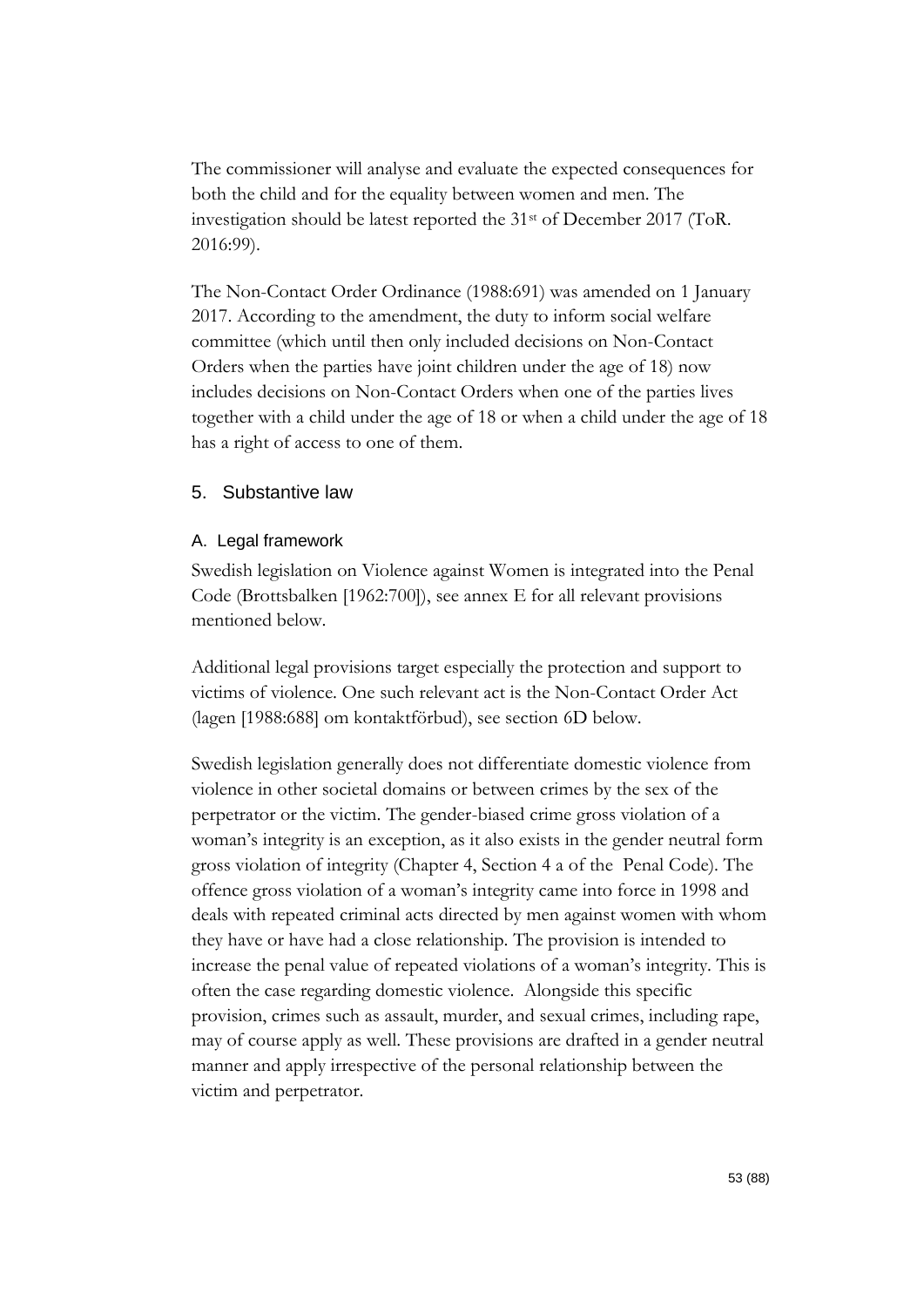The commissioner will analyse and evaluate the expected consequences for both the child and for the equality between women and men. The investigation should be latest reported the 31st of December 2017 (ToR. 2016:99).

The Non-Contact Order Ordinance (1988:691) was amended on 1 January 2017. According to the amendment, the duty to inform social welfare committee (which until then only included decisions on Non-Contact Orders when the parties have joint children under the age of 18) now includes decisions on Non-Contact Orders when one of the parties lives together with a child under the age of 18 or when a child under the age of 18 has a right of access to one of them.

## 5. Substantive law

### A. Legal framework

Swedish legislation on Violence against Women is integrated into the Penal Code (Brottsbalken [1962:700]), see annex E for all relevant provisions mentioned below.

Additional legal provisions target especially the protection and support to victims of violence. One such relevant act is the Non-Contact Order Act (lagen [1988:688] om kontaktförbud), see section 6D below.

Swedish legislation generally does not differentiate domestic violence from violence in other societal domains or between crimes by the sex of the perpetrator or the victim. The gender-biased crime gross violation of a woman's integrity is an exception, as it also exists in the gender neutral form gross violation of integrity (Chapter 4, Section 4 a of the Penal Code). The offence gross violation of a woman's integrity came into force in 1998 and deals with repeated criminal acts directed by men against women with whom they have or have had a close relationship. The provision is intended to increase the penal value of repeated violations of a woman's integrity. This is often the case regarding domestic violence. Alongside this specific provision, crimes such as assault, murder, and sexual crimes, including rape, may of course apply as well. These provisions are drafted in a gender neutral manner and apply irrespective of the personal relationship between the victim and perpetrator.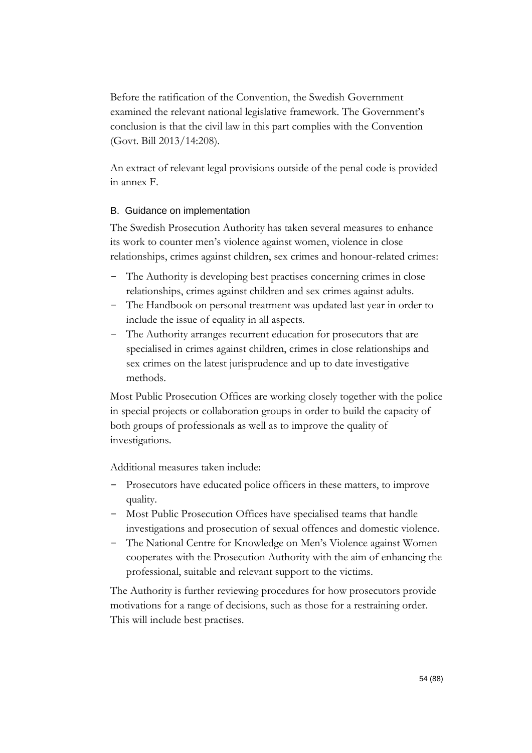Before the ratification of the Convention, the Swedish Government examined the relevant national legislative framework. The Government's conclusion is that the civil law in this part complies with the Convention (Govt. Bill 2013/14:208).

An extract of relevant legal provisions outside of the penal code is provided in annex F.

### B. Guidance on implementation

The Swedish Prosecution Authority has taken several measures to enhance its work to counter men's violence against women, violence in close relationships, crimes against children, sex crimes and honour-related crimes:

- The Authority is developing best practises concerning crimes in close relationships, crimes against children and sex crimes against adults.
- The Handbook on personal treatment was updated last year in order to include the issue of equality in all aspects.
- The Authority arranges recurrent education for prosecutors that are specialised in crimes against children, crimes in close relationships and sex crimes on the latest jurisprudence and up to date investigative methods.

Most Public Prosecution Offices are working closely together with the police in special projects or collaboration groups in order to build the capacity of both groups of professionals as well as to improve the quality of investigations.

Additional measures taken include:

- Prosecutors have educated police officers in these matters, to improve quality.
- Most Public Prosecution Offices have specialised teams that handle investigations and prosecution of sexual offences and domestic violence.
- The National Centre for Knowledge on Men's Violence against Women cooperates with the Prosecution Authority with the aim of enhancing the professional, suitable and relevant support to the victims.

The Authority is further reviewing procedures for how prosecutors provide motivations for a range of decisions, such as those for a restraining order. This will include best practises.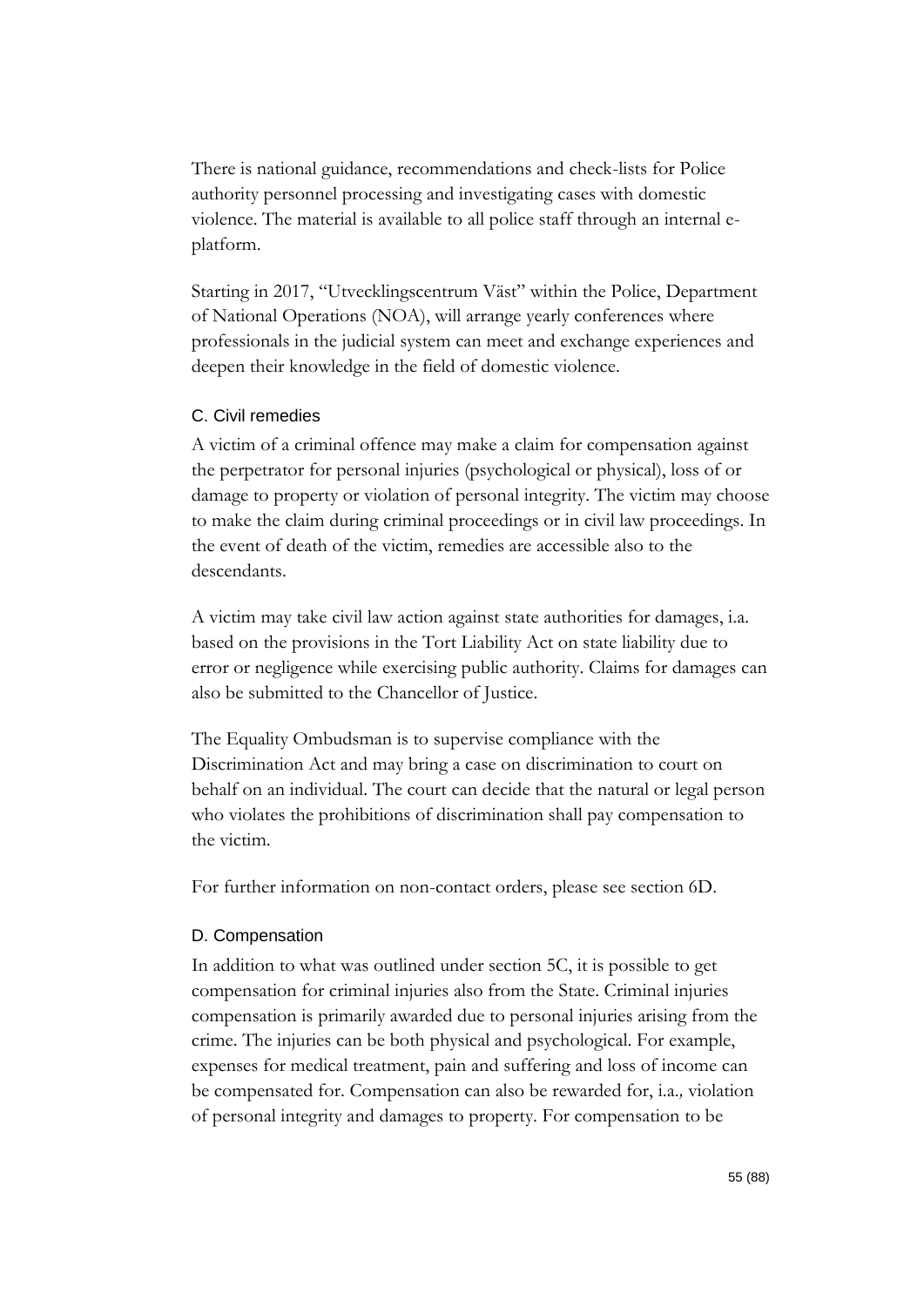There is national guidance, recommendations and check-lists for Police authority personnel processing and investigating cases with domestic violence. The material is available to all police staff through an internal e-platform.

Starting in 2017, "Utvecklingscentrum Väst" within the Police, Department of National Operations (NOA), will arrange yearly conferences where professionals in the judicial system can meet and exchange experiences and deepen their knowledge in the field of domestic violence.

### C. Civil remedies

A victim of a criminal offence may make a claim for compensation against the perpetrator for personal injuries (psychological or physical), loss of or damage to property or violation of personal integrity. The victim may choose to make the claim during criminal proceedings or in civil law proceedings. In the event of death of the victim, remedies are accessible also to the descendants.

A victim may take civil law action against state authorities for damages, i.a. based on the provisions in the Tort Liability Act on state liability due to error or negligence while exercising public authority. Claims for damages can also be submitted to the Chancellor of Justice.

The Equality Ombudsman is to supervise compliance with the Discrimination Act and may bring a case on discrimination to court on behalf on an individual. The court can decide that the natural or legal person who violates the prohibitions of discrimination shall pay compensation to the victim.

For further information on non-contact orders, please see section 6D.

### D. Compensation

In addition to what was outlined under section 5C, it is possible to get compensation for criminal injuries also from the State. Criminal injuries compensation is primarily awarded due to personal injuries arising from the crime. The injuries can be both physical and psychological. For example, expenses for medical treatment, pain and suffering and loss of income can be compensated for. Compensation can also be rewarded for, i.a.*,* violation of personal integrity and damages to property. For compensation to be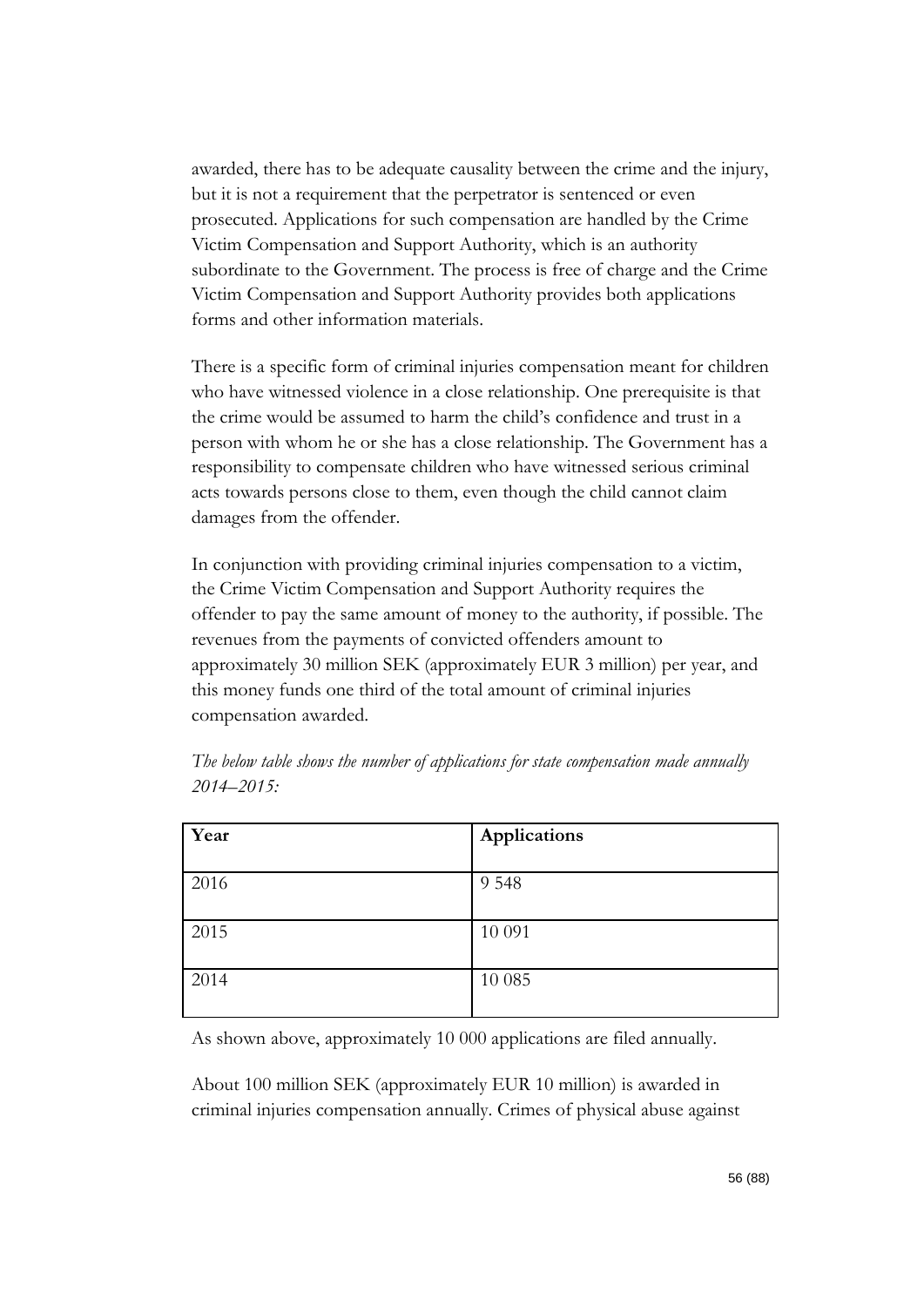awarded, there has to be adequate causality between the crime and the injury, but it is not a requirement that the perpetrator is sentenced or even prosecuted. Applications for such compensation are handled by the Crime Victim Compensation and Support Authority, which is an authority subordinate to the Government. The process is free of charge and the Crime Victim Compensation and Support Authority provides both applications forms and other information materials.

There is a specific form of criminal injuries compensation meant for children who have witnessed violence in a close relationship. One prerequisite is that the crime would be assumed to harm the child's confidence and trust in a person with whom he or she has a close relationship. The Government has a responsibility to compensate children who have witnessed serious criminal acts towards persons close to them, even though the child cannot claim damages from the offender.

In conjunction with providing criminal injuries compensation to a victim, the Crime Victim Compensation and Support Authority requires the offender to pay the same amount of money to the authority, if possible. The revenues from the payments of convicted offenders amount to approximately 30 million SEK (approximately EUR 3 million) per year, and this money funds one third of the total amount of criminal injuries compensation awarded.

*The below table shows the number of applications for state compensation made annually 2014–2015:*

| Year | Applications |
| --- | --- |
| 2016 | 9 548 |
| 2015 | 10 091 |
| 2014 | 10 085 |

As shown above, approximately 10 000 applications are filed annually.

About 100 million SEK (approximately EUR 10 million) is awarded in criminal injuries compensation annually. Crimes of physical abuse against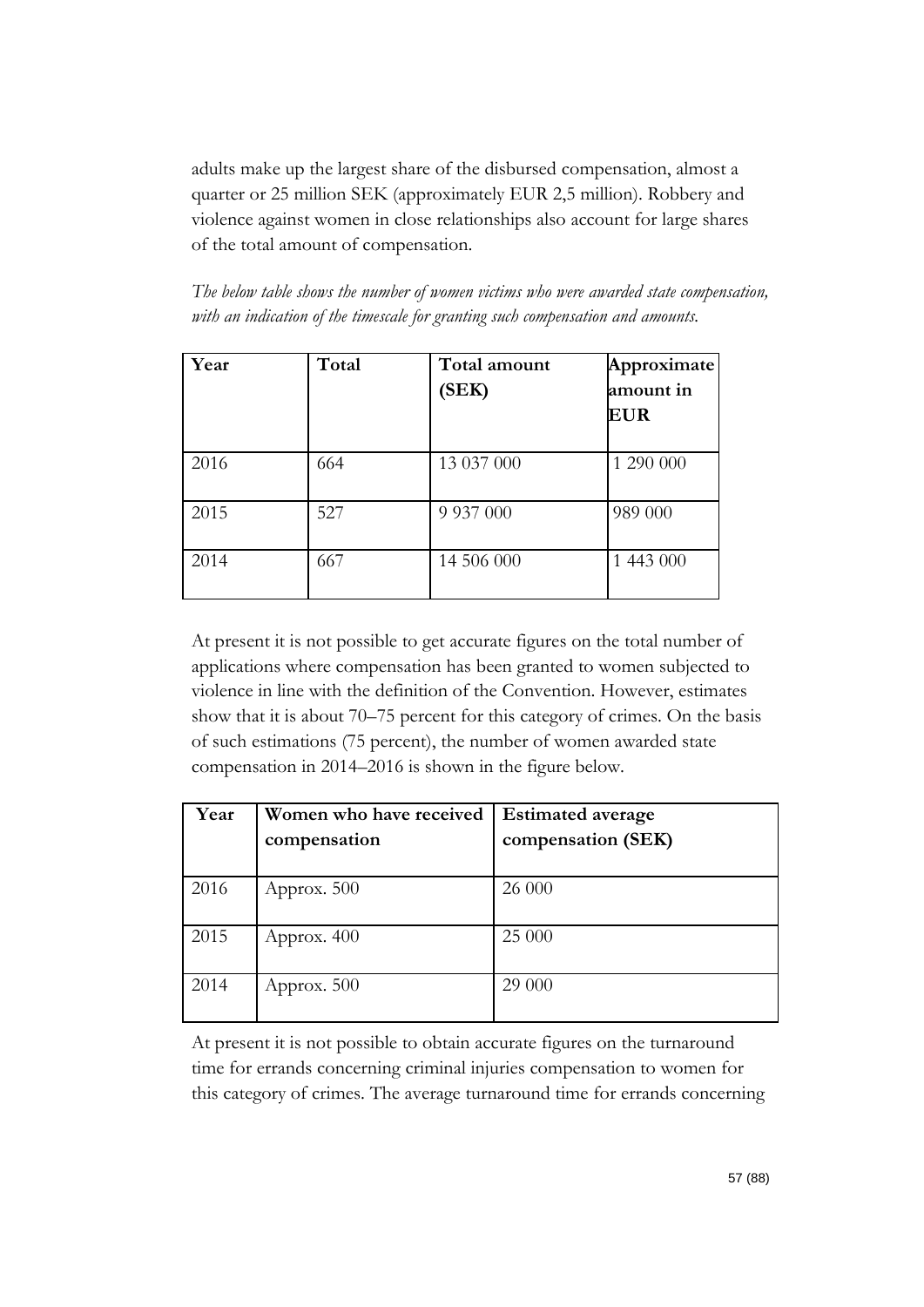adults make up the largest share of the disbursed compensation, almost a quarter or 25 million SEK (approximately EUR 2,5 million). Robbery and violence against women in close relationships also account for large shares of the total amount of compensation.

*The below table shows the number of women victims who were awarded state compensation, with an indication of the timescale for granting such compensation and amounts.*

| Year | Total | Total amount (SEK) | Approximate amount in EUR |
|---|---|---|---|
| 2016 | 664 | 13 037 000 | 1 290 000 |
| 2015 | 527 | 9 937 000 | 989 000 |
| 2014 | 667 | 14 506 000 | 1 443 000 |

At present it is not possible to get accurate figures on the total number of applications where compensation has been granted to women subjected to violence in line with the definition of the Convention. However, estimates show that it is about 70–75 percent for this category of crimes. On the basis of such estimations (75 percent), the number of women awarded state compensation in 2014–2016 is shown in the figure below.

| Year | Women who have received compensation | Estimated average compensation (SEK) |
|---|---|---|
| 2016 | Approx. 500 | 26 000 |
| 2015 | Approx. 400 | 25 000 |
| 2014 | Approx. 500 | 29 000 |

At present it is not possible to obtain accurate figures on the turnaround time for errands concerning criminal injuries compensation to women for this category of crimes. The average turnaround time for errands concerning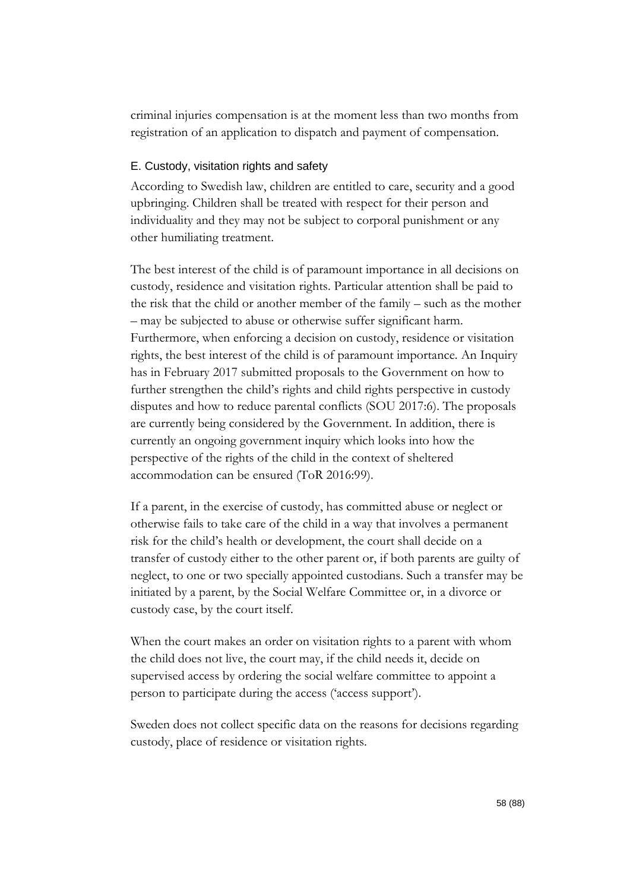criminal injuries compensation is at the moment less than two months from registration of an application to dispatch and payment of compensation.

### E. Custody, visitation rights and safety

According to Swedish law, children are entitled to care, security and a good upbringing. Children shall be treated with respect for their person and individuality and they may not be subject to corporal punishment or any other humiliating treatment.

The best interest of the child is of paramount importance in all decisions on custody, residence and visitation rights. Particular attention shall be paid to the risk that the child or another member of the family – such as the mother – may be subjected to abuse or otherwise suffer significant harm. Furthermore, when enforcing a decision on custody, residence or visitation rights, the best interest of the child is of paramount importance. An Inquiry has in February 2017 submitted proposals to the Government on how to further strengthen the child's rights and child rights perspective in custody disputes and how to reduce parental conflicts (SOU 2017:6). The proposals are currently being considered by the Government. In addition, there is currently an ongoing government inquiry which looks into how the perspective of the rights of the child in the context of sheltered accommodation can be ensured (ToR 2016:99).

If a parent, in the exercise of custody, has committed abuse or neglect or otherwise fails to take care of the child in a way that involves a permanent risk for the child's health or development, the court shall decide on a transfer of custody either to the other parent or, if both parents are guilty of neglect, to one or two specially appointed custodians. Such a transfer may be initiated by a parent, by the Social Welfare Committee or, in a divorce or custody case, by the court itself.

When the court makes an order on visitation rights to a parent with whom the child does not live, the court may, if the child needs it, decide on supervised access by ordering the social welfare committee to appoint a person to participate during the access ('access support').

Sweden does not collect specific data on the reasons for decisions regarding custody, place of residence or visitation rights.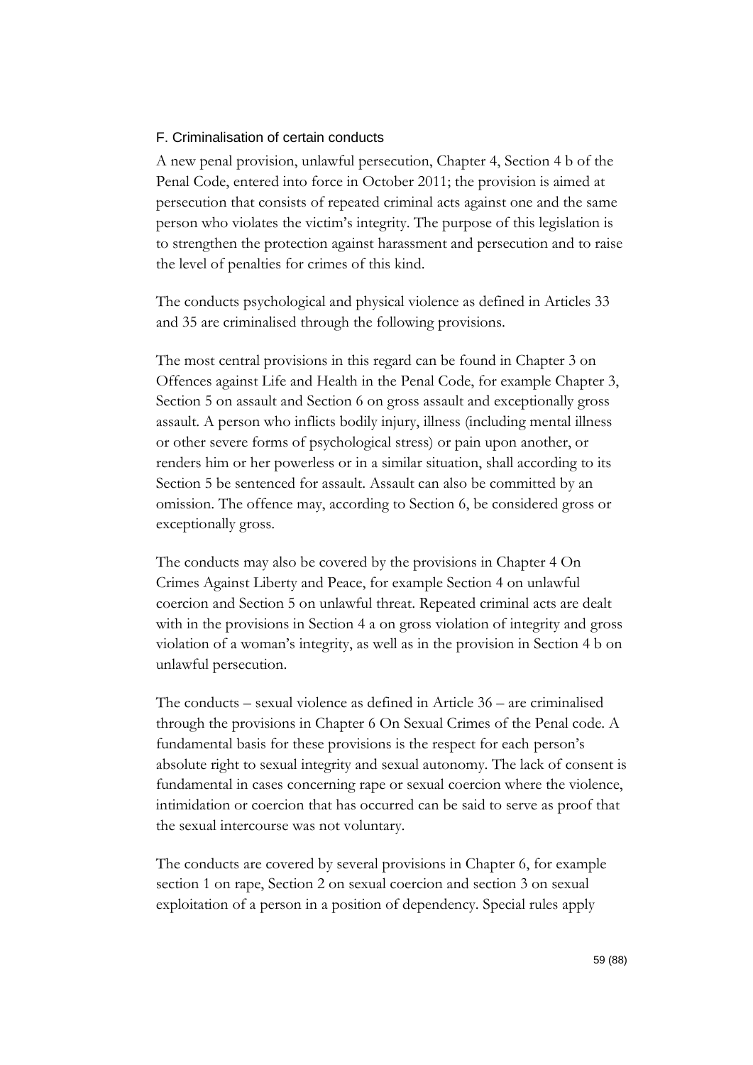### F. Criminalisation of certain conducts

A new penal provision, unlawful persecution, Chapter 4, Section 4 b of the Penal Code, entered into force in October 2011; the provision is aimed at persecution that consists of repeated criminal acts against one and the same person who violates the victim's integrity. The purpose of this legislation is to strengthen the protection against harassment and persecution and to raise the level of penalties for crimes of this kind.

The conducts psychological and physical violence as defined in Articles 33 and 35 are criminalised through the following provisions.

The most central provisions in this regard can be found in Chapter 3 on Offences against Life and Health in the Penal Code, for example Chapter 3, Section 5 on assault and Section 6 on gross assault and exceptionally gross assault. A person who inflicts bodily injury, illness (including mental illness or other severe forms of psychological stress) or pain upon another, or renders him or her powerless or in a similar situation, shall according to its Section 5 be sentenced for assault. Assault can also be committed by an omission. The offence may, according to Section 6, be considered gross or exceptionally gross.

The conducts may also be covered by the provisions in Chapter 4 On Crimes Against Liberty and Peace, for example Section 4 on unlawful coercion and Section 5 on unlawful threat. Repeated criminal acts are dealt with in the provisions in Section 4 a on gross violation of integrity and gross violation of a woman's integrity, as well as in the provision in Section 4 b on unlawful persecution.

The conducts – sexual violence as defined in Article 36 – are criminalised through the provisions in Chapter 6 On Sexual Crimes of the Penal code. A fundamental basis for these provisions is the respect for each person's absolute right to sexual integrity and sexual autonomy. The lack of consent is fundamental in cases concerning rape or sexual coercion where the violence, intimidation or coercion that has occurred can be said to serve as proof that the sexual intercourse was not voluntary.

The conducts are covered by several provisions in Chapter 6, for example section 1 on rape, Section 2 on sexual coercion and section 3 on sexual exploitation of a person in a position of dependency. Special rules apply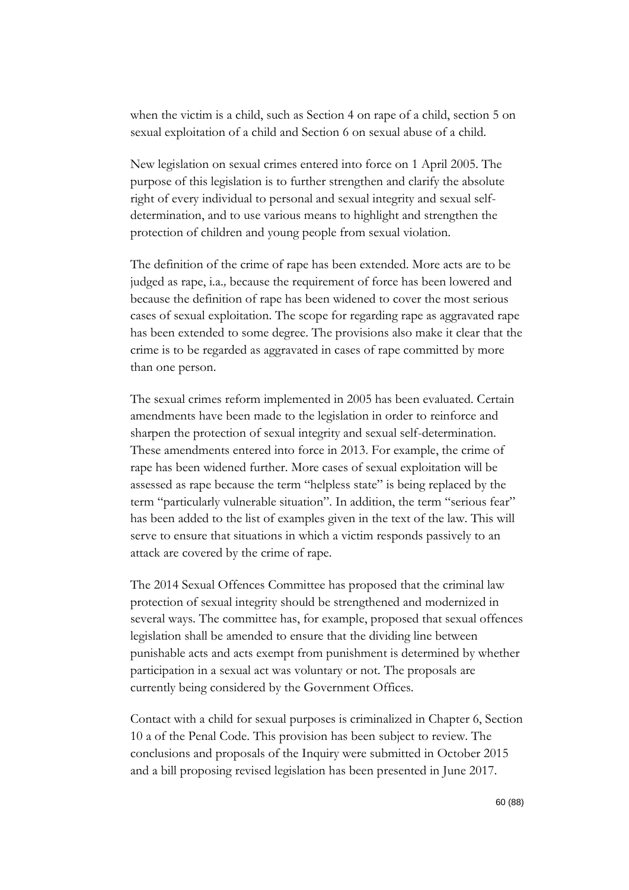when the victim is a child, such as Section 4 on rape of a child, section 5 on sexual exploitation of a child and Section 6 on sexual abuse of a child.

New legislation on sexual crimes entered into force on 1 April 2005. The purpose of this legislation is to further strengthen and clarify the absolute right of every individual to personal and sexual integrity and sexual self-determination, and to use various means to highlight and strengthen the protection of children and young people from sexual violation.

The definition of the crime of rape has been extended. More acts are to be judged as rape, i.a*.,* because the requirement of force has been lowered and because the definition of rape has been widened to cover the most serious cases of sexual exploitation. The scope for regarding rape as aggravated rape has been extended to some degree. The provisions also make it clear that the crime is to be regarded as aggravated in cases of rape committed by more than one person.

The sexual crimes reform implemented in 2005 has been evaluated. Certain amendments have been made to the legislation in order to reinforce and sharpen the protection of sexual integrity and sexual self-determination. These amendments entered into force in 2013. For example, the crime of rape has been widened further. More cases of sexual exploitation will be assessed as rape because the term "helpless state" is being replaced by the term "particularly vulnerable situation". In addition, the term "serious fear" has been added to the list of examples given in the text of the law. This will serve to ensure that situations in which a victim responds passively to an attack are covered by the crime of rape.

The 2014 Sexual Offences Committee has proposed that the criminal law protection of sexual integrity should be strengthened and modernized in several ways. The committee has, for example, proposed that sexual offences legislation shall be amended to ensure that the dividing line between punishable acts and acts exempt from punishment is determined by whether participation in a sexual act was voluntary or not. The proposals are currently being considered by the Government Offices.

Contact with a child for sexual purposes is criminalized in Chapter 6, Section 10 a of the Penal Code. This provision has been subject to review. The conclusions and proposals of the Inquiry were submitted in October 2015 and a bill proposing revised legislation has been presented in June 2017.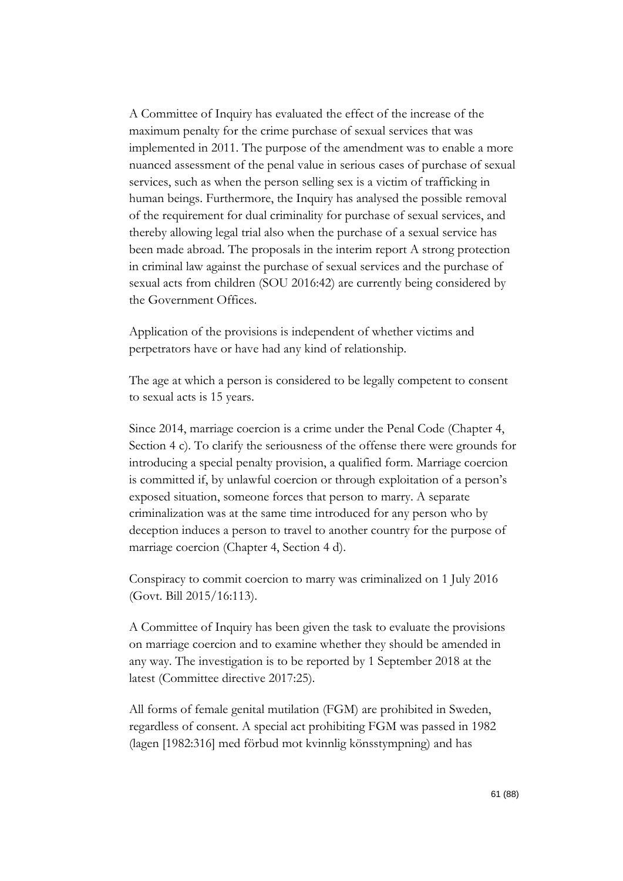A Committee of Inquiry has evaluated the effect of the increase of the maximum penalty for the crime purchase of sexual services that was implemented in 2011. The purpose of the amendment was to enable a more nuanced assessment of the penal value in serious cases of purchase of sexual services, such as when the person selling sex is a victim of trafficking in human beings. Furthermore, the Inquiry has analysed the possible removal of the requirement for dual criminality for purchase of sexual services, and thereby allowing legal trial also when the purchase of a sexual service has been made abroad. The proposals in the interim report A strong protection in criminal law against the purchase of sexual services and the purchase of sexual acts from children (SOU 2016:42) are currently being considered by the Government Offices.

Application of the provisions is independent of whether victims and perpetrators have or have had any kind of relationship.

The age at which a person is considered to be legally competent to consent to sexual acts is 15 years.

Since 2014, marriage coercion is a crime under the Penal Code (Chapter 4, Section 4 c). To clarify the seriousness of the offense there were grounds for introducing a special penalty provision, a qualified form. Marriage coercion is committed if, by unlawful coercion or through exploitation of a person's exposed situation, someone forces that person to marry. A separate criminalization was at the same time introduced for any person who by deception induces a person to travel to another country for the purpose of marriage coercion (Chapter 4, Section 4 d).

Conspiracy to commit coercion to marry was criminalized on 1 July 2016 (Govt. Bill 2015/16:113).

A Committee of Inquiry has been given the task to evaluate the provisions on marriage coercion and to examine whether they should be amended in any way. The investigation is to be reported by 1 September 2018 at the latest (Committee directive 2017:25).

All forms of female genital mutilation (FGM) are prohibited in Sweden, regardless of consent. A special act prohibiting FGM was passed in 1982 (lagen [1982:316] med förbud mot kvinnlig könsstympning) and has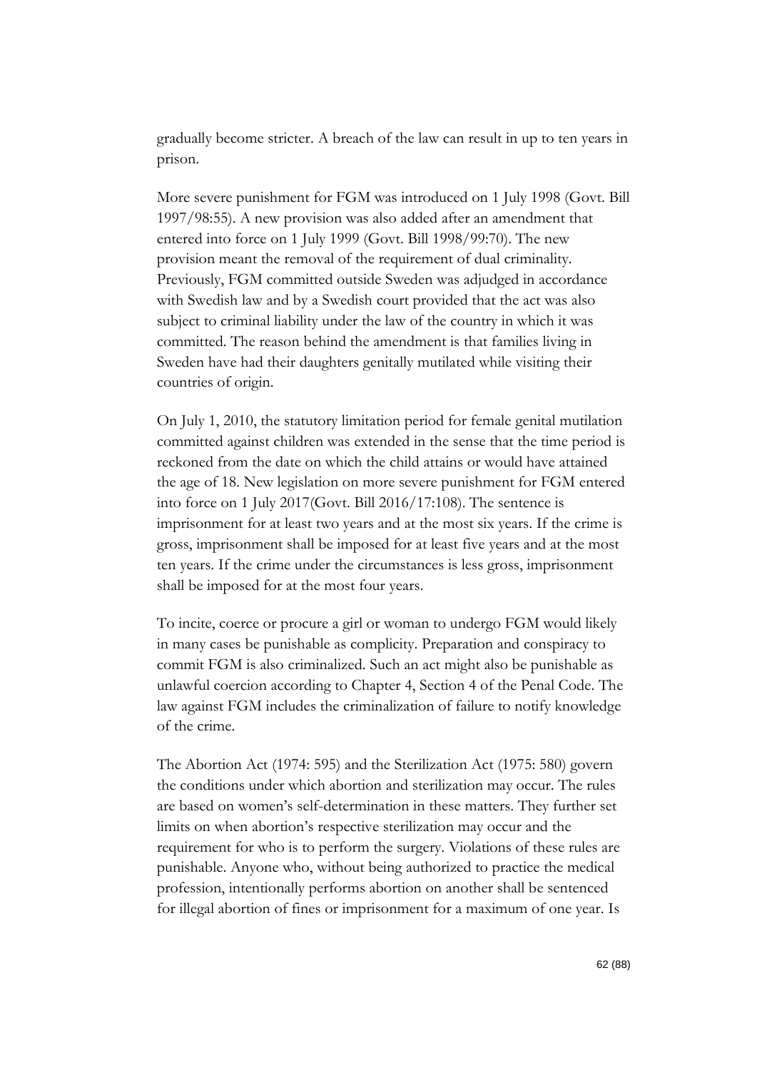gradually become stricter. A breach of the law can result in up to ten years in prison.

More severe punishment for FGM was introduced on 1 July 1998 (Govt. Bill 1997/98:55). A new provision was also added after an amendment that entered into force on 1 July 1999 (Govt. Bill 1998/99:70). The new provision meant the removal of the requirement of dual criminality. Previously, FGM committed outside Sweden was adjudged in accordance with Swedish law and by a Swedish court provided that the act was also subject to criminal liability under the law of the country in which it was committed. The reason behind the amendment is that families living in Sweden have had their daughters genitally mutilated while visiting their countries of origin.

On July 1, 2010, the statutory limitation period for female genital mutilation committed against children was extended in the sense that the time period is reckoned from the date on which the child attains or would have attained the age of 18. New legislation on more severe punishment for FGM entered into force on 1 July 2017(Govt. Bill 2016/17:108). The sentence is imprisonment for at least two years and at the most six years. If the crime is gross, imprisonment shall be imposed for at least five years and at the most ten years. If the crime under the circumstances is less gross, imprisonment shall be imposed for at the most four years.

To incite, coerce or procure a girl or woman to undergo FGM would likely in many cases be punishable as complicity. Preparation and conspiracy to commit FGM is also criminalized. Such an act might also be punishable as unlawful coercion according to Chapter 4, Section 4 of the Penal Code. The law against FGM includes the criminalization of failure to notify knowledge of the crime.

The Abortion Act (1974: 595) and the Sterilization Act (1975: 580) govern the conditions under which abortion and sterilization may occur. The rules are based on women's self-determination in these matters. They further set limits on when abortion's respective sterilization may occur and the requirement for who is to perform the surgery. Violations of these rules are punishable. Anyone who, without being authorized to practice the medical profession, intentionally performs abortion on another shall be sentenced for illegal abortion of fines or imprisonment for a maximum of one year. Is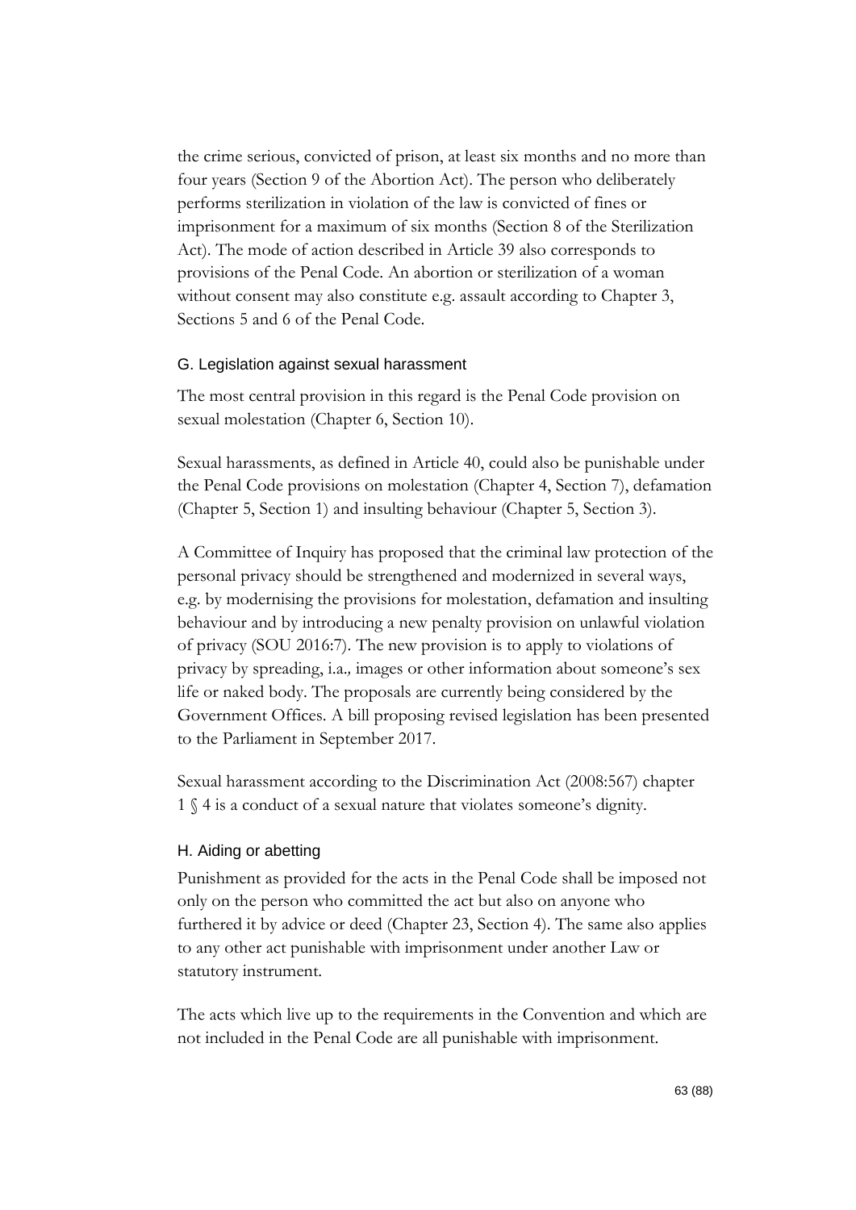the crime serious, convicted of prison, at least six months and no more than four years (Section 9 of the Abortion Act). The person who deliberately performs sterilization in violation of the law is convicted of fines or imprisonment for a maximum of six months (Section 8 of the Sterilization Act). The mode of action described in Article 39 also corresponds to provisions of the Penal Code. An abortion or sterilization of a woman without consent may also constitute e.g. assault according to Chapter 3, Sections 5 and 6 of the Penal Code.

### G. Legislation against sexual harassment

The most central provision in this regard is the Penal Code provision on sexual molestation (Chapter 6, Section 10).

Sexual harassments, as defined in Article 40, could also be punishable under the Penal Code provisions on molestation (Chapter 4, Section 7), defamation (Chapter 5, Section 1) and insulting behaviour (Chapter 5, Section 3).

A Committee of Inquiry has proposed that the criminal law protection of the personal privacy should be strengthened and modernized in several ways, e.g. by modernising the provisions for molestation, defamation and insulting behaviour and by introducing a new penalty provision on unlawful violation of privacy (SOU 2016:7). The new provision is to apply to violations of privacy by spreading, i.a*.,* images or other information about someone's sex life or naked body. The proposals are currently being considered by the Government Offices. A bill proposing revised legislation has been presented to the Parliament in September 2017.

Sexual harassment according to the Discrimination Act (2008:567) chapter 1 § 4 is a conduct of a sexual nature that violates someone's dignity.

### H. Aiding or abetting

Punishment as provided for the acts in the Penal Code shall be imposed not only on the person who committed the act but also on anyone who furthered it by advice or deed (Chapter 23, Section 4). The same also applies to any other act punishable with imprisonment under another Law or statutory instrument.

The acts which live up to the requirements in the Convention and which are not included in the Penal Code are all punishable with imprisonment.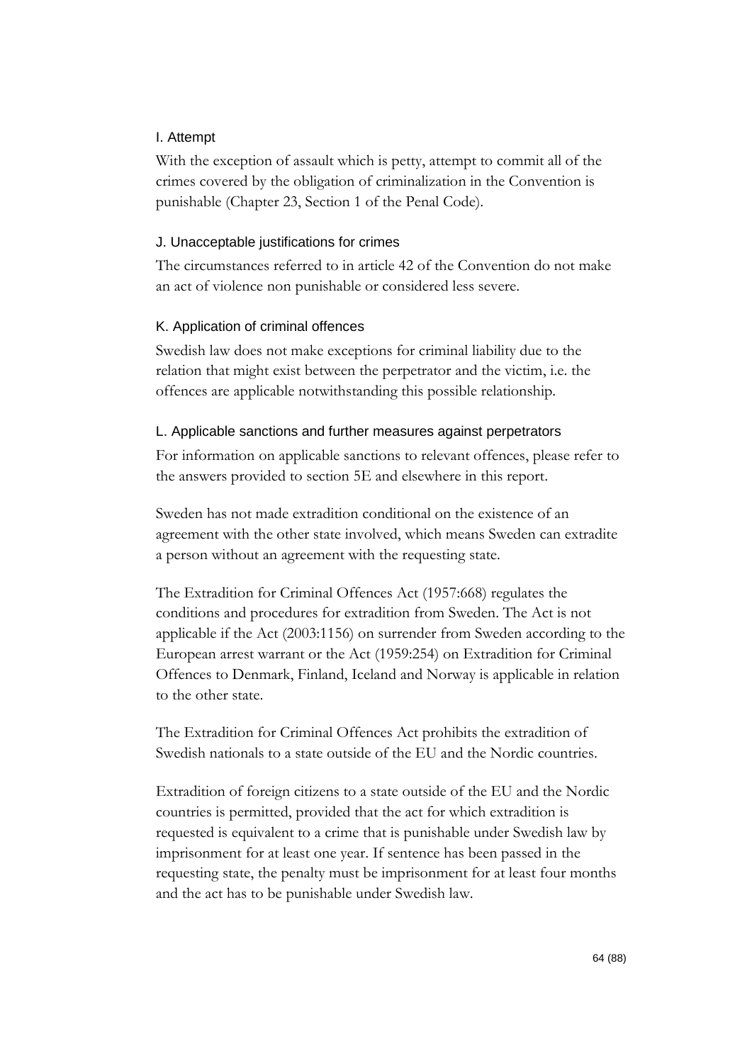### I. Attempt

With the exception of assault which is petty, attempt to commit all of the crimes covered by the obligation of criminalization in the Convention is punishable (Chapter 23, Section 1 of the Penal Code).

### J. Unacceptable justifications for crimes

The circumstances referred to in article 42 of the Convention do not make an act of violence non punishable or considered less severe.

### K. Application of criminal offences

Swedish law does not make exceptions for criminal liability due to the relation that might exist between the perpetrator and the victim, i.e. the offences are applicable notwithstanding this possible relationship.

### L. Applicable sanctions and further measures against perpetrators

For information on applicable sanctions to relevant offences, please refer to the answers provided to section 5E and elsewhere in this report.

Sweden has not made extradition conditional on the existence of an agreement with the other state involved, which means Sweden can extradite a person without an agreement with the requesting state.

The Extradition for Criminal Offences Act (1957:668) regulates the conditions and procedures for extradition from Sweden. The Act is not applicable if the Act (2003:1156) on surrender from Sweden according to the European arrest warrant or the Act (1959:254) on Extradition for Criminal Offences to Denmark, Finland, Iceland and Norway is applicable in relation to the other state.

The Extradition for Criminal Offences Act prohibits the extradition of Swedish nationals to a state outside of the EU and the Nordic countries.

Extradition of foreign citizens to a state outside of the EU and the Nordic countries is permitted, provided that the act for which extradition is requested is equivalent to a crime that is punishable under Swedish law by imprisonment for at least one year. If sentence has been passed in the requesting state, the penalty must be imprisonment for at least four months and the act has to be punishable under Swedish law.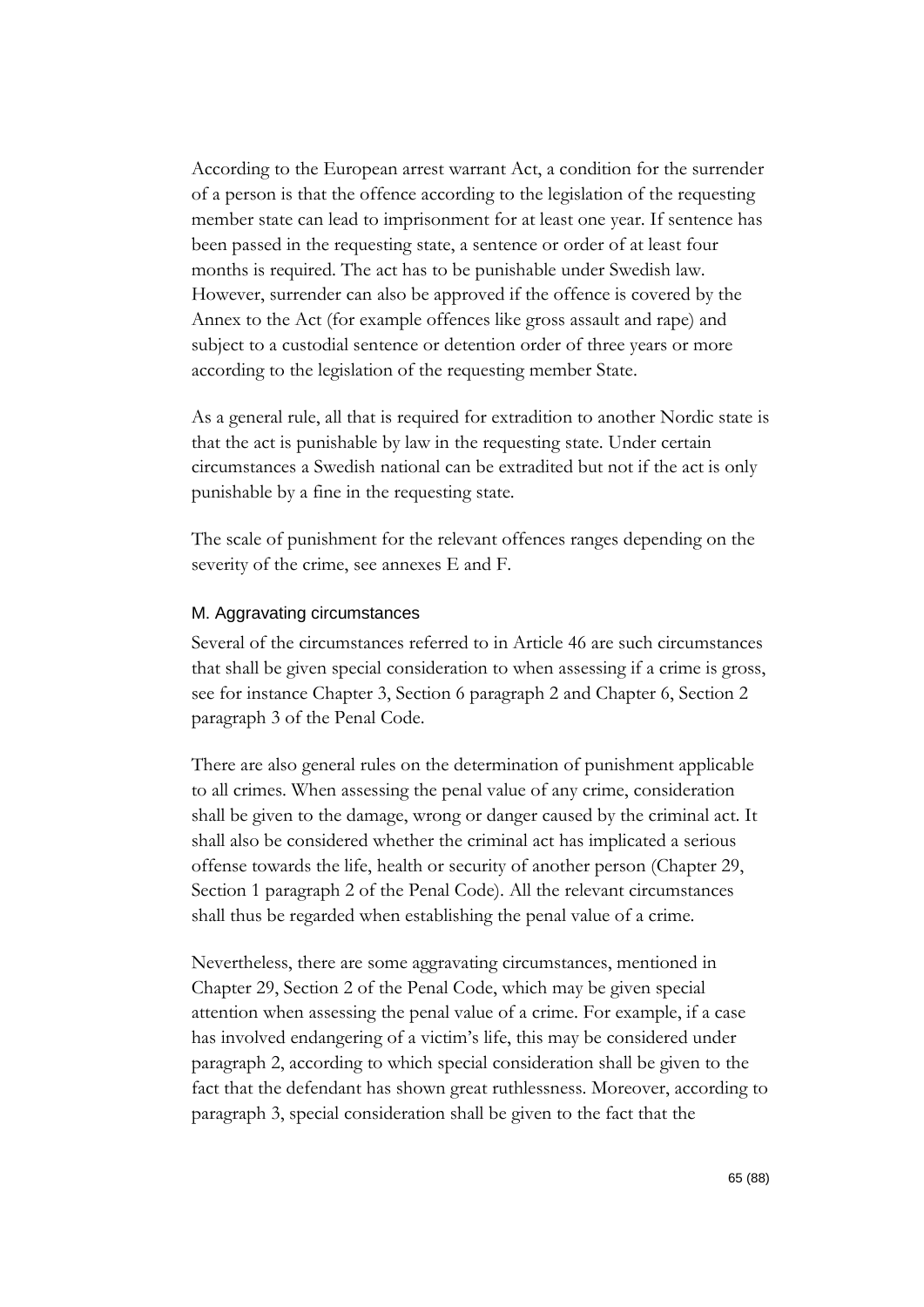According to the European arrest warrant Act, a condition for the surrender of a person is that the offence according to the legislation of the requesting member state can lead to imprisonment for at least one year. If sentence has been passed in the requesting state, a sentence or order of at least four months is required. The act has to be punishable under Swedish law. However, surrender can also be approved if the offence is covered by the Annex to the Act (for example offences like gross assault and rape) and subject to a custodial sentence or detention order of three years or more according to the legislation of the requesting member State.

As a general rule, all that is required for extradition to another Nordic state is that the act is punishable by law in the requesting state. Under certain circumstances a Swedish national can be extradited but not if the act is only punishable by a fine in the requesting state.

The scale of punishment for the relevant offences ranges depending on the severity of the crime, see annexes E and F.

### M. Aggravating circumstances

Several of the circumstances referred to in Article 46 are such circumstances that shall be given special consideration to when assessing if a crime is gross, see for instance Chapter 3, Section 6 paragraph 2 and Chapter 6, Section 2 paragraph 3 of the Penal Code.

There are also general rules on the determination of punishment applicable to all crimes. When assessing the penal value of any crime, consideration shall be given to the damage, wrong or danger caused by the criminal act. It shall also be considered whether the criminal act has implicated a serious offense towards the life, health or security of another person (Chapter 29, Section 1 paragraph 2 of the Penal Code). All the relevant circumstances shall thus be regarded when establishing the penal value of a crime.

Nevertheless, there are some aggravating circumstances, mentioned in Chapter 29, Section 2 of the Penal Code, which may be given special attention when assessing the penal value of a crime. For example, if a case has involved endangering of a victim's life, this may be considered under paragraph 2, according to which special consideration shall be given to the fact that the defendant has shown great ruthlessness. Moreover, according to paragraph 3, special consideration shall be given to the fact that the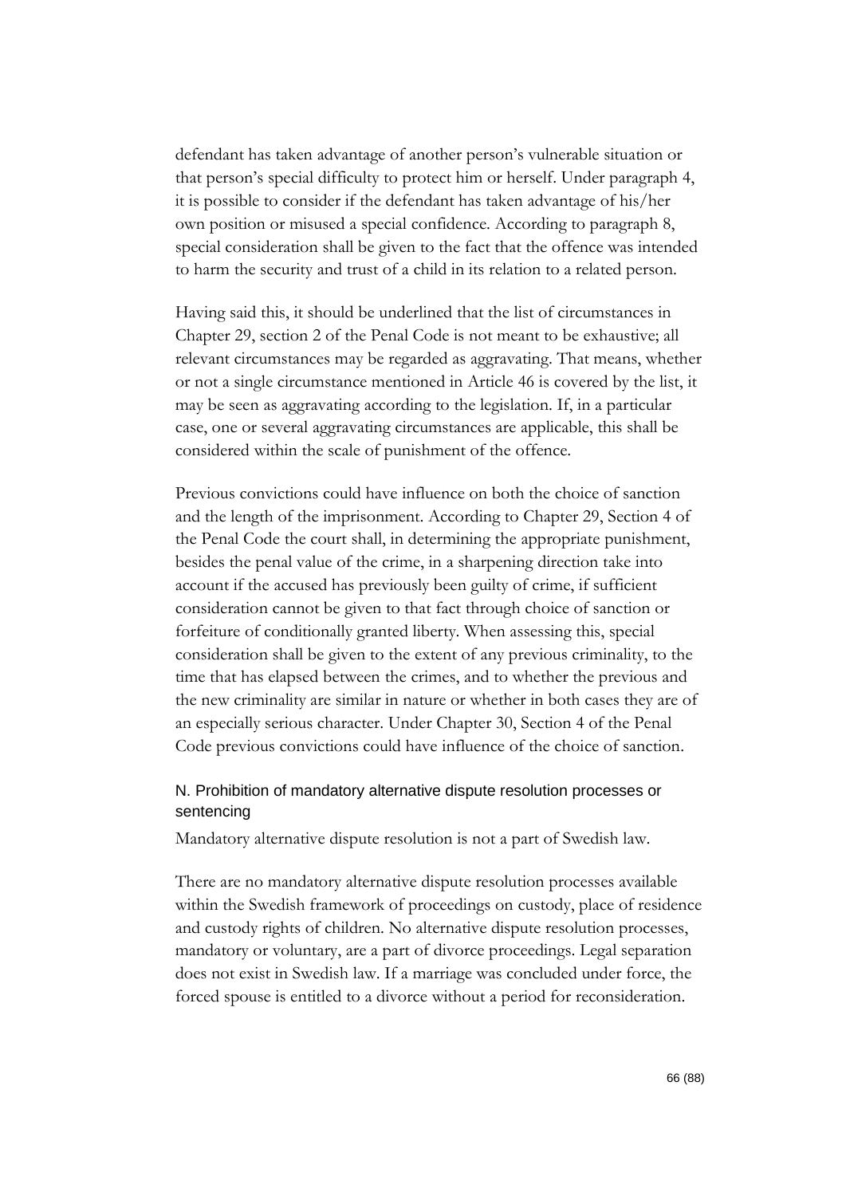defendant has taken advantage of another person's vulnerable situation or that person's special difficulty to protect him or herself. Under paragraph 4, it is possible to consider if the defendant has taken advantage of his/her own position or misused a special confidence. According to paragraph 8, special consideration shall be given to the fact that the offence was intended to harm the security and trust of a child in its relation to a related person.

Having said this, it should be underlined that the list of circumstances in Chapter 29, section 2 of the Penal Code is not meant to be exhaustive; all relevant circumstances may be regarded as aggravating. That means, whether or not a single circumstance mentioned in Article 46 is covered by the list, it may be seen as aggravating according to the legislation. If, in a particular case, one or several aggravating circumstances are applicable, this shall be considered within the scale of punishment of the offence.

Previous convictions could have influence on both the choice of sanction and the length of the imprisonment. According to Chapter 29, Section 4 of the Penal Code the court shall, in determining the appropriate punishment, besides the penal value of the crime, in a sharpening direction take into account if the accused has previously been guilty of crime, if sufficient consideration cannot be given to that fact through choice of sanction or forfeiture of conditionally granted liberty. When assessing this, special consideration shall be given to the extent of any previous criminality, to the time that has elapsed between the crimes, and to whether the previous and the new criminality are similar in nature or whether in both cases they are of an especially serious character. Under Chapter 30, Section 4 of the Penal Code previous convictions could have influence of the choice of sanction.

### N. Prohibition of mandatory alternative dispute resolution processes or sentencing

Mandatory alternative dispute resolution is not a part of Swedish law.

There are no mandatory alternative dispute resolution processes available within the Swedish framework of proceedings on custody, place of residence and custody rights of children. No alternative dispute resolution processes, mandatory or voluntary, are a part of divorce proceedings. Legal separation does not exist in Swedish law. If a marriage was concluded under force, the forced spouse is entitled to a divorce without a period for reconsideration.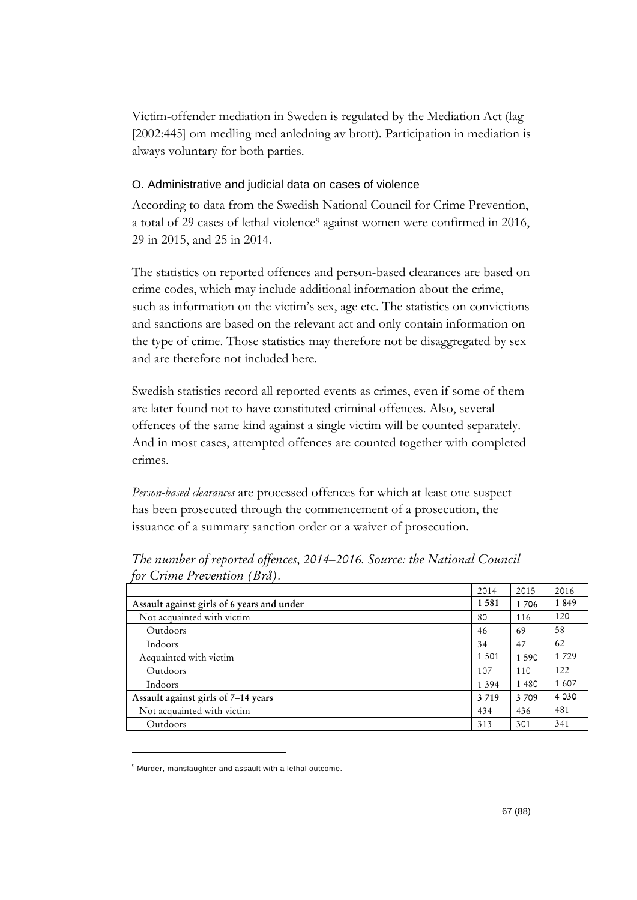Victim-offender mediation in Sweden is regulated by the Mediation Act (lag [2002:445] om medling med anledning av brott). Participation in mediation is always voluntary for both parties.

### O. Administrative and judicial data on cases of violence

According to data from the Swedish National Council for Crime Prevention, a total of 29 cases of lethal violence[9] against women were confirmed in 2016, 29 in 2015, and 25 in 2014.

The statistics on reported offences and person-based clearances are based on crime codes, which may include additional information about the crime, such as information on the victim's sex, age etc. The statistics on convictions and sanctions are based on the relevant act and only contain information on the type of crime. Those statistics may therefore not be disaggregated by sex and are therefore not included here.

Swedish statistics record all reported events as crimes, even if some of them are later found not to have constituted criminal offences. Also, several offences of the same kind against a single victim will be counted separately. And in most cases, attempted offences are counted together with completed crimes.

*Person-based clearances* are processed offences for which at least one suspect has been prosecuted through the commencement of a prosecution, the issuance of a summary sanction order or a waiver of prosecution.

*The number of reported offences, 2014–2016. Source: the National Council for Crime Prevention (Brå).*

| | 2014 | 2015 | 2016 |
|---|---|---|---|
| **Assault against girls of 6 years and under** | **1 581** | **1 706** | **1 849** |
| Not acquainted with victim | 80 | 116 | 120 |
| Outdoors | 46 | 69 | 58 |
| Indoors | 34 | 47 | 62 |
| Acquainted with victim | 1 501 | 1 590 | 1 729 |
| Outdoors | 107 | 110 | 122 |
| Indoors | 1 394 | 1 480 | 1 607 |
| **Assault against girls of 7–14 years** | **3 719** | **3 709** | **4 030** |
| Not acquainted with victim | 434 | 436 | 481 |
| Outdoors | 313 | 301 | 341 |

[9] Murder, manslaughter and assault with a lethal outcome.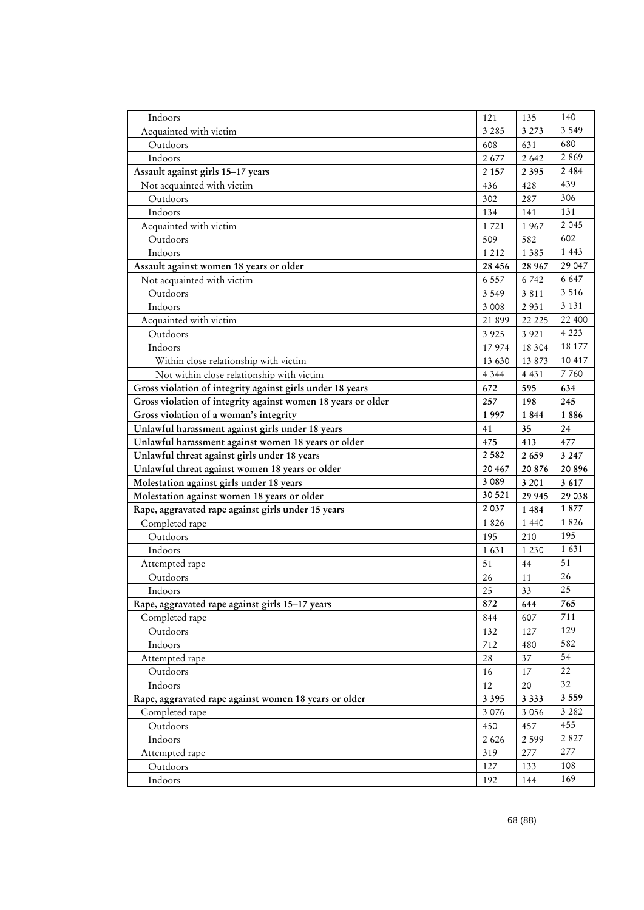| | | | |
|---|---|---|---|
| Indoors | 121 | 135 | 140 |
| Acquainted with victim | 3 285 | 3 273 | 3 549 |
| Outdoors | 608 | 631 | 680 |
| Indoors | 2 677 | 2 642 | 2 869 |
| **Assault against girls 15–17 years** | **2 157** | **2 395** | **2 484** |
| Not acquainted with victim | 436 | 428 | 439 |
| Outdoors | 302 | 287 | 306 |
| Indoors | 134 | 141 | 131 |
| Acquainted with victim | 1 721 | 1 967 | 2 045 |
| Outdoors | 509 | 582 | 602 |
| Indoors | 1 212 | 1 385 | 1 443 |
| **Assault against women 18 years or older** | **28 456** | **28 967** | **29 047** |
| Not acquainted with victim | 6 557 | 6 742 | 6 647 |
| Outdoors | 3 549 | 3 811 | 3 516 |
| Indoors | 3 008 | 2 931 | 3 131 |
| Acquainted with victim | 21 899 | 22 225 | 22 400 |
| Outdoors | 3 925 | 3 921 | 4 223 |
| Indoors | 17 974 | 18 304 | 18 177 |
| Within close relationship with victim | 13 630 | 13 873 | 10 417 |
| Not within close relationship with victim | 4 344 | 4 431 | 7 760 |
| **Gross violation of integrity against girls under 18 years** | **672** | **595** | **634** |
| **Gross violation of integrity against women 18 years or older** | **257** | **198** | **245** |
| **Gross violation of a woman's integrity** | **1 997** | **1 844** | **1 886** |
| **Unlawful harassment against girls under 18 years** | **41** | **35** | **24** |
| **Unlawful harassment against women 18 years or older** | **475** | **413** | **477** |
| **Unlawful threat against girls under 18 years** | **2 582** | **2 659** | **3 247** |
| **Unlawful threat against women 18 years or older** | **20 467** | **20 876** | **20 896** |
| **Molestation against girls under 18 years** | **3 089** | **3 201** | **3 617** |
| **Molestation against women 18 years or older** | **30 521** | **29 945** | **29 038** |
| **Rape, aggravated rape against girls under 15 years** | **2 037** | **1 484** | **1 877** |
| Completed rape | 1 826 | 1 440 | 1 826 |
| Outdoors | 195 | 210 | 195 |
| Indoors | 1 631 | 1 230 | 1 631 |
| Attempted rape | 51 | 44 | 51 |
| Outdoors | 26 | 11 | 26 |
| Indoors | 25 | 33 | 25 |
| **Rape, aggravated rape against girls 15–17 years** | **872** | **644** | **765** |
| Completed rape | 844 | 607 | 711 |
| Outdoors | 132 | 127 | 129 |
| Indoors | 712 | 480 | 582 |
| Attempted rape | 28 | 37 | 54 |
| Outdoors | 16 | 17 | 22 |
| Indoors | 12 | 20 | 32 |
| **Rape, aggravated rape against women 18 years or older** | **3 395** | **3 333** | **3 559** |
| Completed rape | 3 076 | 3 056 | 3 282 |
| Outdoors | 450 | 457 | 455 |
| Indoors | 2 626 | 2 599 | 2 827 |
| Attempted rape | 319 | 277 | 277 |
| Outdoors | 127 | 133 | 108 |
| Indoors | 192 | 144 | 169 |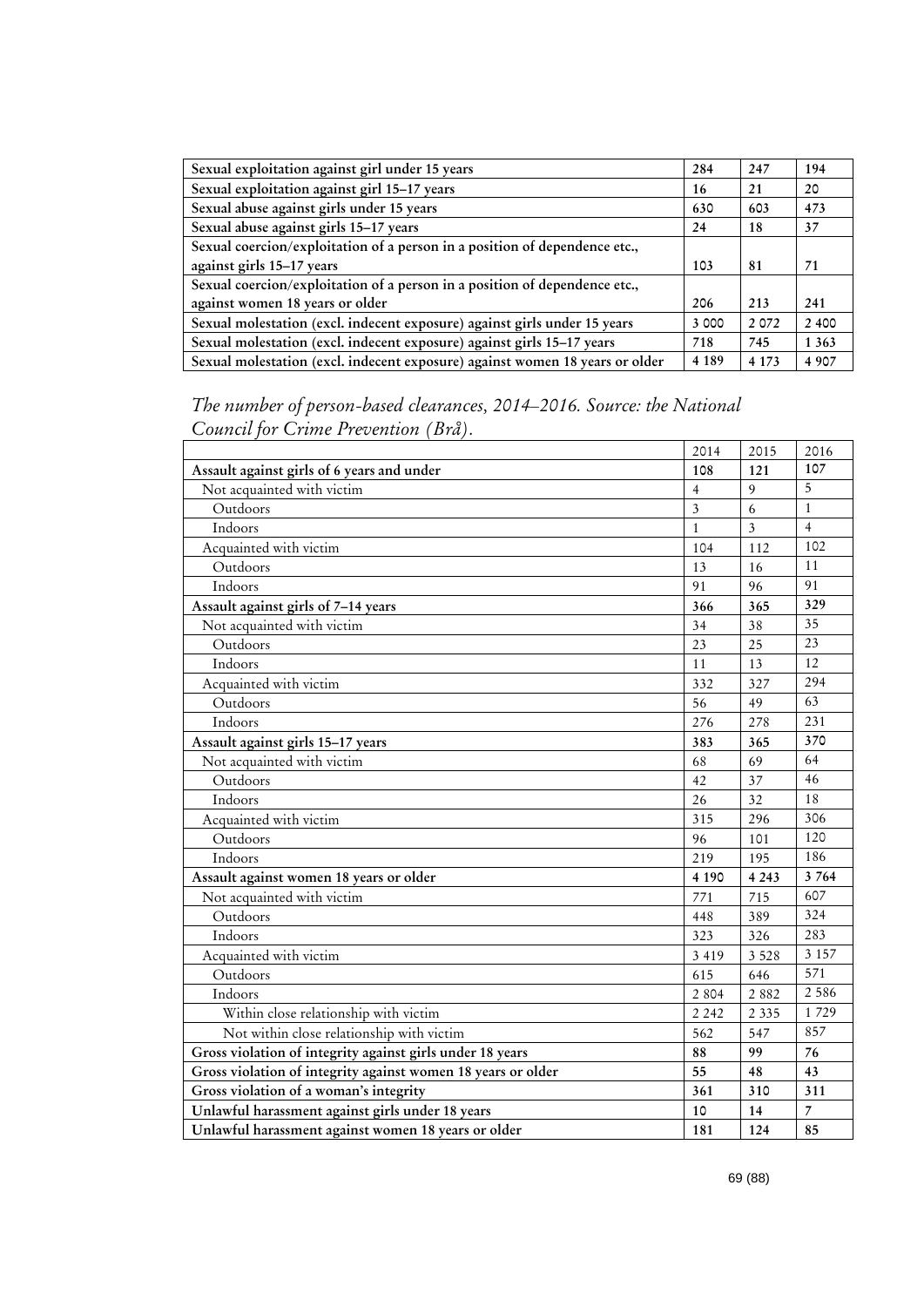| | | | |
|---|---|---|---|
| **Sexual exploitation against girl under 15 years** | **284** | **247** | **194** |
| **Sexual exploitation against girl 15–17 years** | **16** | **21** | **20** |
| **Sexual abuse against girls under 15 years** | **630** | **603** | **473** |
| **Sexual abuse against girls 15–17 years** | **24** | **18** | **37** |
| **Sexual coercion/exploitation of a person in a position of dependence etc., against girls 15–17 years** | **103** | **81** | **71** |
| **Sexual coercion/exploitation of a person in a position of dependence etc., against women 18 years or older** | **206** | **213** | **241** |
| **Sexual molestation (excl. indecent exposure) against girls under 15 years** | **3 000** | **2 072** | **2 400** |
| **Sexual molestation (excl. indecent exposure) against girls 15–17 years** | **718** | **745** | **1 363** |
| **Sexual molestation (excl. indecent exposure) against women 18 years or older** | **4 189** | **4 173** | **4 907** |

*The number of person-based clearances, 2014–2016. Source: the National Council for Crime Prevention (Brå).*

| | 2014 | 2015 | 2016 |
|---|---|---|---|
| **Assault against girls of 6 years and under** | **108** | **121** | **107** |
| Not acquainted with victim | 4 | 9 | 5 |
| Outdoors | 3 | 6 | 1 |
| Indoors | 1 | 3 | 4 |
| Acquainted with victim | 104 | 112 | 102 |
| Outdoors | 13 | 16 | 11 |
| Indoors | 91 | 96 | 91 |
| **Assault against girls of 7–14 years** | **366** | **365** | **329** |
| Not acquainted with victim | 34 | 38 | 35 |
| Outdoors | 23 | 25 | 23 |
| Indoors | 11 | 13 | 12 |
| Acquainted with victim | 332 | 327 | 294 |
| Outdoors | 56 | 49 | 63 |
| Indoors | 276 | 278 | 231 |
| **Assault against girls 15–17 years** | **383** | **365** | **370** |
| Not acquainted with victim | 68 | 69 | 64 |
| Outdoors | 42 | 37 | 46 |
| Indoors | 26 | 32 | 18 |
| Acquainted with victim | 315 | 296 | 306 |
| Outdoors | 96 | 101 | 120 |
| Indoors | 219 | 195 | 186 |
| **Assault against women 18 years or older** | **4 190** | **4 243** | **3 764** |
| Not acquainted with victim | 771 | 715 | 607 |
| Outdoors | 448 | 389 | 324 |
| Indoors | 323 | 326 | 283 |
| Acquainted with victim | 3 419 | 3 528 | 3 157 |
| Outdoors | 615 | 646 | 571 |
| Indoors | 2 804 | 2 882 | 2 586 |
| Within close relationship with victim | 2 242 | 2 335 | 1 729 |
| Not within close relationship with victim | 562 | 547 | 857 |
| **Gross violation of integrity against girls under 18 years** | **88** | **99** | **76** |
| **Gross violation of integrity against women 18 years or older** | **55** | **48** | **43** |
| **Gross violation of a woman's integrity** | **361** | **310** | **311** |
| **Unlawful harassment against girls under 18 years** | **10** | **14** | **7** |
| **Unlawful harassment against women 18 years or older** | **181** | **124** | **85** |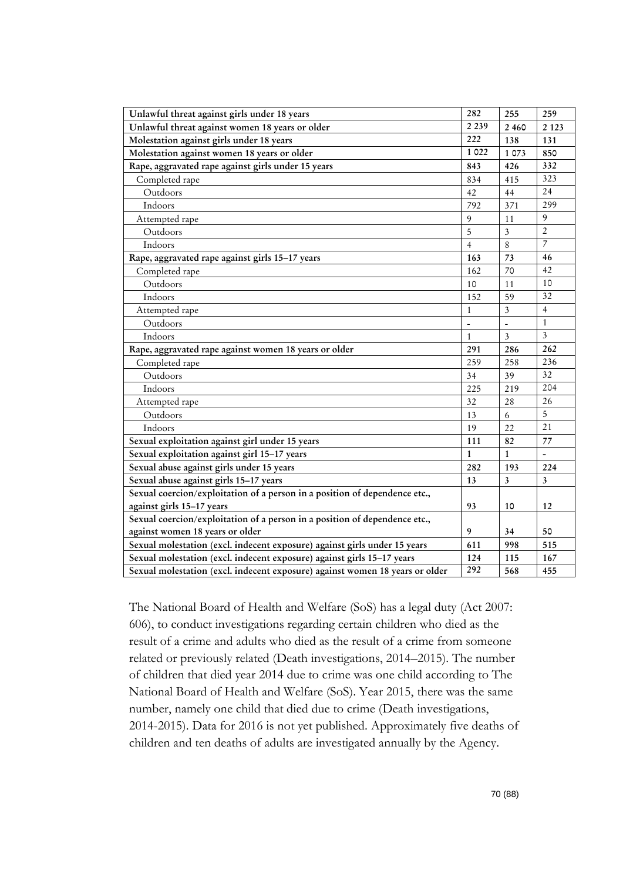| | | | |
|---|---|---|---|
| **Unlawful threat against girls under 18 years** | **282** | **255** | **259** |
| **Unlawful threat against women 18 years or older** | **2 239** | **2 460** | **2 123** |
| **Molestation against girls under 18 years** | **222** | **138** | **131** |
| **Molestation against women 18 years or older** | **1 022** | **1 073** | **850** |
| **Rape, aggravated rape against girls under 15 years** | **843** | **426** | **332** |
| Completed rape | 834 | 415 | 323 |
| Outdoors | 42 | 44 | 24 |
| Indoors | 792 | 371 | 299 |
| Attempted rape | 9 | 11 | 9 |
| Outdoors | 5 | 3 | 2 |
| Indoors | 4 | 8 | 7 |
| **Rape, aggravated rape against girls 15–17 years** | **163** | **73** | **46** |
| Completed rape | 162 | 70 | 42 |
| Outdoors | 10 | 11 | 10 |
| Indoors | 152 | 59 | 32 |
| Attempted rape | 1 | 3 | 4 |
| Outdoors | - | - | 1 |
| Indoors | 1 | 3 | 3 |
| **Rape, aggravated rape against women 18 years or older** | **291** | **286** | **262** |
| Completed rape | 259 | 258 | 236 |
| Outdoors | 34 | 39 | 32 |
| Indoors | 225 | 219 | 204 |
| Attempted rape | 32 | 28 | 26 |
| Outdoors | 13 | 6 | 5 |
| Indoors | 19 | 22 | 21 |
| **Sexual exploitation against girl under 15 years** | **111** | **82** | **77** |
| **Sexual exploitation against girl 15–17 years** | **1** | **1** | **-** |
| **Sexual abuse against girls under 15 years** | **282** | **193** | **224** |
| **Sexual abuse against girls 15–17 years** | **13** | **3** | **3** |
| **Sexual coercion/exploitation of a person in a position of dependence etc., against girls 15–17 years** | **93** | **10** | **12** |
| **Sexual coercion/exploitation of a person in a position of dependence etc., against women 18 years or older** | **9** | **34** | **50** |
| **Sexual molestation (excl. indecent exposure) against girls under 15 years** | **611** | **998** | **515** |
| **Sexual molestation (excl. indecent exposure) against girls 15–17 years** | **124** | **115** | **167** |
| **Sexual molestation (excl. indecent exposure) against women 18 years or older** | **292** | **568** | **455** |

The National Board of Health and Welfare (SoS) has a legal duty (Act 2007: 606), to conduct investigations regarding certain children who died as the result of a crime and adults who died as the result of a crime from someone related or previously related (Death investigations, 2014–2015). The number of children that died year 2014 due to crime was one child according to The National Board of Health and Welfare (SoS). Year 2015, there was the same number, namely one child that died due to crime (Death investigations, 2014-2015). Data for 2016 is not yet published. Approximately five deaths of children and ten deaths of adults are investigated annually by the Agency.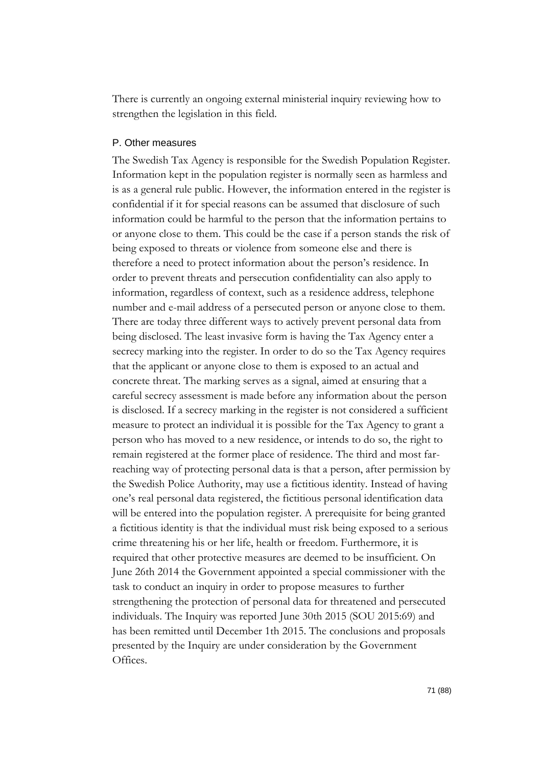There is currently an ongoing external ministerial inquiry reviewing how to strengthen the legislation in this field.

## P. Other measures

The Swedish Tax Agency is responsible for the Swedish Population Register. Information kept in the population register is normally seen as harmless and is as a general rule public. However, the information entered in the register is confidential if it for special reasons can be assumed that disclosure of such information could be harmful to the person that the information pertains to or anyone close to them. This could be the case if a person stands the risk of being exposed to threats or violence from someone else and there is therefore a need to protect information about the person's residence. In order to prevent threats and persecution confidentiality can also apply to information, regardless of context, such as a residence address, telephone number and e-mail address of a persecuted person or anyone close to them. There are today three different ways to actively prevent personal data from being disclosed. The least invasive form is having the Tax Agency enter a secrecy marking into the register. In order to do so the Tax Agency requires that the applicant or anyone close to them is exposed to an actual and concrete threat. The marking serves as a signal, aimed at ensuring that a careful secrecy assessment is made before any information about the person is disclosed. If a secrecy marking in the register is not considered a sufficient measure to protect an individual it is possible for the Tax Agency to grant a person who has moved to a new residence, or intends to do so, the right to remain registered at the former place of residence. The third and most far-reaching way of protecting personal data is that a person, after permission by the Swedish Police Authority, may use a fictitious identity. Instead of having one's real personal data registered, the fictitious personal identification data will be entered into the population register. A prerequisite for being granted a fictitious identity is that the individual must risk being exposed to a serious crime threatening his or her life, health or freedom. Furthermore, it is required that other protective measures are deemed to be insufficient. On June 26th 2014 the Government appointed a special commissioner with the task to conduct an inquiry in order to propose measures to further strengthening the protection of personal data for threatened and persecuted individuals. The Inquiry was reported June 30th 2015 (SOU 2015:69) and has been remitted until December 1th 2015. The conclusions and proposals presented by the Inquiry are under consideration by the Government Offices.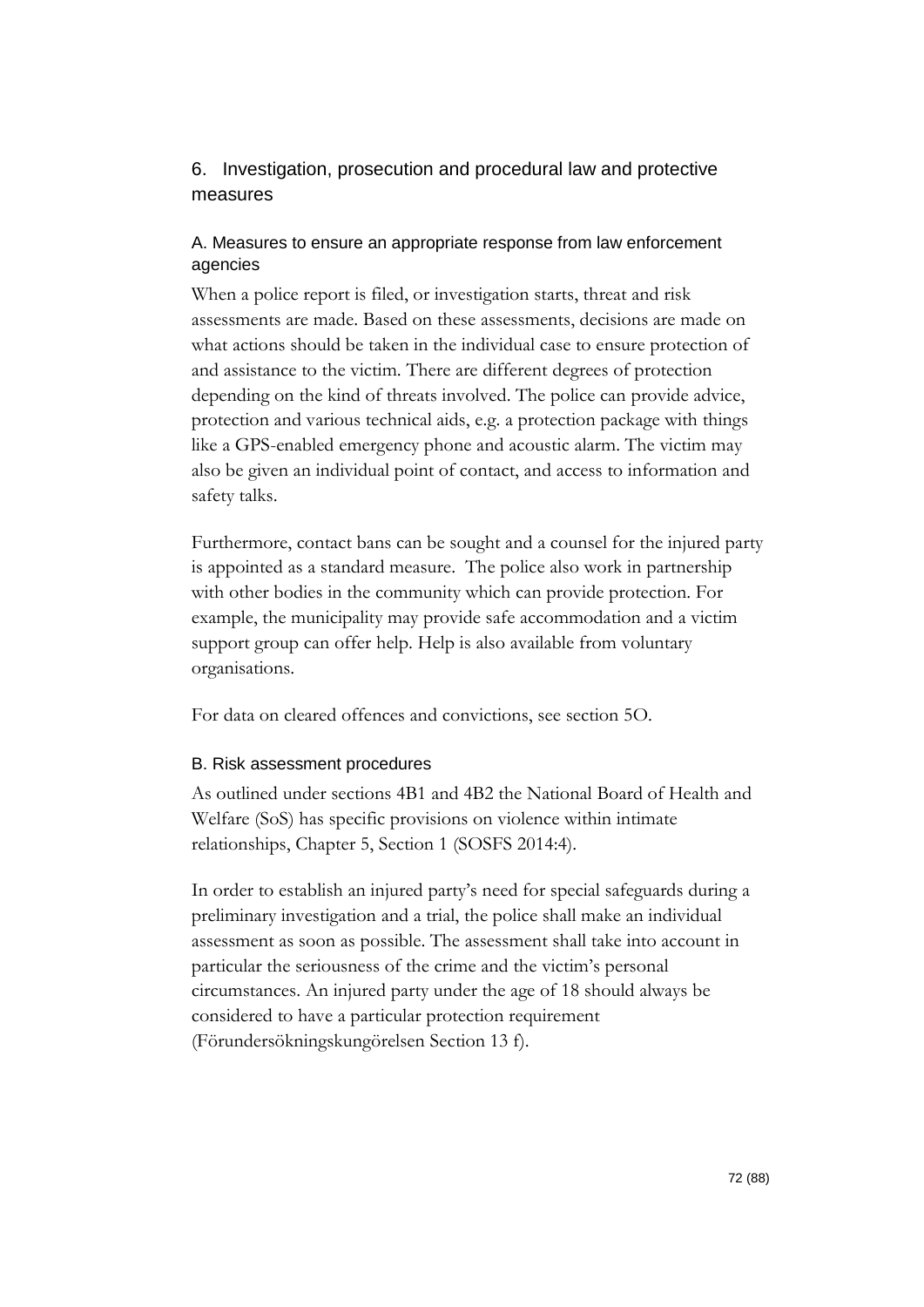## 6. Investigation, prosecution and procedural law and protective measures

### A. Measures to ensure an appropriate response from law enforcement agencies

When a police report is filed, or investigation starts, threat and risk assessments are made. Based on these assessments, decisions are made on what actions should be taken in the individual case to ensure protection of and assistance to the victim. There are different degrees of protection depending on the kind of threats involved. The police can provide advice, protection and various technical aids, e.g. a protection package with things like a GPS-enabled emergency phone and acoustic alarm. The victim may also be given an individual point of contact, and access to information and safety talks.

Furthermore, contact bans can be sought and a counsel for the injured party is appointed as a standard measure. The police also work in partnership with other bodies in the community which can provide protection. For example, the municipality may provide safe accommodation and a victim support group can offer help. Help is also available from voluntary organisations.

For data on cleared offences and convictions, see section 5O.

### B. Risk assessment procedures

As outlined under sections 4B1 and 4B2 the National Board of Health and Welfare (SoS) has specific provisions on violence within intimate relationships, Chapter 5, Section 1 (SOSFS 2014:4).

In order to establish an injured party's need for special safeguards during a preliminary investigation and a trial, the police shall make an individual assessment as soon as possible. The assessment shall take into account in particular the seriousness of the crime and the victim's personal circumstances. An injured party under the age of 18 should always be considered to have a particular protection requirement (Förundersökningskungörelsen Section 13 f).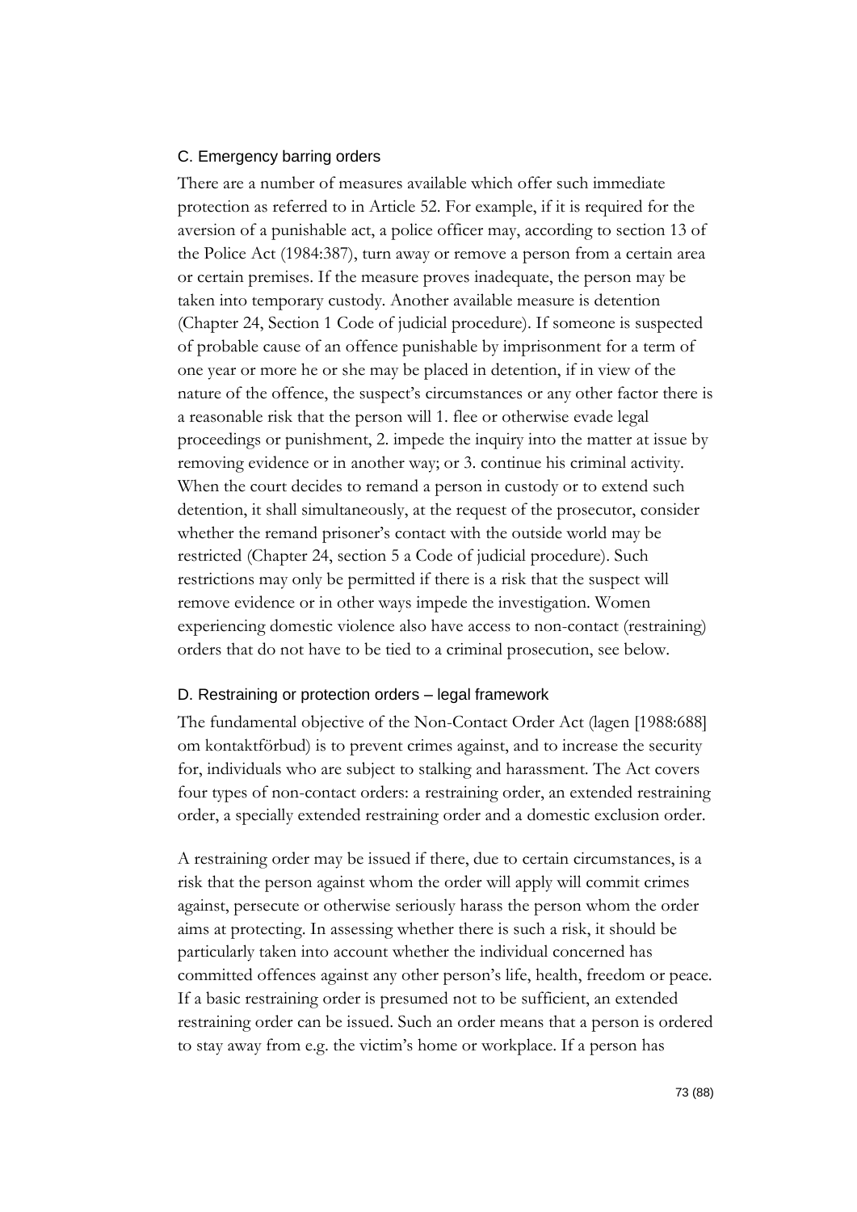### C. Emergency barring orders

There are a number of measures available which offer such immediate protection as referred to in Article 52. For example, if it is required for the aversion of a punishable act, a police officer may, according to section 13 of the Police Act (1984:387), turn away or remove a person from a certain area or certain premises. If the measure proves inadequate, the person may be taken into temporary custody. Another available measure is detention (Chapter 24, Section 1 Code of judicial procedure). If someone is suspected of probable cause of an offence punishable by imprisonment for a term of one year or more he or she may be placed in detention, if in view of the nature of the offence, the suspect's circumstances or any other factor there is a reasonable risk that the person will 1. flee or otherwise evade legal proceedings or punishment, 2. impede the inquiry into the matter at issue by removing evidence or in another way; or 3. continue his criminal activity. When the court decides to remand a person in custody or to extend such detention, it shall simultaneously, at the request of the prosecutor, consider whether the remand prisoner's contact with the outside world may be restricted (Chapter 24, section 5 a Code of judicial procedure). Such restrictions may only be permitted if there is a risk that the suspect will remove evidence or in other ways impede the investigation. Women experiencing domestic violence also have access to non-contact (restraining) orders that do not have to be tied to a criminal prosecution, see below.

### D. Restraining or protection orders – legal framework

The fundamental objective of the Non-Contact Order Act (lagen [1988:688] om kontaktförbud) is to prevent crimes against, and to increase the security for, individuals who are subject to stalking and harassment. The Act covers four types of non-contact orders: a restraining order, an extended restraining order, a specially extended restraining order and a domestic exclusion order.

A restraining order may be issued if there, due to certain circumstances, is a risk that the person against whom the order will apply will commit crimes against, persecute or otherwise seriously harass the person whom the order aims at protecting. In assessing whether there is such a risk, it should be particularly taken into account whether the individual concerned has committed offences against any other person's life, health, freedom or peace. If a basic restraining order is presumed not to be sufficient, an extended restraining order can be issued. Such an order means that a person is ordered to stay away from e.g. the victim's home or workplace. If a person has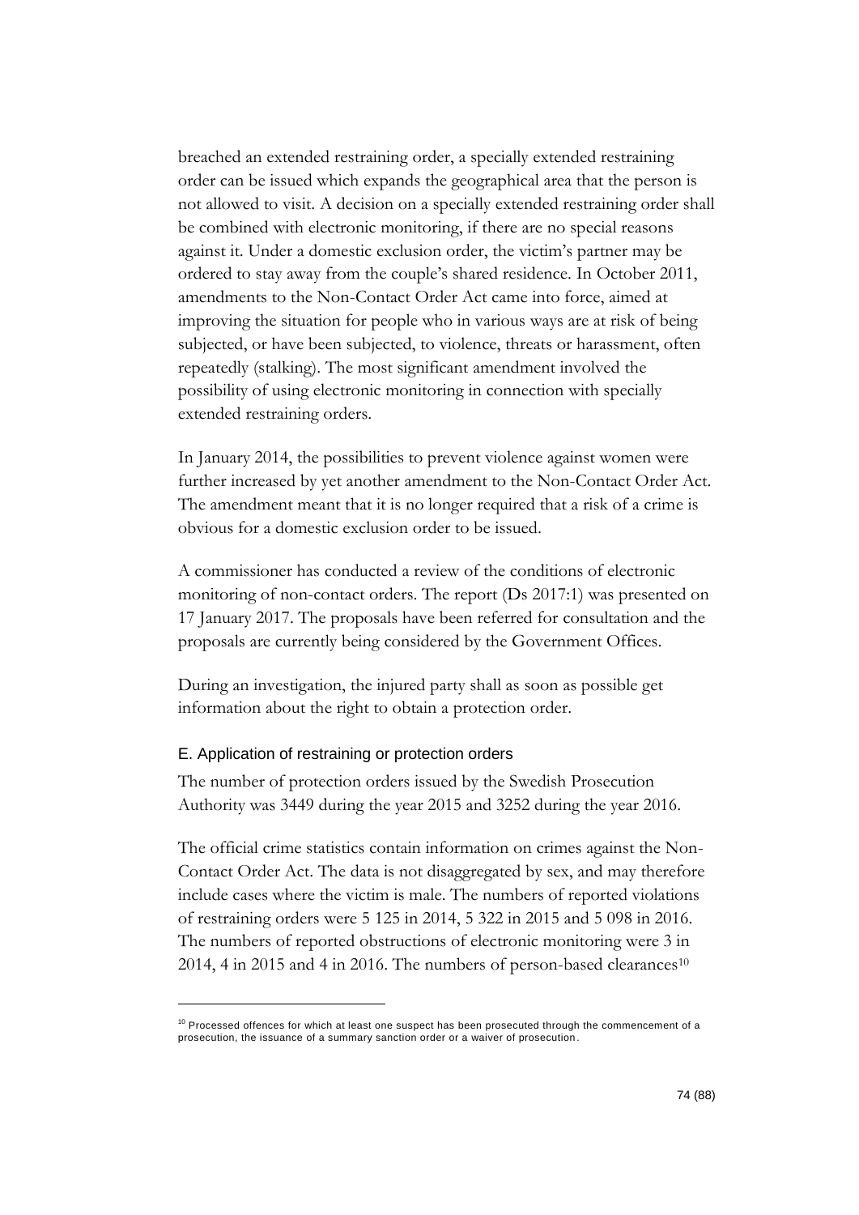breached an extended restraining order, a specially extended restraining order can be issued which expands the geographical area that the person is not allowed to visit. A decision on a specially extended restraining order shall be combined with electronic monitoring, if there are no special reasons against it. Under a domestic exclusion order, the victim's partner may be ordered to stay away from the couple's shared residence. In October 2011, amendments to the Non-Contact Order Act came into force, aimed at improving the situation for people who in various ways are at risk of being subjected, or have been subjected, to violence, threats or harassment, often repeatedly (stalking). The most significant amendment involved the possibility of using electronic monitoring in connection with specially extended restraining orders.

In January 2014, the possibilities to prevent violence against women were further increased by yet another amendment to the Non-Contact Order Act. The amendment meant that it is no longer required that a risk of a crime is obvious for a domestic exclusion order to be issued.

A commissioner has conducted a review of the conditions of electronic monitoring of non-contact orders. The report (Ds 2017:1) was presented on 17 January 2017. The proposals have been referred for consultation and the proposals are currently being considered by the Government Offices.

During an investigation, the injured party shall as soon as possible get information about the right to obtain a protection order.

### E. Application of restraining or protection orders

The number of protection orders issued by the Swedish Prosecution Authority was 3449 during the year 2015 and 3252 during the year 2016.

The official crime statistics contain information on crimes against the Non-Contact Order Act. The data is not disaggregated by sex, and may therefore include cases where the victim is male. The numbers of reported violations of restraining orders were 5 125 in 2014, 5 322 in 2015 and 5 098 in 2016. The numbers of reported obstructions of electronic monitoring were 3 in 2014, 4 in 2015 and 4 in 2016. The numbers of person-based clearances[10]

[10] Processed offences for which at least one suspect has been prosecuted through the commencement of a prosecution, the issuance of a summary sanction order or a waiver of prosecution.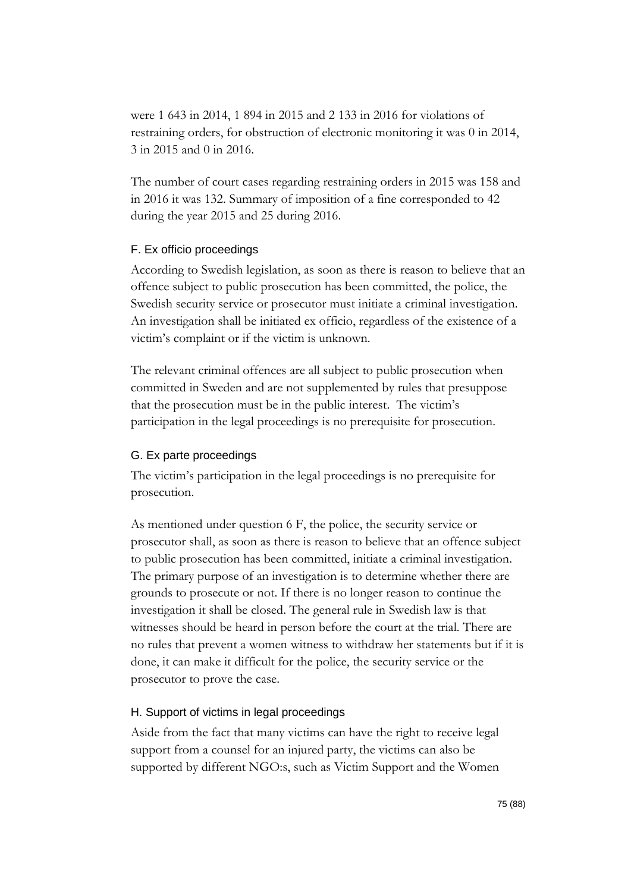were 1 643 in 2014, 1 894 in 2015 and 2 133 in 2016 for violations of restraining orders, for obstruction of electronic monitoring it was 0 in 2014, 3 in 2015 and 0 in 2016.

The number of court cases regarding restraining orders in 2015 was 158 and in 2016 it was 132. Summary of imposition of a fine corresponded to 42 during the year 2015 and 25 during 2016.

### F. Ex officio proceedings

According to Swedish legislation, as soon as there is reason to believe that an offence subject to public prosecution has been committed, the police, the Swedish security service or prosecutor must initiate a criminal investigation. An investigation shall be initiated ex officio, regardless of the existence of a victim's complaint or if the victim is unknown.

The relevant criminal offences are all subject to public prosecution when committed in Sweden and are not supplemented by rules that presuppose that the prosecution must be in the public interest. The victim's participation in the legal proceedings is no prerequisite for prosecution.

### G. Ex parte proceedings

The victim's participation in the legal proceedings is no prerequisite for prosecution.

As mentioned under question 6 F, the police, the security service or prosecutor shall, as soon as there is reason to believe that an offence subject to public prosecution has been committed, initiate a criminal investigation. The primary purpose of an investigation is to determine whether there are grounds to prosecute or not. If there is no longer reason to continue the investigation it shall be closed. The general rule in Swedish law is that witnesses should be heard in person before the court at the trial. There are no rules that prevent a women witness to withdraw her statements but if it is done, it can make it difficult for the police, the security service or the prosecutor to prove the case.

### H. Support of victims in legal proceedings

Aside from the fact that many victims can have the right to receive legal support from a counsel for an injured party, the victims can also be supported by different NGO:s, such as Victim Support and the Women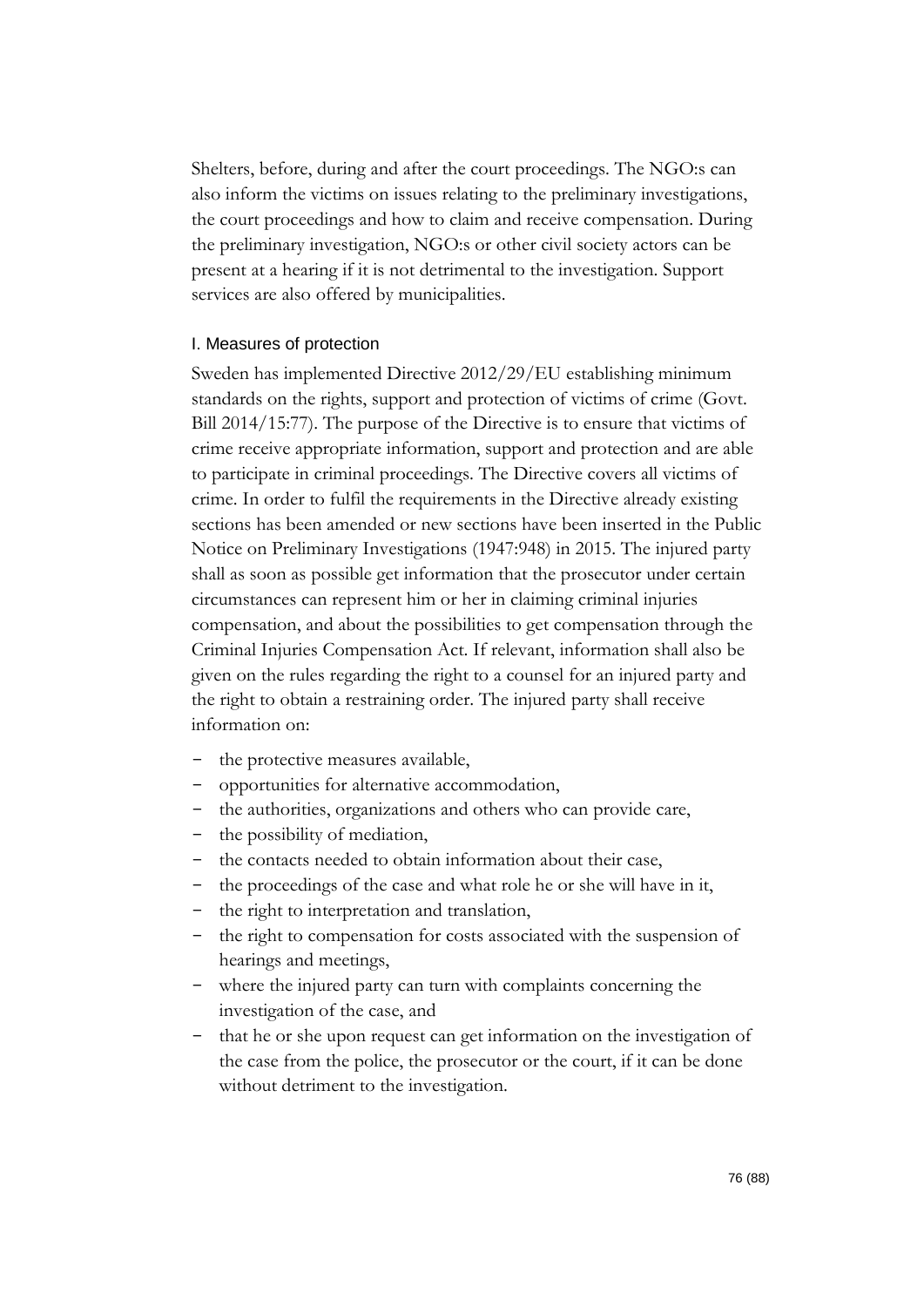Shelters, before, during and after the court proceedings. The NGO:s can also inform the victims on issues relating to the preliminary investigations, the court proceedings and how to claim and receive compensation. During the preliminary investigation, NGO:s or other civil society actors can be present at a hearing if it is not detrimental to the investigation. Support services are also offered by municipalities.

### I. Measures of protection

Sweden has implemented Directive 2012/29/EU establishing minimum standards on the rights, support and protection of victims of crime (Govt. Bill 2014/15:77). The purpose of the Directive is to ensure that victims of crime receive appropriate information, support and protection and are able to participate in criminal proceedings. The Directive covers all victims of crime. In order to fulfil the requirements in the Directive already existing sections has been amended or new sections have been inserted in the Public Notice on Preliminary Investigations (1947:948) in 2015. The injured party shall as soon as possible get information that the prosecutor under certain circumstances can represent him or her in claiming criminal injuries compensation, and about the possibilities to get compensation through the Criminal Injuries Compensation Act. If relevant, information shall also be given on the rules regarding the right to a counsel for an injured party and the right to obtain a restraining order. The injured party shall receive information on:

- the protective measures available,
- opportunities for alternative accommodation,
- the authorities, organizations and others who can provide care,
- the possibility of mediation,
- the contacts needed to obtain information about their case,
- the proceedings of the case and what role he or she will have in it,
- the right to interpretation and translation,
- the right to compensation for costs associated with the suspension of hearings and meetings,
- where the injured party can turn with complaints concerning the investigation of the case, and
- that he or she upon request can get information on the investigation of the case from the police, the prosecutor or the court, if it can be done without detriment to the investigation.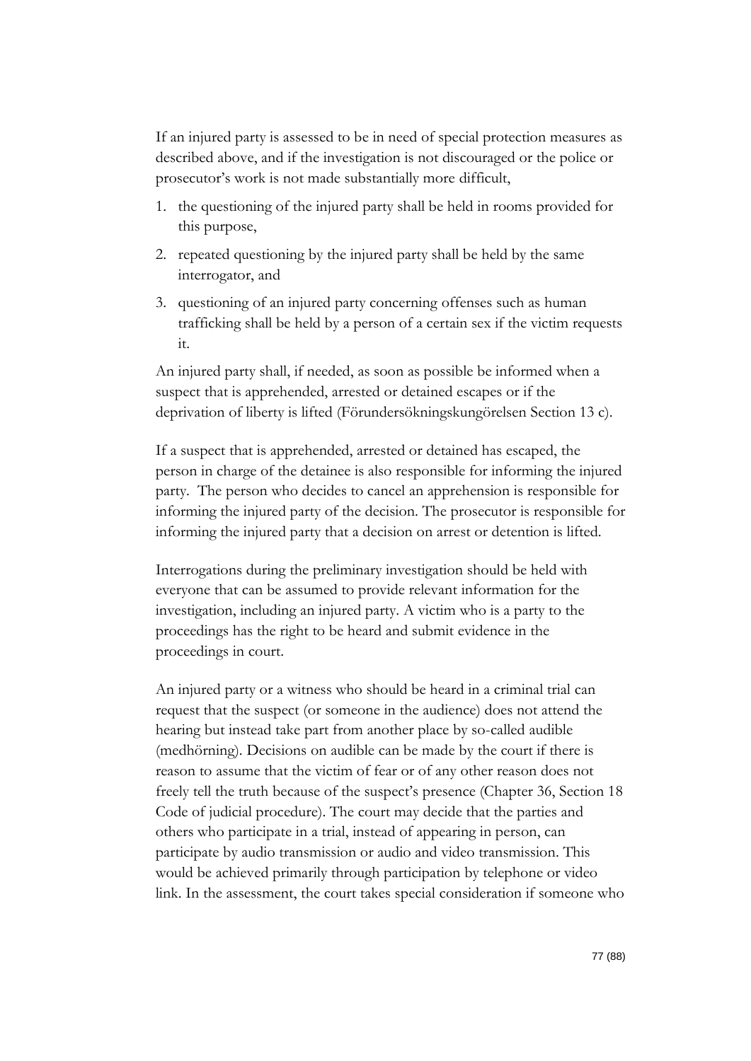If an injured party is assessed to be in need of special protection measures as described above, and if the investigation is not discouraged or the police or prosecutor's work is not made substantially more difficult,

1. the questioning of the injured party shall be held in rooms provided for this purpose,
2. repeated questioning by the injured party shall be held by the same interrogator, and
3. questioning of an injured party concerning offenses such as human trafficking shall be held by a person of a certain sex if the victim requests it.

An injured party shall, if needed, as soon as possible be informed when a suspect that is apprehended, arrested or detained escapes or if the deprivation of liberty is lifted (Förundersökningskungörelsen Section 13 c).

If a suspect that is apprehended, arrested or detained has escaped, the person in charge of the detainee is also responsible for informing the injured party. The person who decides to cancel an apprehension is responsible for informing the injured party of the decision. The prosecutor is responsible for informing the injured party that a decision on arrest or detention is lifted.

Interrogations during the preliminary investigation should be held with everyone that can be assumed to provide relevant information for the investigation, including an injured party. A victim who is a party to the proceedings has the right to be heard and submit evidence in the proceedings in court.

An injured party or a witness who should be heard in a criminal trial can request that the suspect (or someone in the audience) does not attend the hearing but instead take part from another place by so-called audible (medhörning). Decisions on audible can be made by the court if there is reason to assume that the victim of fear or of any other reason does not freely tell the truth because of the suspect's presence (Chapter 36, Section 18 Code of judicial procedure). The court may decide that the parties and others who participate in a trial, instead of appearing in person, can participate by audio transmission or audio and video transmission. This would be achieved primarily through participation by telephone or video link. In the assessment, the court takes special consideration if someone who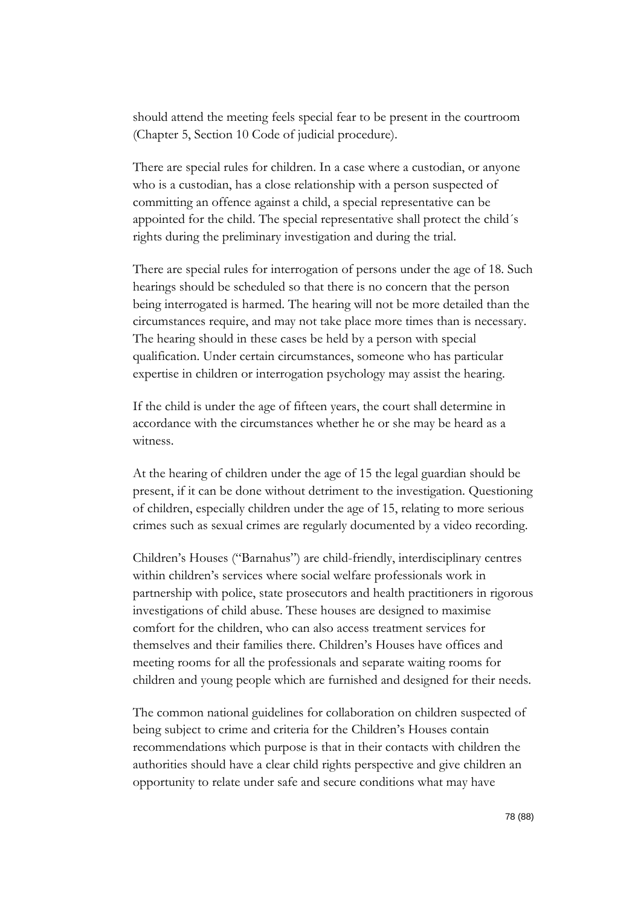should attend the meeting feels special fear to be present in the courtroom (Chapter 5, Section 10 Code of judicial procedure).

There are special rules for children. In a case where a custodian, or anyone who is a custodian, has a close relationship with a person suspected of committing an offence against a child, a special representative can be appointed for the child. The special representative shall protect the child´s rights during the preliminary investigation and during the trial.

There are special rules for interrogation of persons under the age of 18. Such hearings should be scheduled so that there is no concern that the person being interrogated is harmed. The hearing will not be more detailed than the circumstances require, and may not take place more times than is necessary. The hearing should in these cases be held by a person with special qualification. Under certain circumstances, someone who has particular expertise in children or interrogation psychology may assist the hearing.

If the child is under the age of fifteen years, the court shall determine in accordance with the circumstances whether he or she may be heard as a witness.

At the hearing of children under the age of 15 the legal guardian should be present, if it can be done without detriment to the investigation. Questioning of children, especially children under the age of 15, relating to more serious crimes such as sexual crimes are regularly documented by a video recording.

Children's Houses ("Barnahus") are child-friendly, interdisciplinary centres within children's services where social welfare professionals work in partnership with police, state prosecutors and health practitioners in rigorous investigations of child abuse. These houses are designed to maximise comfort for the children, who can also access treatment services for themselves and their families there. Children's Houses have offices and meeting rooms for all the professionals and separate waiting rooms for children and young people which are furnished and designed for their needs.

The common national guidelines for collaboration on children suspected of being subject to crime and criteria for the Children's Houses contain recommendations which purpose is that in their contacts with children the authorities should have a clear child rights perspective and give children an opportunity to relate under safe and secure conditions what may have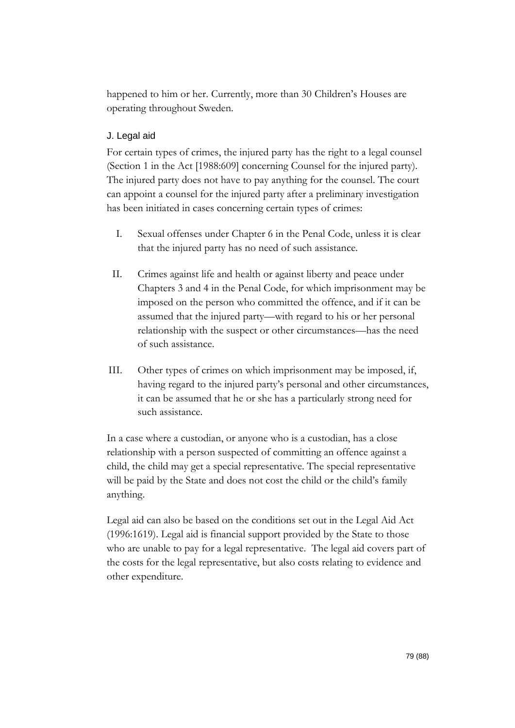happened to him or her. Currently, more than 30 Children's Houses are operating throughout Sweden.

### J. Legal aid

For certain types of crimes, the injured party has the right to a legal counsel (Section 1 in the Act [1988:609] concerning Counsel for the injured party). The injured party does not have to pay anything for the counsel. The court can appoint a counsel for the injured party after a preliminary investigation has been initiated in cases concerning certain types of crimes:

I. Sexual offenses under Chapter 6 in the Penal Code, unless it is clear that the injured party has no need of such assistance.

II. Crimes against life and health or against liberty and peace under Chapters 3 and 4 in the Penal Code, for which imprisonment may be imposed on the person who committed the offence, and if it can be assumed that the injured party—with regard to his or her personal relationship with the suspect or other circumstances—has the need of such assistance.

III. Other types of crimes on which imprisonment may be imposed, if, having regard to the injured party's personal and other circumstances, it can be assumed that he or she has a particularly strong need for such assistance.

In a case where a custodian, or anyone who is a custodian, has a close relationship with a person suspected of committing an offence against a child, the child may get a special representative. The special representative will be paid by the State and does not cost the child or the child's family anything.

Legal aid can also be based on the conditions set out in the Legal Aid Act (1996:1619). Legal aid is financial support provided by the State to those who are unable to pay for a legal representative. The legal aid covers part of the costs for the legal representative, but also costs relating to evidence and other expenditure.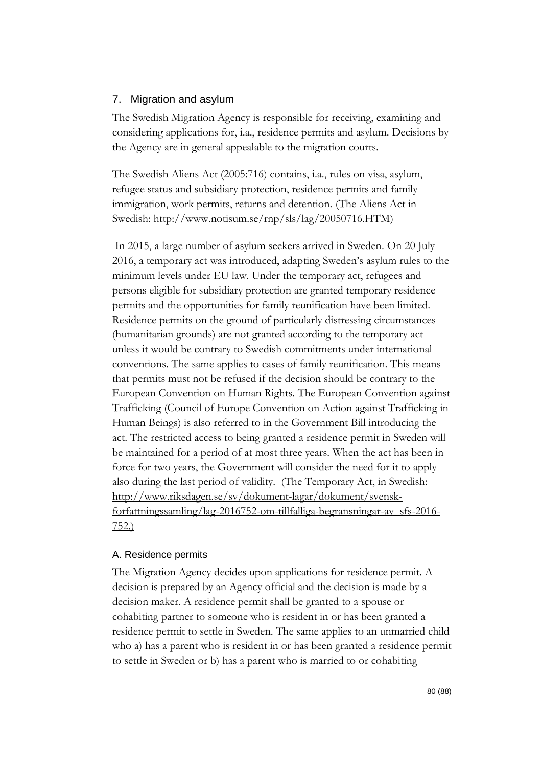## 7. Migration and asylum

The Swedish Migration Agency is responsible for receiving, examining and considering applications for, i.a., residence permits and asylum. Decisions by the Agency are in general appealable to the migration courts.

The Swedish Aliens Act (2005:716) contains, i.a., rules on visa, asylum, refugee status and subsidiary protection, residence permits and family immigration, work permits, returns and detention. (The Aliens Act in Swedish: http://www.notisum.se/rnp/sls/lag/20050716.HTM)

In 2015, a large number of asylum seekers arrived in Sweden. On 20 July 2016, a temporary act was introduced, adapting Sweden's asylum rules to the minimum levels under EU law. Under the temporary act, refugees and persons eligible for subsidiary protection are granted temporary residence permits and the opportunities for family reunification have been limited. Residence permits on the ground of particularly distressing circumstances (humanitarian grounds) are not granted according to the temporary act unless it would be contrary to Swedish commitments under international conventions. The same applies to cases of family reunification. This means that permits must not be refused if the decision should be contrary to the European Convention on Human Rights. The European Convention against Trafficking (Council of Europe Convention on Action against Trafficking in Human Beings) is also referred to in the Government Bill introducing the act. The restricted access to being granted a residence permit in Sweden will be maintained for a period of at most three years. When the act has been in force for two years, the Government will consider the need for it to apply also during the last period of validity. (The Temporary Act, in Swedish: http://www.riksdagen.se/sv/dokument-lagar/dokument/svensk-forfattningssamling/lag-2016752-om-tillfalliga-begransningar-av_sfs-2016-752.)

### A. Residence permits

The Migration Agency decides upon applications for residence permit. A decision is prepared by an Agency official and the decision is made by a decision maker. A residence permit shall be granted to a spouse or cohabiting partner to someone who is resident in or has been granted a residence permit to settle in Sweden. The same applies to an unmarried child who a) has a parent who is resident in or has been granted a residence permit to settle in Sweden or b) has a parent who is married to or cohabiting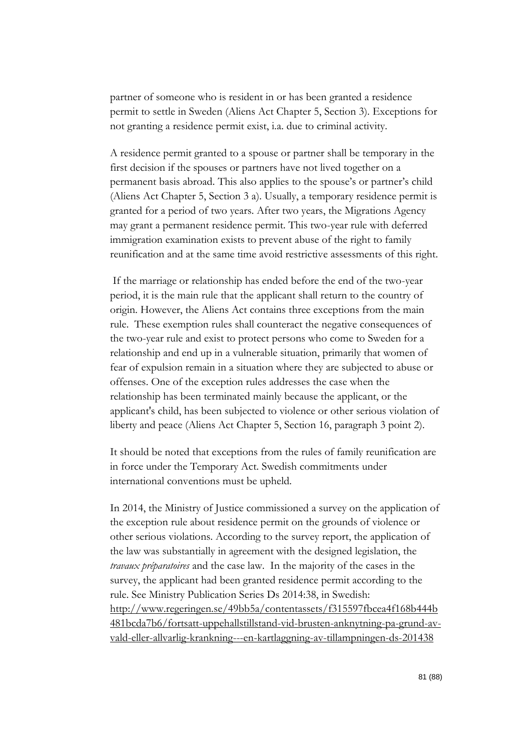partner of someone who is resident in or has been granted a residence permit to settle in Sweden (Aliens Act Chapter 5, Section 3). Exceptions for not granting a residence permit exist, i.a. due to criminal activity.

A residence permit granted to a spouse or partner shall be temporary in the first decision if the spouses or partners have not lived together on a permanent basis abroad. This also applies to the spouse's or partner's child (Aliens Act Chapter 5, Section 3 a). Usually, a temporary residence permit is granted for a period of two years. After two years, the Migrations Agency may grant a permanent residence permit. This two-year rule with deferred immigration examination exists to prevent abuse of the right to family reunification and at the same time avoid restrictive assessments of this right.

If the marriage or relationship has ended before the end of the two-year period, it is the main rule that the applicant shall return to the country of origin. However, the Aliens Act contains three exceptions from the main rule. These exemption rules shall counteract the negative consequences of the two-year rule and exist to protect persons who come to Sweden for a relationship and end up in a vulnerable situation, primarily that women of fear of expulsion remain in a situation where they are subjected to abuse or offenses. One of the exception rules addresses the case when the relationship has been terminated mainly because the applicant, or the applicant's child, has been subjected to violence or other serious violation of liberty and peace (Aliens Act Chapter 5, Section 16, paragraph 3 point 2).

It should be noted that exceptions from the rules of family reunification are in force under the Temporary Act. Swedish commitments under international conventions must be upheld.

In 2014, the Ministry of Justice commissioned a survey on the application of the exception rule about residence permit on the grounds of violence or other serious violations. According to the survey report, the application of the law was substantially in agreement with the designed legislation, the *travaux préparatoires* and the case law. In the majority of the cases in the survey, the applicant had been granted residence permit according to the rule. See Ministry Publication Series Ds 2014:38, in Swedish: http://www.regeringen.se/49bb5a/contentassets/f315597fbcea4f168b444b481bcda7b6/fortsatt-uppehallstillstand-vid-brusten-anknytning-pa-grund-av-vald-eller-allvarlig-krankning---en-kartlaggning-av-tillampningen-ds-201438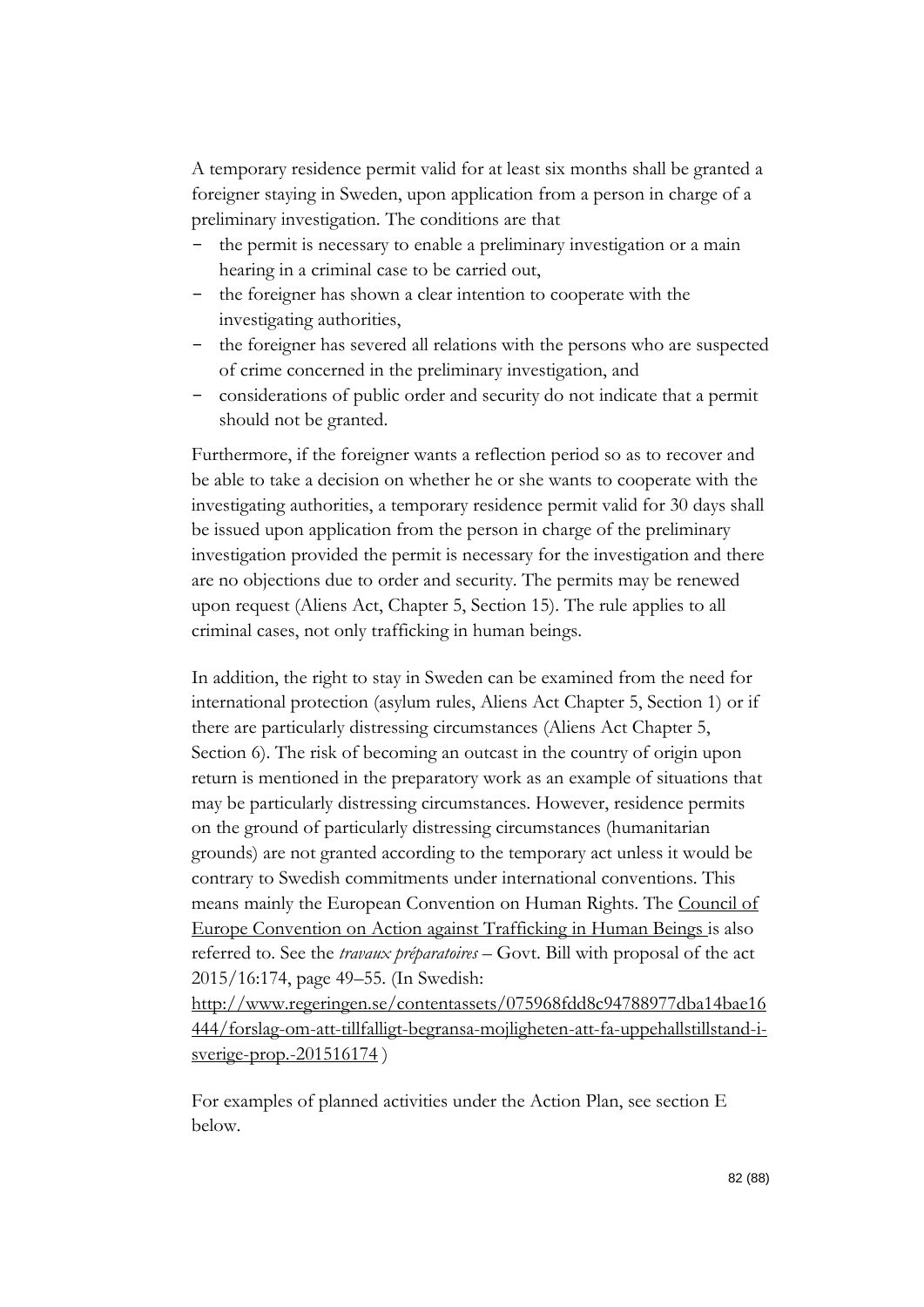A temporary residence permit valid for at least six months shall be granted a foreigner staying in Sweden, upon application from a person in charge of a preliminary investigation. The conditions are that

- the permit is necessary to enable a preliminary investigation or a main hearing in a criminal case to be carried out,
- the foreigner has shown a clear intention to cooperate with the investigating authorities,
- the foreigner has severed all relations with the persons who are suspected of crime concerned in the preliminary investigation, and
- considerations of public order and security do not indicate that a permit should not be granted.

Furthermore, if the foreigner wants a reflection period so as to recover and be able to take a decision on whether he or she wants to cooperate with the investigating authorities, a temporary residence permit valid for 30 days shall be issued upon application from the person in charge of the preliminary investigation provided the permit is necessary for the investigation and there are no objections due to order and security. The permits may be renewed upon request (Aliens Act, Chapter 5, Section 15). The rule applies to all criminal cases, not only trafficking in human beings.

In addition, the right to stay in Sweden can be examined from the need for international protection (asylum rules, Aliens Act Chapter 5, Section 1) or if there are particularly distressing circumstances (Aliens Act Chapter 5, Section 6). The risk of becoming an outcast in the country of origin upon return is mentioned in the preparatory work as an example of situations that may be particularly distressing circumstances. However, residence permits on the ground of particularly distressing circumstances (humanitarian grounds) are not granted according to the temporary act unless it would be contrary to Swedish commitments under international conventions. This means mainly the European Convention on Human Rights. The Council of Europe Convention on Action against Trafficking in Human Beings is also referred to. See the *travaux préparatoires* – Govt. Bill with proposal of the act 2015/16:174, page 49–55. (In Swedish: http://www.regeringen.se/contentassets/075968fdd8c94788977dba14bae16444/forslag-om-att-tillfalligt-begransa-mojligheten-att-fa-uppehallstillstand-i-sverige-prop.-201516174 )

For examples of planned activities under the Action Plan, see section E below.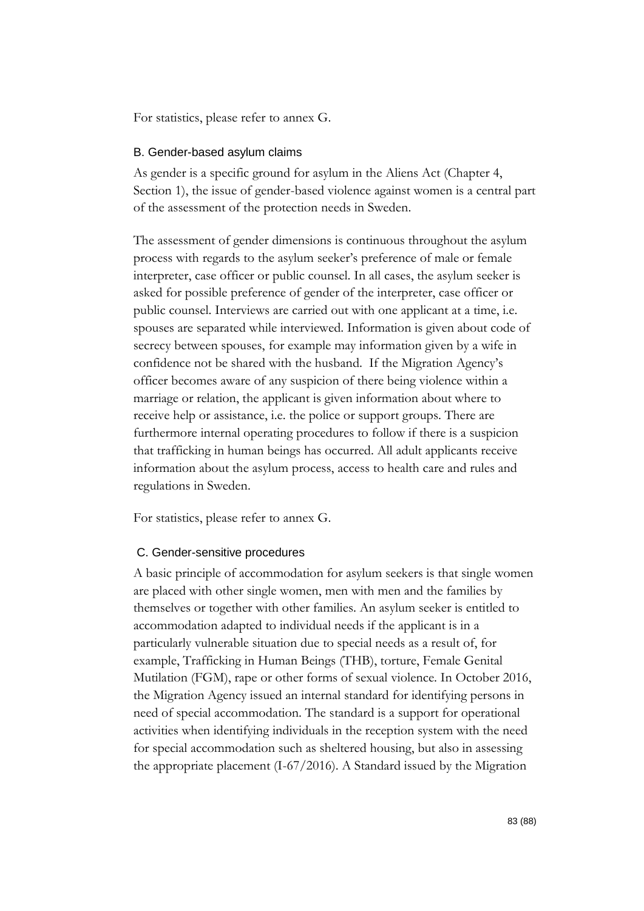For statistics, please refer to annex G.

### B. Gender-based asylum claims

As gender is a specific ground for asylum in the Aliens Act (Chapter 4, Section 1), the issue of gender-based violence against women is a central part of the assessment of the protection needs in Sweden.

The assessment of gender dimensions is continuous throughout the asylum process with regards to the asylum seeker's preference of male or female interpreter, case officer or public counsel. In all cases, the asylum seeker is asked for possible preference of gender of the interpreter, case officer or public counsel. Interviews are carried out with one applicant at a time, i.e. spouses are separated while interviewed. Information is given about code of secrecy between spouses, for example may information given by a wife in confidence not be shared with the husband. If the Migration Agency's officer becomes aware of any suspicion of there being violence within a marriage or relation, the applicant is given information about where to receive help or assistance, i.e. the police or support groups. There are furthermore internal operating procedures to follow if there is a suspicion that trafficking in human beings has occurred. All adult applicants receive information about the asylum process, access to health care and rules and regulations in Sweden.

For statistics, please refer to annex G.

### C. Gender-sensitive procedures

A basic principle of accommodation for asylum seekers is that single women are placed with other single women, men with men and the families by themselves or together with other families. An asylum seeker is entitled to accommodation adapted to individual needs if the applicant is in a particularly vulnerable situation due to special needs as a result of, for example, Trafficking in Human Beings (THB), torture, Female Genital Mutilation (FGM), rape or other forms of sexual violence. In October 2016, the Migration Agency issued an internal standard for identifying persons in need of special accommodation. The standard is a support for operational activities when identifying individuals in the reception system with the need for special accommodation such as sheltered housing, but also in assessing the appropriate placement (I-67/2016). A Standard issued by the Migration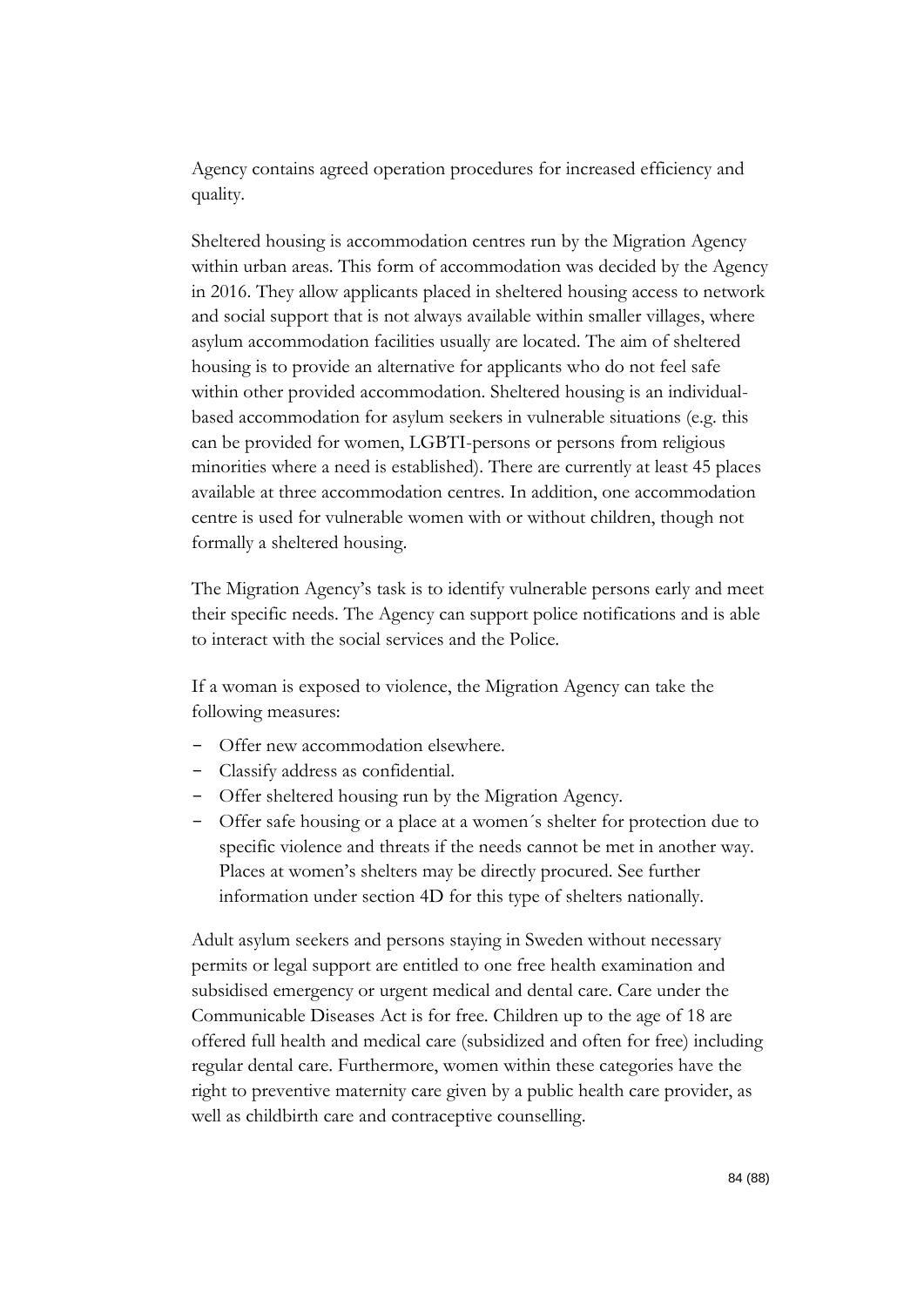Agency contains agreed operation procedures for increased efficiency and quality.

Sheltered housing is accommodation centres run by the Migration Agency within urban areas. This form of accommodation was decided by the Agency in 2016. They allow applicants placed in sheltered housing access to network and social support that is not always available within smaller villages, where asylum accommodation facilities usually are located. The aim of sheltered housing is to provide an alternative for applicants who do not feel safe within other provided accommodation. Sheltered housing is an individual-based accommodation for asylum seekers in vulnerable situations (e.g. this can be provided for women, LGBTI-persons or persons from religious minorities where a need is established). There are currently at least 45 places available at three accommodation centres. In addition, one accommodation centre is used for vulnerable women with or without children, though not formally a sheltered housing.

The Migration Agency's task is to identify vulnerable persons early and meet their specific needs. The Agency can support police notifications and is able to interact with the social services and the Police.

If a woman is exposed to violence, the Migration Agency can take the following measures:

- Offer new accommodation elsewhere.
- Classify address as confidential.
- Offer sheltered housing run by the Migration Agency.
- Offer safe housing or a place at a women´s shelter for protection due to specific violence and threats if the needs cannot be met in another way. Places at women's shelters may be directly procured. See further information under section 4D for this type of shelters nationally.

Adult asylum seekers and persons staying in Sweden without necessary permits or legal support are entitled to one free health examination and subsidised emergency or urgent medical and dental care. Care under the Communicable Diseases Act is for free. Children up to the age of 18 are offered full health and medical care (subsidized and often for free) including regular dental care. Furthermore, women within these categories have the right to preventive maternity care given by a public health care provider, as well as childbirth care and contraceptive counselling.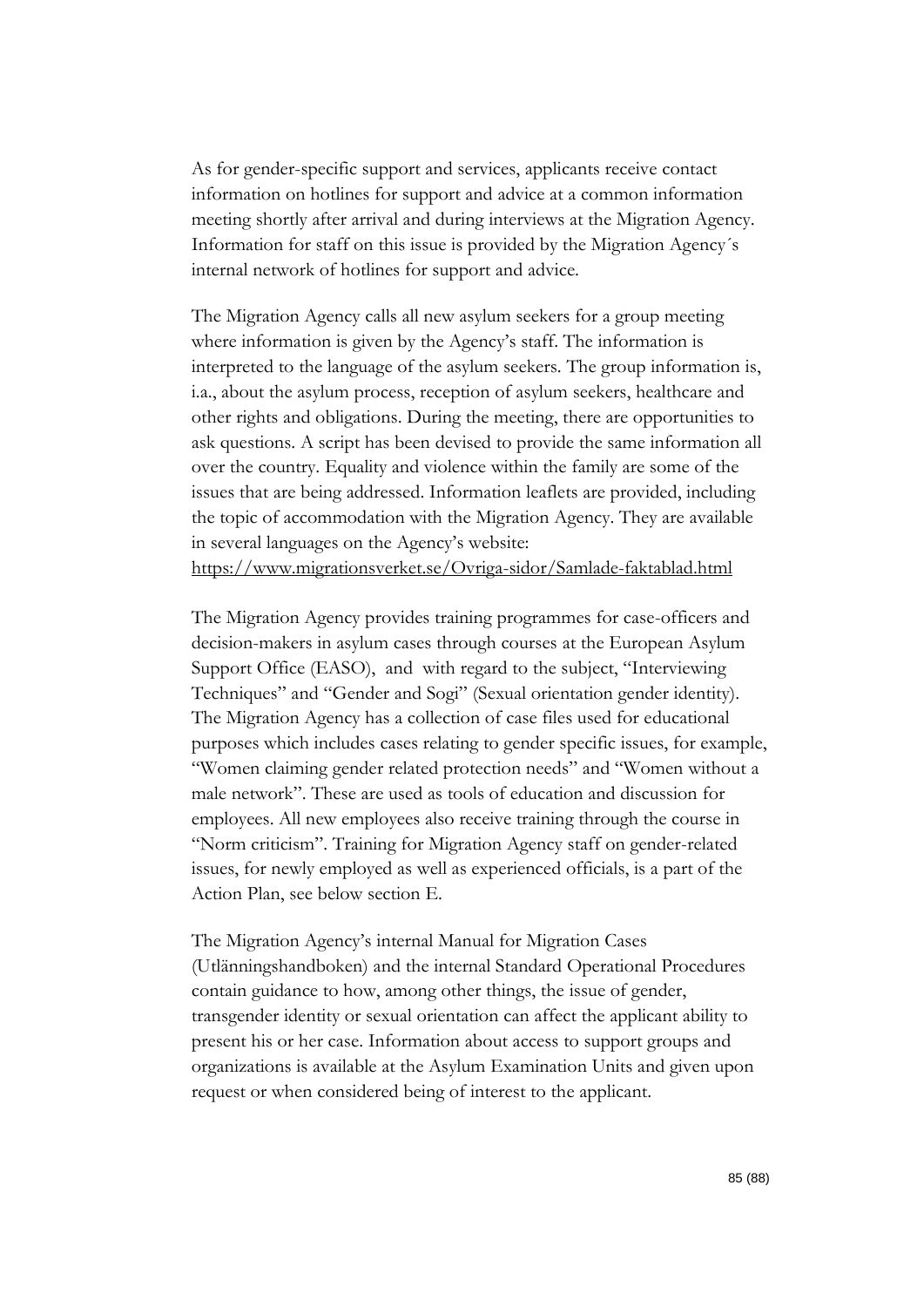As for gender-specific support and services, applicants receive contact information on hotlines for support and advice at a common information meeting shortly after arrival and during interviews at the Migration Agency. Information for staff on this issue is provided by the Migration Agency´s internal network of hotlines for support and advice.

The Migration Agency calls all new asylum seekers for a group meeting where information is given by the Agency's staff. The information is interpreted to the language of the asylum seekers. The group information is, i.a., about the asylum process, reception of asylum seekers, healthcare and other rights and obligations. During the meeting, there are opportunities to ask questions. A script has been devised to provide the same information all over the country. Equality and violence within the family are some of the issues that are being addressed. Information leaflets are provided, including the topic of accommodation with the Migration Agency. They are available in several languages on the Agency's website: https://www.migrationsverket.se/Ovriga-sidor/Samlade-faktablad.html

The Migration Agency provides training programmes for case-officers and decision-makers in asylum cases through courses at the European Asylum Support Office (EASO), and with regard to the subject, "Interviewing Techniques" and "Gender and Sogi" (Sexual orientation gender identity). The Migration Agency has a collection of case files used for educational purposes which includes cases relating to gender specific issues, for example, "Women claiming gender related protection needs" and "Women without a male network". These are used as tools of education and discussion for employees. All new employees also receive training through the course in "Norm criticism". Training for Migration Agency staff on gender-related issues, for newly employed as well as experienced officials, is a part of the Action Plan, see below section E.

The Migration Agency's internal Manual for Migration Cases (Utlänningshandboken) and the internal Standard Operational Procedures contain guidance to how, among other things, the issue of gender, transgender identity or sexual orientation can affect the applicant ability to present his or her case. Information about access to support groups and organizations is available at the Asylum Examination Units and given upon request or when considered being of interest to the applicant.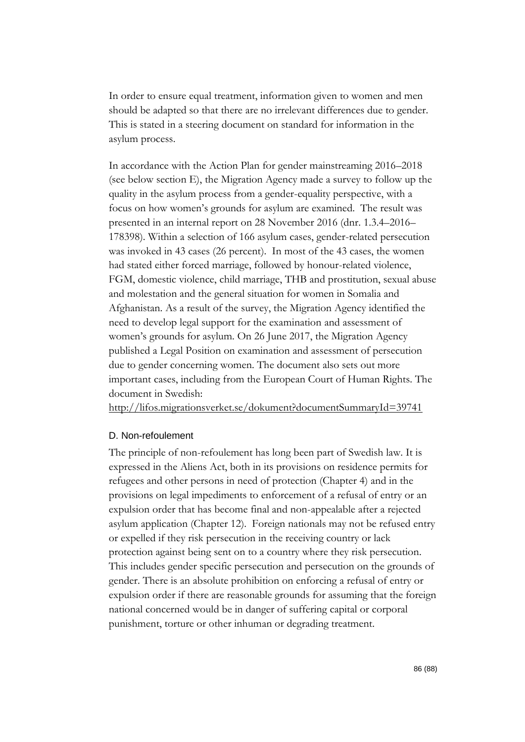In order to ensure equal treatment, information given to women and men should be adapted so that there are no irrelevant differences due to gender. This is stated in a steering document on standard for information in the asylum process.

In accordance with the Action Plan for gender mainstreaming 2016–2018 (see below section E), the Migration Agency made a survey to follow up the quality in the asylum process from a gender-equality perspective, with a focus on how women's grounds for asylum are examined. The result was presented in an internal report on 28 November 2016 (dnr. 1.3.4–2016–178398). Within a selection of 166 asylum cases, gender-related persecution was invoked in 43 cases (26 percent). In most of the 43 cases, the women had stated either forced marriage, followed by honour-related violence, FGM, domestic violence, child marriage, THB and prostitution, sexual abuse and molestation and the general situation for women in Somalia and Afghanistan. As a result of the survey, the Migration Agency identified the need to develop legal support for the examination and assessment of women's grounds for asylum. On 26 June 2017, the Migration Agency published a Legal Position on examination and assessment of persecution due to gender concerning women. The document also sets out more important cases, including from the European Court of Human Rights. The document in Swedish:
http://lifos.migrationsverket.se/dokument?documentSummaryId=39741

### D. Non-refoulement

The principle of non-refoulement has long been part of Swedish law. It is expressed in the Aliens Act, both in its provisions on residence permits for refugees and other persons in need of protection (Chapter 4) and in the provisions on legal impediments to enforcement of a refusal of entry or an expulsion order that has become final and non-appealable after a rejected asylum application (Chapter 12). Foreign nationals may not be refused entry or expelled if they risk persecution in the receiving country or lack protection against being sent on to a country where they risk persecution. This includes gender specific persecution and persecution on the grounds of gender. There is an absolute prohibition on enforcing a refusal of entry or expulsion order if there are reasonable grounds for assuming that the foreign national concerned would be in danger of suffering capital or corporal punishment, torture or other inhuman or degrading treatment.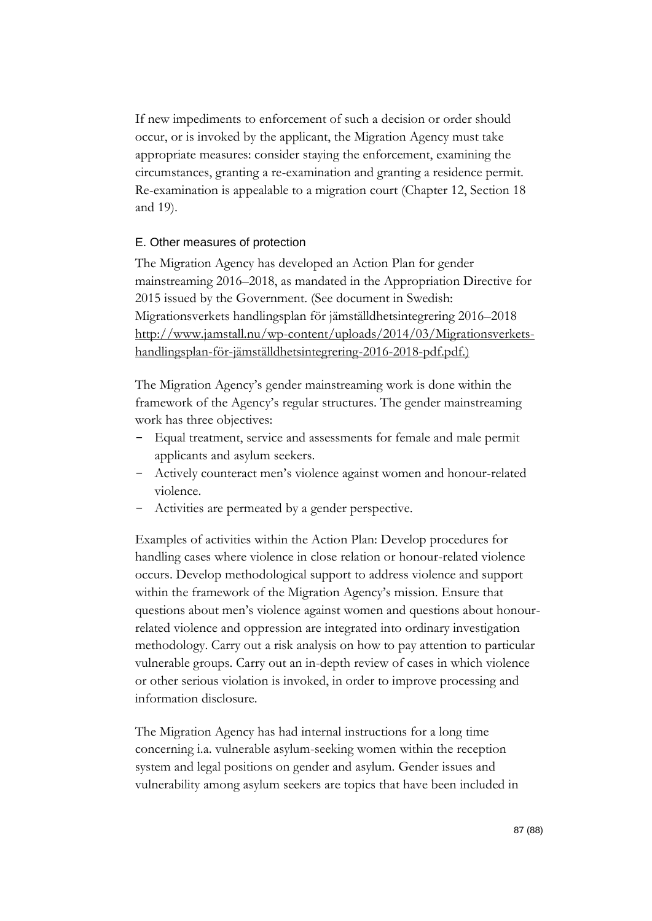If new impediments to enforcement of such a decision or order should occur, or is invoked by the applicant, the Migration Agency must take appropriate measures: consider staying the enforcement, examining the circumstances, granting a re-examination and granting a residence permit. Re-examination is appealable to a migration court (Chapter 12, Section 18 and 19).

### E. Other measures of protection

The Migration Agency has developed an Action Plan for gender mainstreaming 2016–2018, as mandated in the Appropriation Directive for 2015 issued by the Government. (See document in Swedish: Migrationsverkets handlingsplan för jämställdhetsintegrering 2016–2018 http://www.jamstall.nu/wp-content/uploads/2014/03/Migrationsverkets-handlingsplan-för-jämställdhetsintegrering-2016-2018-pdf.pdf.)

The Migration Agency's gender mainstreaming work is done within the framework of the Agency's regular structures. The gender mainstreaming work has three objectives:

- Equal treatment, service and assessments for female and male permit applicants and asylum seekers.
- Actively counteract men's violence against women and honour-related violence.
- Activities are permeated by a gender perspective.

Examples of activities within the Action Plan: Develop procedures for handling cases where violence in close relation or honour-related violence occurs. Develop methodological support to address violence and support within the framework of the Migration Agency's mission. Ensure that questions about men's violence against women and questions about honour-related violence and oppression are integrated into ordinary investigation methodology. Carry out a risk analysis on how to pay attention to particular vulnerable groups. Carry out an in-depth review of cases in which violence or other serious violation is invoked, in order to improve processing and information disclosure.

The Migration Agency has had internal instructions for a long time concerning i.a. vulnerable asylum-seeking women within the reception system and legal positions on gender and asylum. Gender issues and vulnerability among asylum seekers are topics that have been included in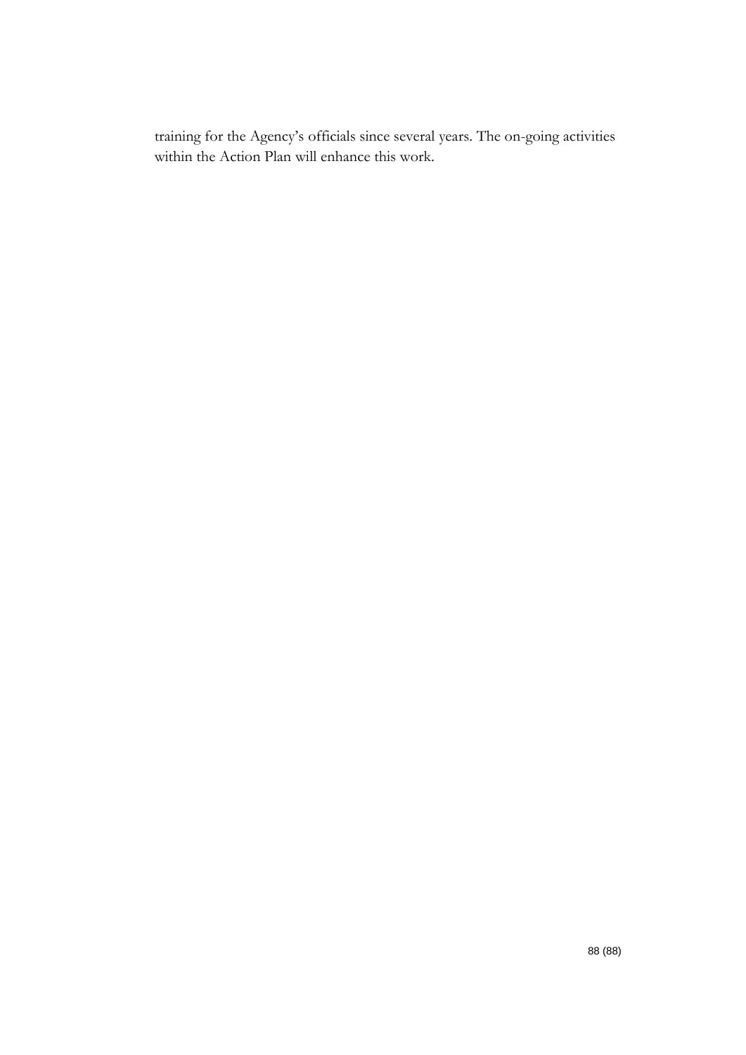training for the Agency's officials since several years. The on-going activities within the Action Plan will enhance this work.